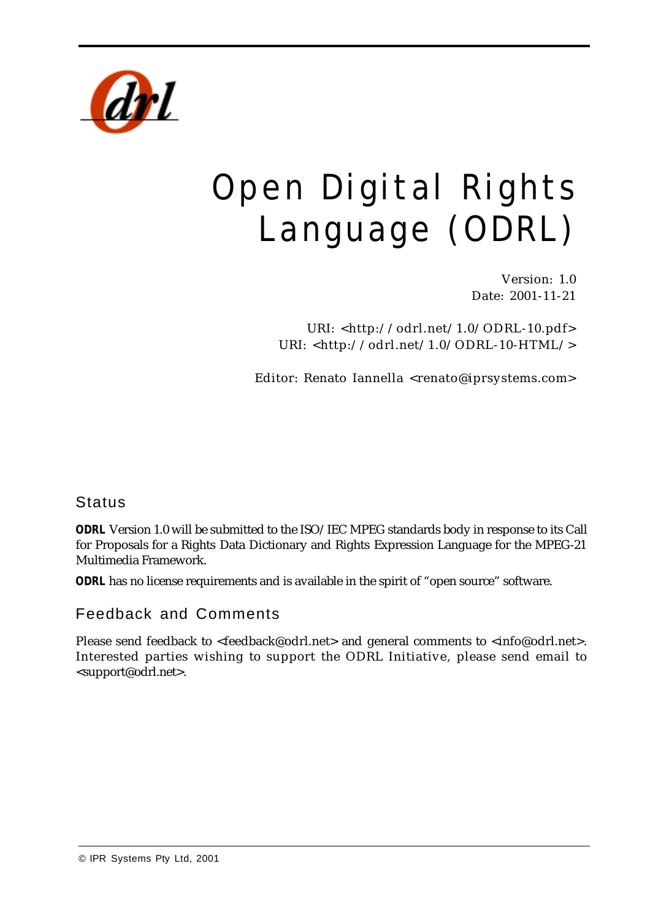# Open Digital Rights Language (ODRL)

Version: 1.0
Date: 2001-11-21

URI: <http://odrl.net/1.0/ODRL-10.pdf>
URI: <http://odrl.net/1.0/ODRL-10-HTML/>

Editor: Renato Iannella <renato@iprsystems.com>

## Status

**ODRL** Version 1.0 will be submitted to the ISO/IEC MPEG standards body in response to its Call for Proposals for a Rights Data Dictionary and Rights Expression Language for the MPEG-21 Multimedia Framework.

**ODRL** has no license requirements and is available in the spirit of "open source" software.

## Feedback and Comments

Please send feedback to <feedback@odrl.net> and general comments to <info@odrl.net>. Interested parties wishing to support the ODRL Initiative, please send email to <support@odrl.net>.

© IPR Systems Pty Ltd, 2001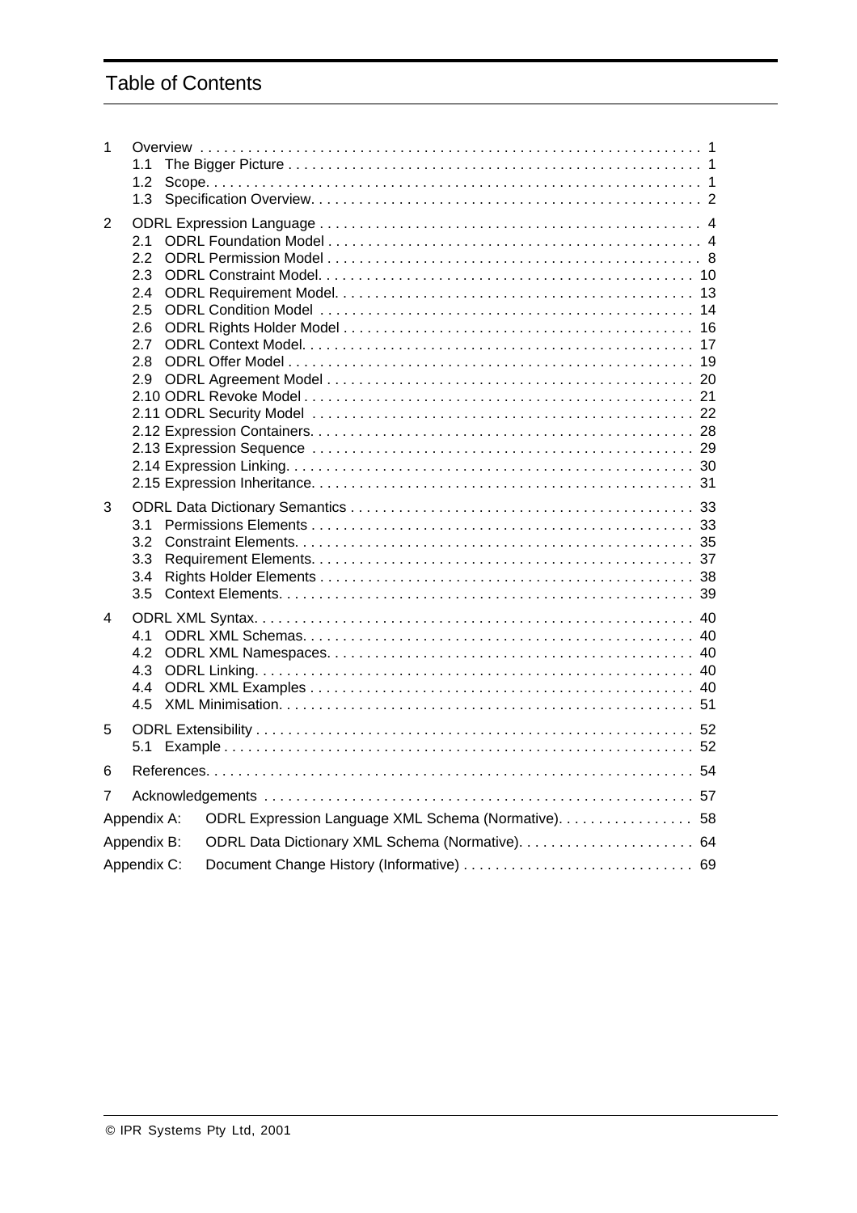# Table of Contents

- 1 Overview . . . 1
  - 1.1 The Bigger Picture . . . 1
  - 1.2 Scope. . . . 1
  - 1.3 Specification Overview. . . . 2
- 2 ODRL Expression Language . . . 4
  - 2.1 ODRL Foundation Model . . . 4
  - 2.2 ODRL Permission Model . . . 8
  - 2.3 ODRL Constraint Model. . . . 10
  - 2.4 ODRL Requirement Model. . . . 13
  - 2.5 ODRL Condition Model . . . 14
  - 2.6 ODRL Rights Holder Model . . . 16
  - 2.7 ODRL Context Model. . . . 17
  - 2.8 ODRL Offer Model . . . 19
  - 2.9 ODRL Agreement Model . . . 20
  - 2.10 ODRL Revoke Model . . . 21
  - 2.11 ODRL Security Model . . . 22
  - 2.12 Expression Containers. . . . 28
  - 2.13 Expression Sequence . . . 29
  - 2.14 Expression Linking. . . . 30
  - 2.15 Expression Inheritance. . . . 31
- 3 ODRL Data Dictionary Semantics . . . 33
  - 3.1 Permissions Elements . . . 33
  - 3.2 Constraint Elements. . . . 35
  - 3.3 Requirement Elements. . . . 37
  - 3.4 Rights Holder Elements . . . 38
  - 3.5 Context Elements. . . . 39
- 4 ODRL XML Syntax. . . . 40
  - 4.1 ODRL XML Schemas. . . . 40
  - 4.2 ODRL XML Namespaces. . . . 40
  - 4.3 ODRL Linking. . . . 40
  - 4.4 ODRL XML Examples . . . 40
  - 4.5 XML Minimisation. . . . 51
- 5 ODRL Extensibility . . . 52
  - 5.1 Example . . . 52
- 6 References. . . . 54
- 7 Acknowledgements . . . 57
- Appendix A: ODRL Expression Language XML Schema (Normative). . . . 58
- Appendix B: ODRL Data Dictionary XML Schema (Normative). . . . 64
- Appendix C: Document Change History (Informative) . . . 69

© IPR Systems Pty Ltd, 2001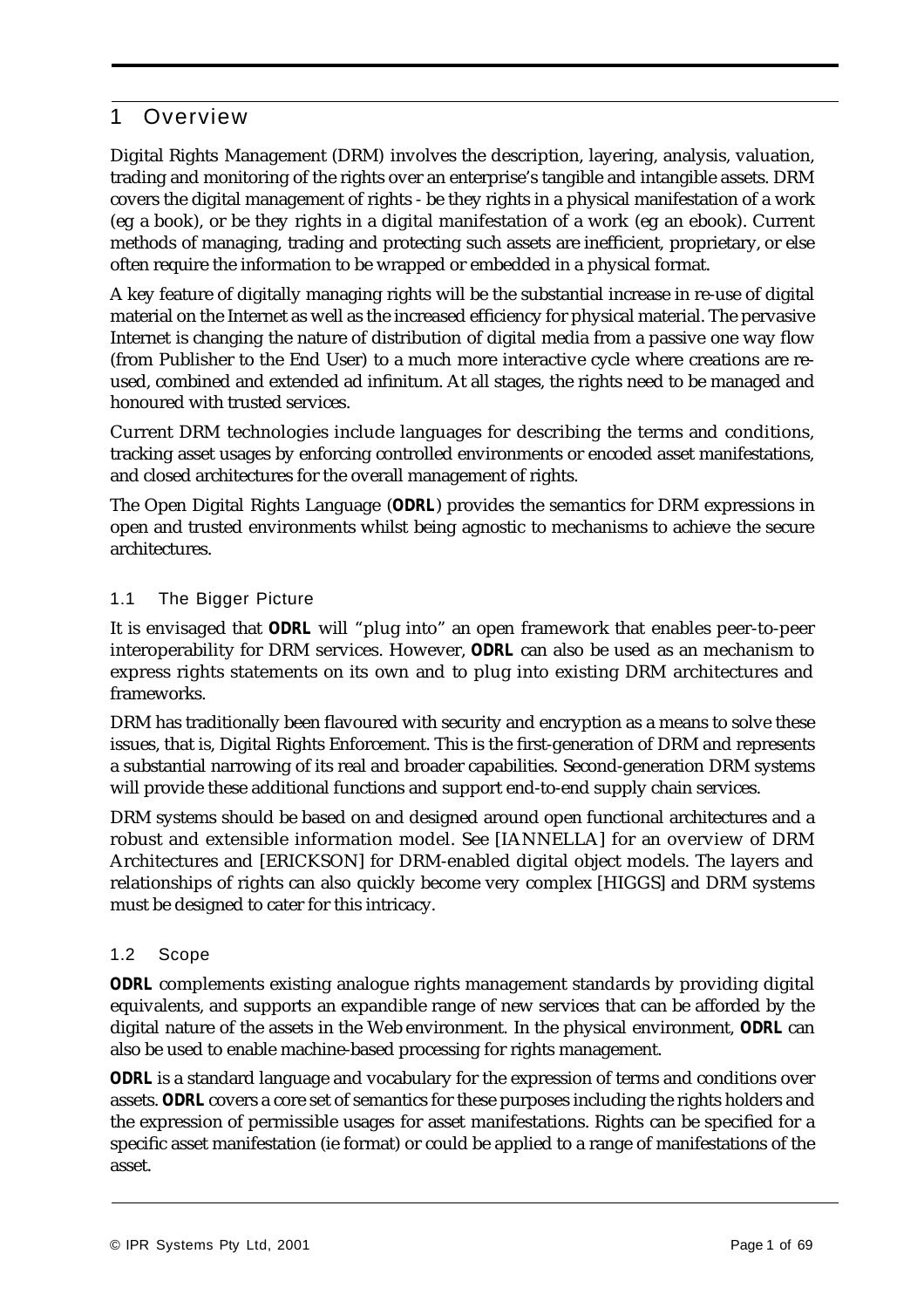# 1 Overview

Digital Rights Management (DRM) involves the description, layering, analysis, valuation, trading and monitoring of the rights over an enterprise's tangible and intangible assets. DRM covers the digital management of rights - be they rights in a physical manifestation of a work (eg a book), or be they rights in a digital manifestation of a work (eg an ebook). Current methods of managing, trading and protecting such assets are inefficient, proprietary, or else often require the information to be wrapped or embedded in a physical format.

A key feature of digitally managing rights will be the substantial increase in re-use of digital material on the Internet as well as the increased efficiency for physical material. The pervasive Internet is changing the nature of distribution of digital media from a passive one way flow (from Publisher to the End User) to a much more interactive cycle where creations are re-used, combined and extended ad infinitum. At all stages, the rights need to be managed and honoured with trusted services.

Current DRM technologies include languages for describing the terms and conditions, tracking asset usages by enforcing controlled environments or encoded asset manifestations, and closed architectures for the overall management of rights.

The Open Digital Rights Language (**ODRL**) provides the semantics for DRM expressions in open and trusted environments whilst being agnostic to mechanisms to achieve the secure architectures.

## 1.1 The Bigger Picture

It is envisaged that **ODRL** will "plug into" an open framework that enables peer-to-peer interoperability for DRM services. However, **ODRL** can also be used as an mechanism to express rights statements on its own and to plug into existing DRM architectures and frameworks.

DRM has traditionally been flavoured with security and encryption as a means to solve these issues, that is, Digital Rights Enforcement. This is the first-generation of DRM and represents a substantial narrowing of its real and broader capabilities. Second-generation DRM systems will provide these additional functions and support end-to-end supply chain services.

DRM systems should be based on and designed around open functional architectures and a robust and extensible information model. See [IANNELLA] for an overview of DRM Architectures and [ERICKSON] for DRM-enabled digital object models. The layers and relationships of rights can also quickly become very complex [HIGGS] and DRM systems must be designed to cater for this intricacy.

## 1.2 Scope

**ODRL** complements existing analogue rights management standards by providing digital equivalents, and supports an expandible range of new services that can be afforded by the digital nature of the assets in the Web environment. In the physical environment, **ODRL** can also be used to enable machine-based processing for rights management.

**ODRL** is a standard language and vocabulary for the expression of terms and conditions over assets. **ODRL** covers a core set of semantics for these purposes including the rights holders and the expression of permissible usages for asset manifestations. Rights can be specified for a specific asset manifestation (ie format) or could be applied to a range of manifestations of the asset.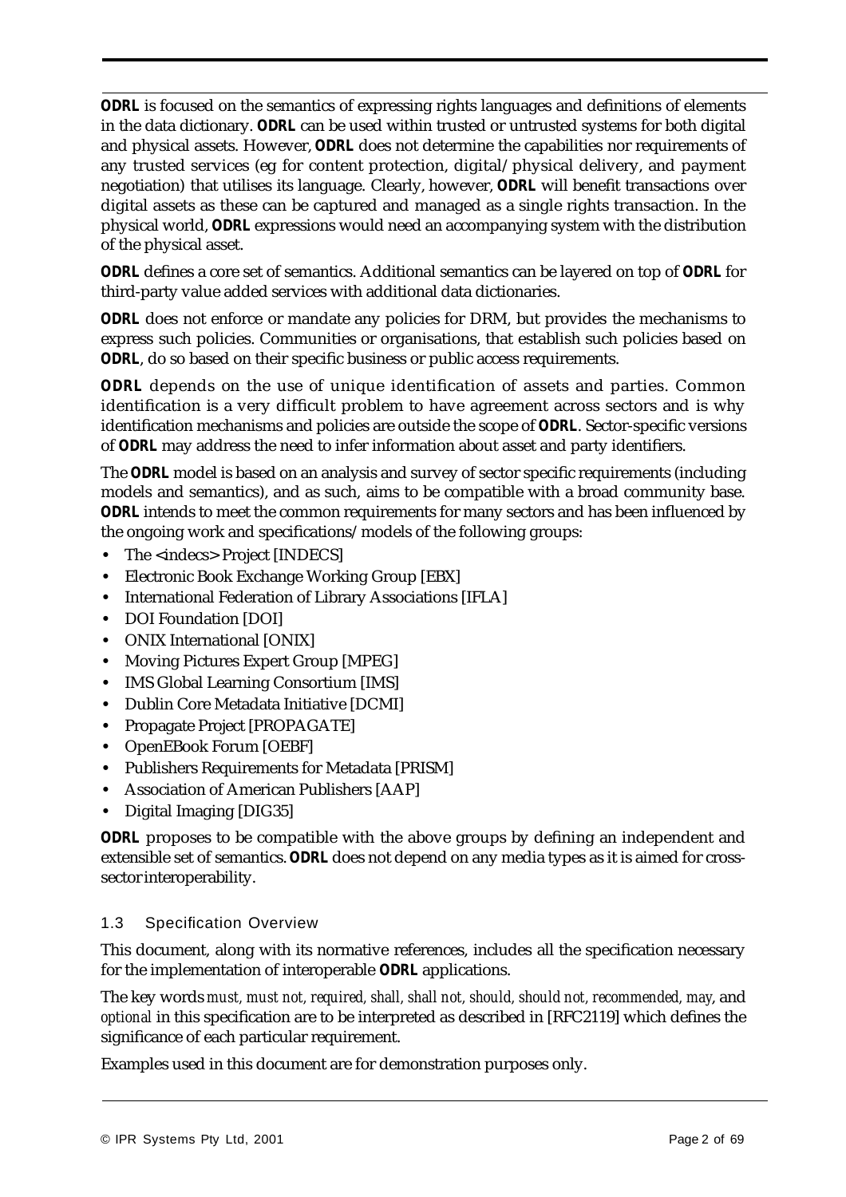**ODRL** is focused on the semantics of expressing rights languages and definitions of elements in the data dictionary. **ODRL** can be used within trusted or untrusted systems for both digital and physical assets. However, **ODRL** does not determine the capabilities nor requirements of any trusted services (eg for content protection, digital/physical delivery, and payment negotiation) that utilises its language. Clearly, however, **ODRL** will benefit transactions over digital assets as these can be captured and managed as a single rights transaction. In the physical world, **ODRL** expressions would need an accompanying system with the distribution of the physical asset.

**ODRL** defines a core set of semantics. Additional semantics can be layered on top of **ODRL** for third-party value added services with additional data dictionaries.

**ODRL** does not enforce or mandate any policies for DRM, but provides the mechanisms to express such policies. Communities or organisations, that establish such policies based on **ODRL**, do so based on their specific business or public access requirements.

**ODRL** depends on the use of unique identification of assets and parties. Common identification is a very difficult problem to have agreement across sectors and is why identification mechanisms and policies are outside the scope of **ODRL**. Sector-specific versions of **ODRL** may address the need to infer information about asset and party identifiers.

The **ODRL** model is based on an analysis and survey of sector specific requirements (including models and semantics), and as such, aims to be compatible with a broad community base. **ODRL** intends to meet the common requirements for many sectors and has been influenced by the ongoing work and specifications/models of the following groups:

- The <indecs> Project [INDECS]
- Electronic Book Exchange Working Group [EBX]
- International Federation of Library Associations [IFLA]
- DOI Foundation [DOI]
- ONIX International [ONIX]
- Moving Pictures Expert Group [MPEG]
- IMS Global Learning Consortium [IMS]
- Dublin Core Metadata Initiative [DCMI]
- Propagate Project [PROPAGATE]
- OpenEBook Forum [OEBF]
- Publishers Requirements for Metadata [PRISM]
- Association of American Publishers [AAP]
- Digital Imaging [DIG35]

**ODRL** proposes to be compatible with the above groups by defining an independent and extensible set of semantics. **ODRL** does not depend on any media types as it is aimed for cross-sector interoperability.

### 1.3 Specification Overview

This document, along with its normative references, includes all the specification necessary for the implementation of interoperable **ODRL** applications.

The key words *must, must not, required, shall, shall not, should, should not, recommended, may*, and *optional* in this specification are to be interpreted as described in [RFC2119] which defines the significance of each particular requirement.

Examples used in this document are for demonstration purposes only.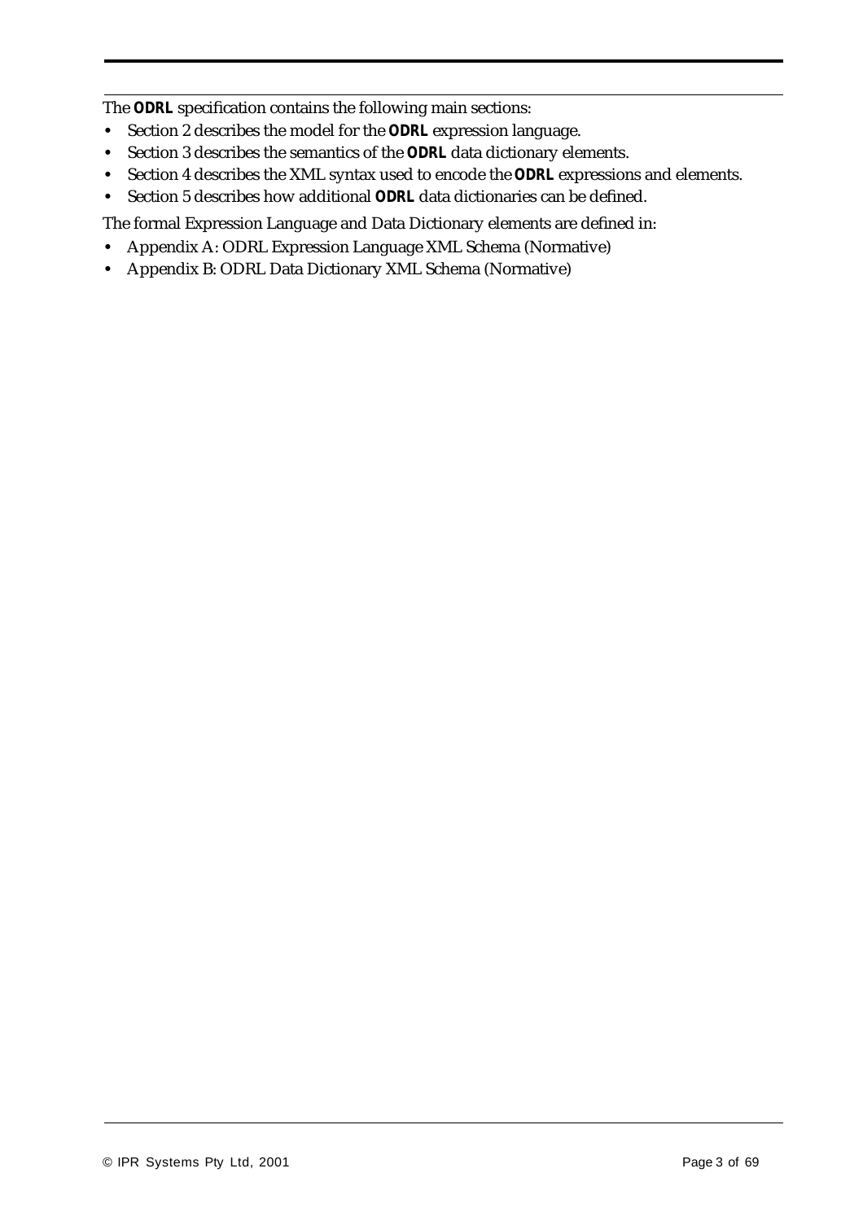The **ODRL** specification contains the following main sections:

- Section 2 describes the model for the **ODRL** expression language.
- Section 3 describes the semantics of the **ODRL** data dictionary elements.
- Section 4 describes the XML syntax used to encode the **ODRL** expressions and elements.
- Section 5 describes how additional **ODRL** data dictionaries can be defined.

The formal Expression Language and Data Dictionary elements are defined in:

- Appendix A: ODRL Expression Language XML Schema (Normative)
- Appendix B: ODRL Data Dictionary XML Schema (Normative)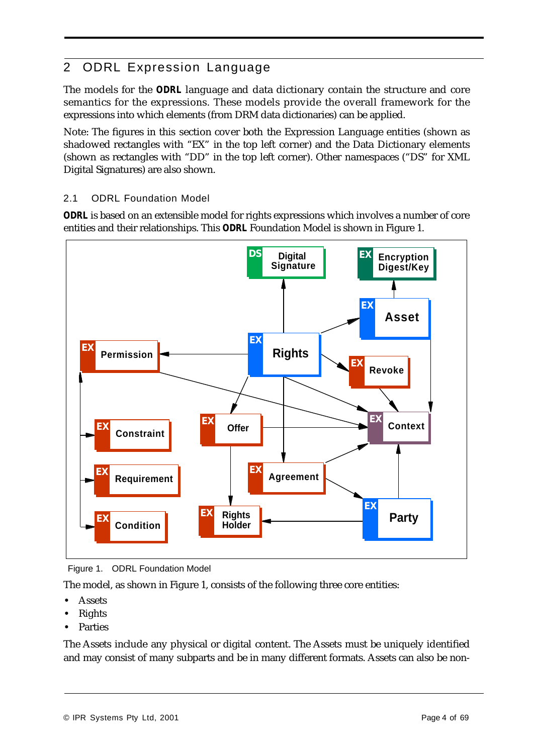# 2 ODRL Expression Language

The models for the **ODRL** language and data dictionary contain the structure and core semantics for the expressions. These models provide the overall framework for the expressions into which elements (from DRM data dictionaries) can be applied.

Note: The figures in this section cover both the Expression Language entities (shown as shadowed rectangles with "EX" in the top left corner) and the Data Dictionary elements (shown as rectangles with "DD" in the top left corner). Other namespaces ("DS" for XML Digital Signatures) are also shown.

## 2.1 ODRL Foundation Model

**ODRL** is based on an extensible model for rights expressions which involves a number of core entities and their relationships. This **ODRL** Foundation Model is shown in Figure 1.

Figure 1. ODRL Foundation Model

The model, as shown in Figure 1, consists of the following three core entities:

- Assets
- Rights
- Parties

The Assets include any physical or digital content. The Assets must be uniquely identified and may consist of many subparts and be in many different formats. Assets can also be non-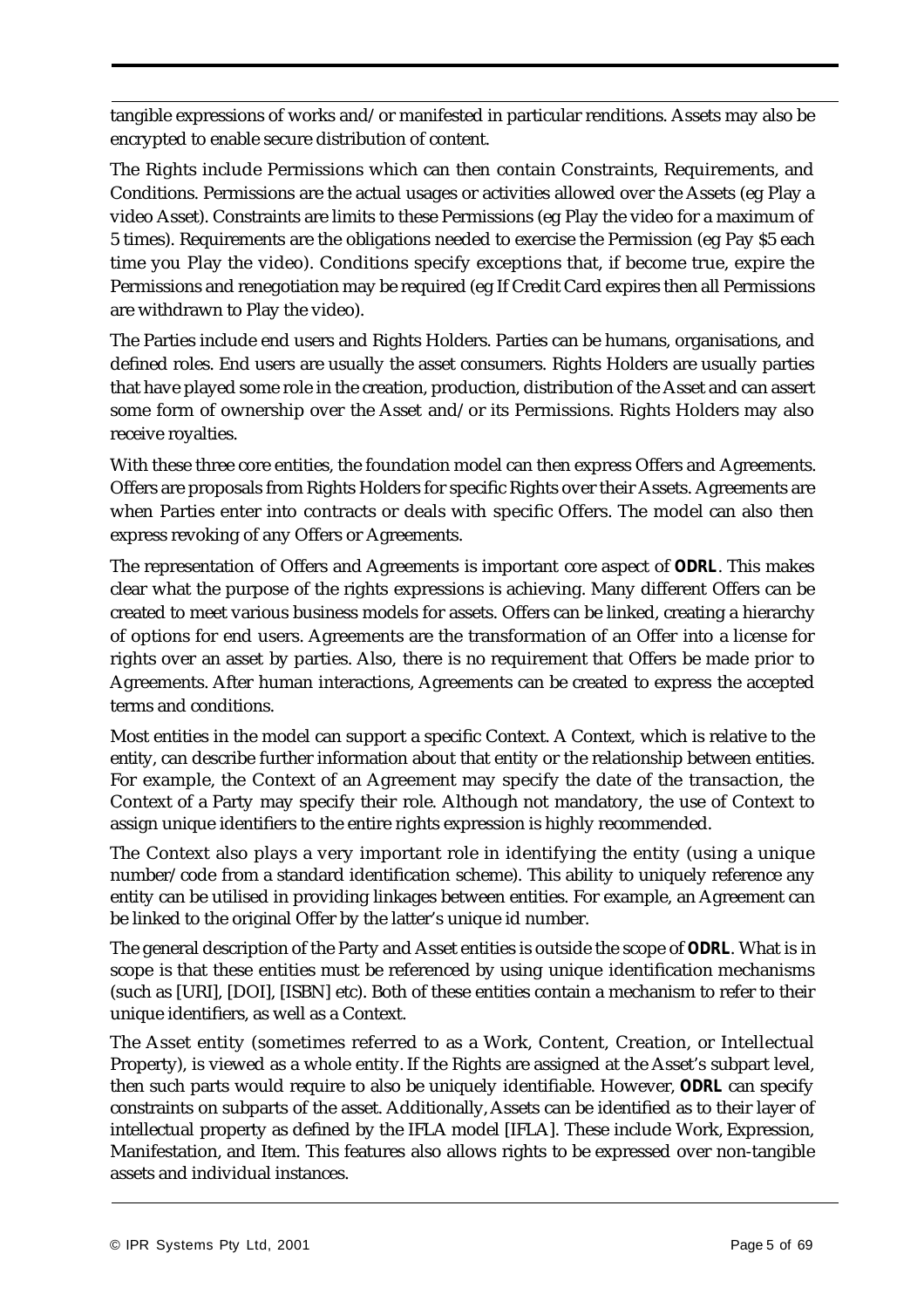tangible expressions of works and/or manifested in particular renditions. Assets may also be encrypted to enable secure distribution of content.

The Rights include Permissions which can then contain Constraints, Requirements, and Conditions. Permissions are the actual usages or activities allowed over the Assets (eg Play a video Asset). Constraints are limits to these Permissions (eg Play the video for a maximum of 5 times). Requirements are the obligations needed to exercise the Permission (eg Pay $5 each time you Play the video). Conditions specify exceptions that, if become true, expire the Permissions and renegotiation may be required (eg If Credit Card expires then all Permissions are withdrawn to Play the video).

The Parties include end users and Rights Holders. Parties can be humans, organisations, and defined roles. End users are usually the asset consumers. Rights Holders are usually parties that have played some role in the creation, production, distribution of the Asset and can assert some form of ownership over the Asset and/or its Permissions. Rights Holders may also receive royalties.

With these three core entities, the foundation model can then express Offers and Agreements. Offers are proposals from Rights Holders for specific Rights over their Assets. Agreements are when Parties enter into contracts or deals with specific Offers. The model can also then express revoking of any Offers or Agreements.

The representation of Offers and Agreements is important core aspect of **ODRL**. This makes clear what the purpose of the rights expressions is achieving. Many different Offers can be created to meet various business models for assets. Offers can be linked, creating a hierarchy of options for end users. Agreements are the transformation of an Offer into a license for rights over an asset by parties. Also, there is no requirement that Offers be made prior to Agreements. After human interactions, Agreements can be created to express the accepted terms and conditions.

Most entities in the model can support a specific Context. A Context, which is relative to the entity, can describe further information about that entity or the relationship between entities. For example, the Context of an Agreement may specify the date of the transaction, the Context of a Party may specify their role. Although not mandatory, the use of Context to assign unique identifiers to the entire rights expression is highly recommended.

The Context also plays a very important role in identifying the entity (using a unique number/code from a standard identification scheme). This ability to uniquely reference any entity can be utilised in providing linkages between entities. For example, an Agreement can be linked to the original Offer by the latter's unique id number.

The general description of the Party and Asset entities is outside the scope of **ODRL**. What is in scope is that these entities must be referenced by using unique identification mechanisms (such as [URI], [DOI], [ISBN] etc). Both of these entities contain a mechanism to refer to their unique identifiers, as well as a Context.

The Asset entity (sometimes referred to as a Work, Content, Creation, or Intellectual Property), is viewed as a whole entity. If the Rights are assigned at the Asset's subpart level, then such parts would require to also be uniquely identifiable. However, **ODRL** can specify constraints on subparts of the asset. Additionally, Assets can be identified as to their layer of intellectual property as defined by the IFLA model [IFLA]. These include Work, Expression, Manifestation, and Item. This features also allows rights to be expressed over non-tangible assets and individual instances.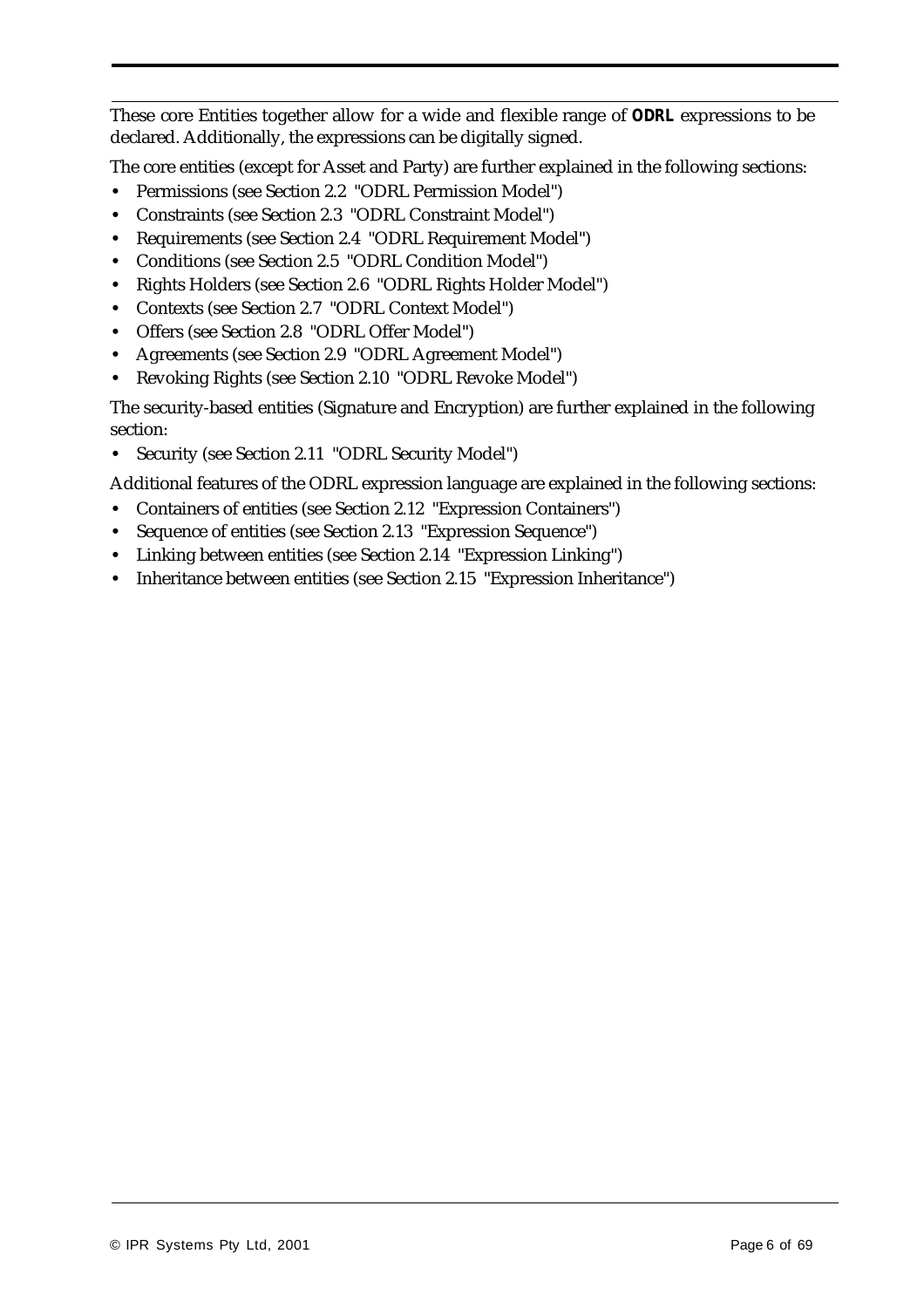These core Entities together allow for a wide and flexible range of **ODRL** expressions to be declared. Additionally, the expressions can be digitally signed.

The core entities (except for Asset and Party) are further explained in the following sections:

- Permissions (see Section 2.2 "ODRL Permission Model")
- Constraints (see Section 2.3 "ODRL Constraint Model")
- Requirements (see Section 2.4 "ODRL Requirement Model")
- Conditions (see Section 2.5 "ODRL Condition Model")
- Rights Holders (see Section 2.6 "ODRL Rights Holder Model")
- Contexts (see Section 2.7 "ODRL Context Model")
- Offers (see Section 2.8 "ODRL Offer Model")
- Agreements (see Section 2.9 "ODRL Agreement Model")
- Revoking Rights (see Section 2.10 "ODRL Revoke Model")

The security-based entities (Signature and Encryption) are further explained in the following section:

- Security (see Section 2.11 "ODRL Security Model")

Additional features of the ODRL expression language are explained in the following sections:

- Containers of entities (see Section 2.12 "Expression Containers")
- Sequence of entities (see Section 2.13 "Expression Sequence")
- Linking between entities (see Section 2.14 "Expression Linking")
- Inheritance between entities (see Section 2.15 "Expression Inheritance")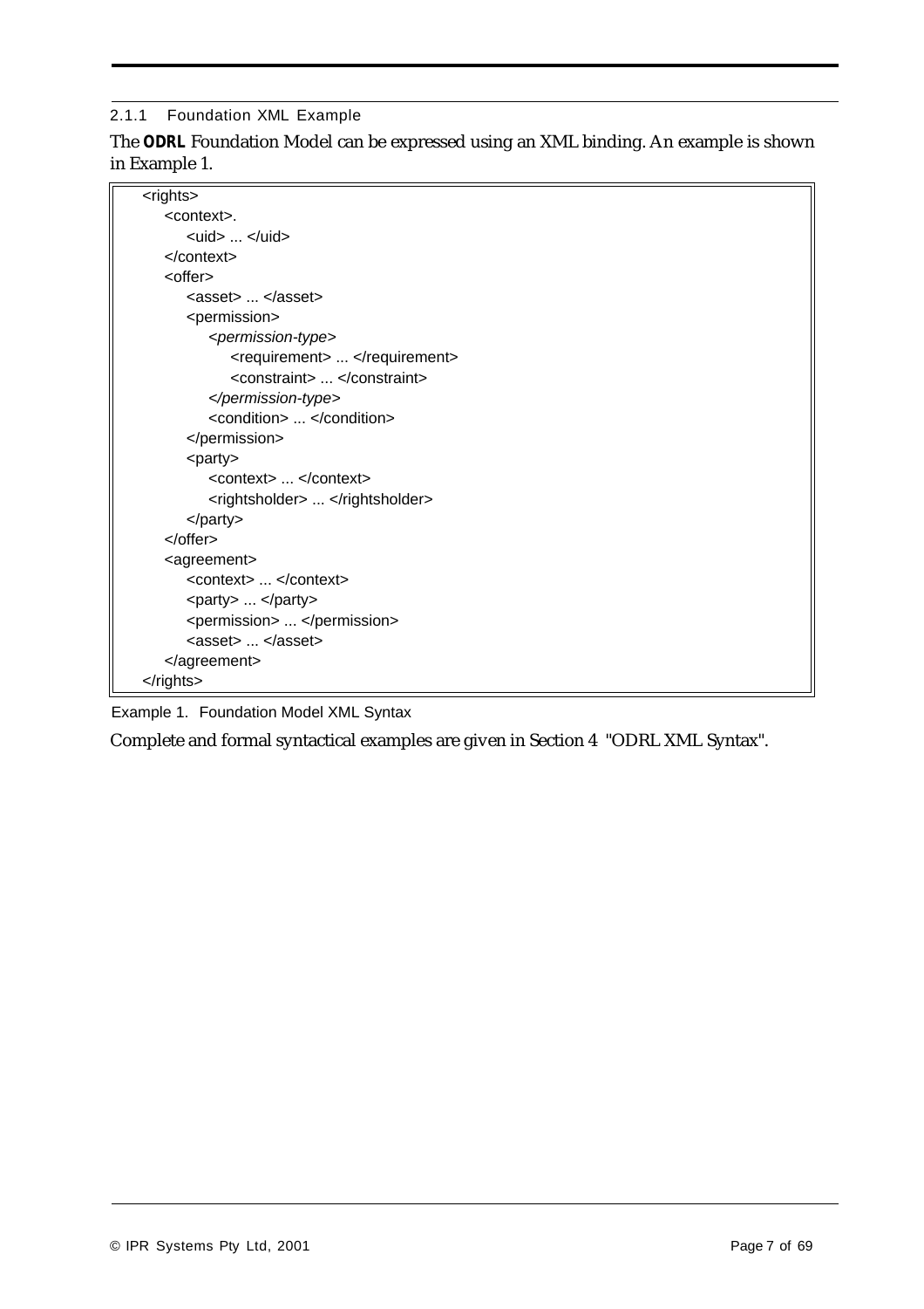### 2.1.1 Foundation XML Example

The **ODRL** Foundation Model can be expressed using an XML binding. An example is shown in Example 1.

```
<rights>
    <context>.
        <uid> ... </uid>
    </context>
    <offer>
        <asset> ... </asset>
        <permission>
            <permission-type>
                <requirement> ... </requirement>
                <constraint> ... </constraint>
            </permission-type>
            <condition> ... </condition>
        </permission>
        <party>
            <context> ... </context>
            <rightsholder> ... </rightsholder>
        </party>
    </offer>
    <agreement>
        <context> ... </context>
        <party> ... </party>
        <permission> ... </permission>
        <asset> ... </asset>
    </agreement>
</rights>
```

Example 1. Foundation Model XML Syntax

Complete and formal syntactical examples are given in Section 4 "ODRL XML Syntax".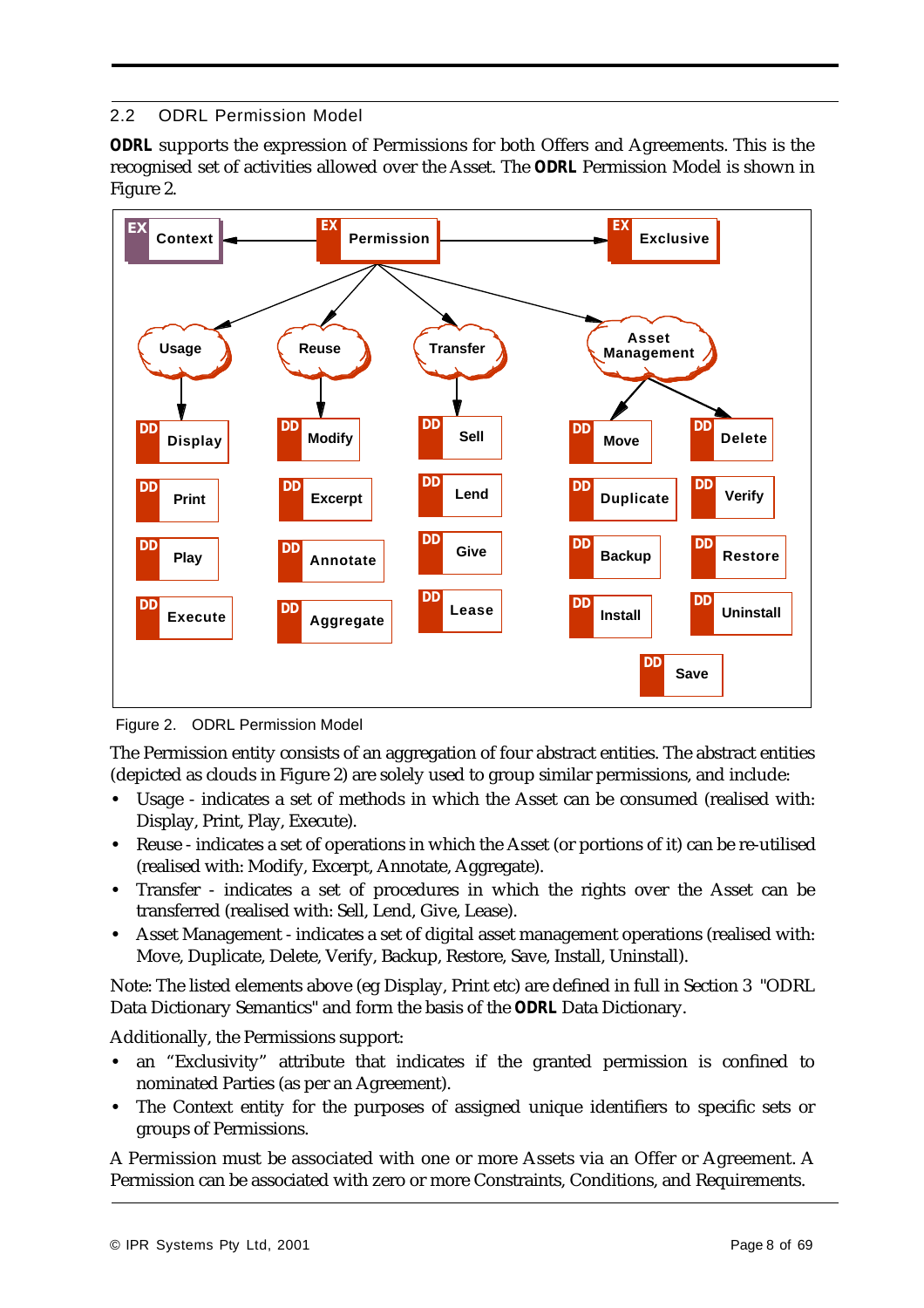## 2.2 ODRL Permission Model

**ODRL** supports the expression of Permissions for both Offers and Agreements. This is the recognised set of activities allowed over the Asset. The **ODRL** Permission Model is shown in Figure 2.

Figure 2. ODRL Permission Model

The Permission entity consists of an aggregation of four abstract entities. The abstract entities (depicted as clouds in Figure 2) are solely used to group similar permissions, and include:

- Usage - indicates a set of methods in which the Asset can be consumed (realised with: Display, Print, Play, Execute).
- Reuse - indicates a set of operations in which the Asset (or portions of it) can be re-utilised (realised with: Modify, Excerpt, Annotate, Aggregate).
- Transfer - indicates a set of procedures in which the rights over the Asset can be transferred (realised with: Sell, Lend, Give, Lease).
- Asset Management - indicates a set of digital asset management operations (realised with: Move, Duplicate, Delete, Verify, Backup, Restore, Save, Install, Uninstall).

Note: The listed elements above (eg Display, Print etc) are defined in full in Section 3 "ODRL Data Dictionary Semantics" and form the basis of the **ODRL** Data Dictionary.

Additionally, the Permissions support:

- an "Exclusivity" attribute that indicates if the granted permission is confined to nominated Parties (as per an Agreement).
- The Context entity for the purposes of assigned unique identifiers to specific sets or groups of Permissions.

A Permission must be associated with one or more Assets via an Offer or Agreement. A Permission can be associated with zero or more Constraints, Conditions, and Requirements.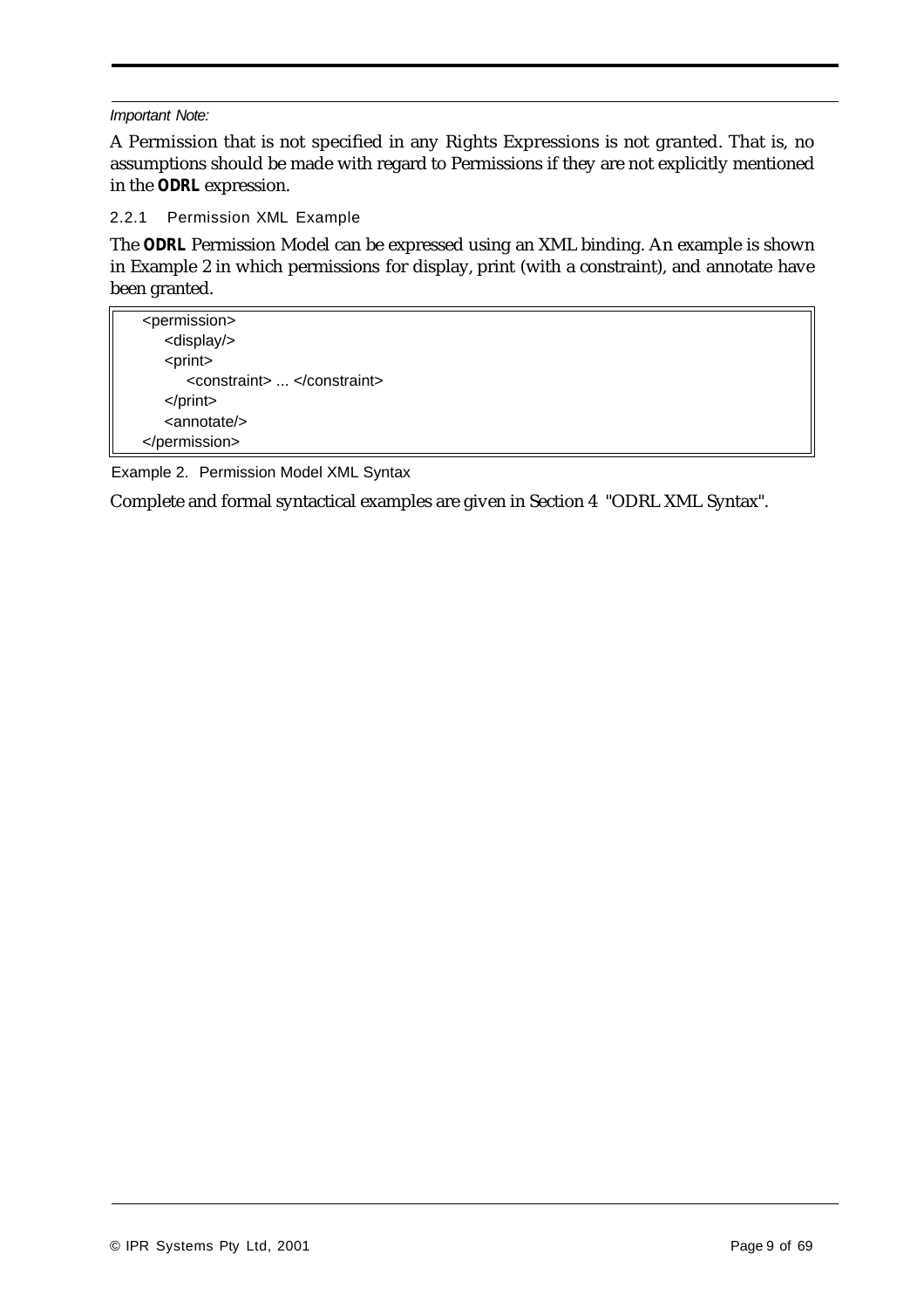*Important Note:*

A Permission that is not specified in any Rights Expressions is not granted. That is, no assumptions should be made with regard to Permissions if they are not explicitly mentioned in the **ODRL** expression.

### 2.2.1 Permission XML Example

The **ODRL** Permission Model can be expressed using an XML binding. An example is shown in Example 2 in which permissions for display, print (with a constraint), and annotate have been granted.

```
<permission>
    <display/>
    <print>
        <constraint> ... </constraint>
    </print>
    <annotate/>
</permission>
```

Example 2. Permission Model XML Syntax

Complete and formal syntactical examples are given in Section 4 "ODRL XML Syntax".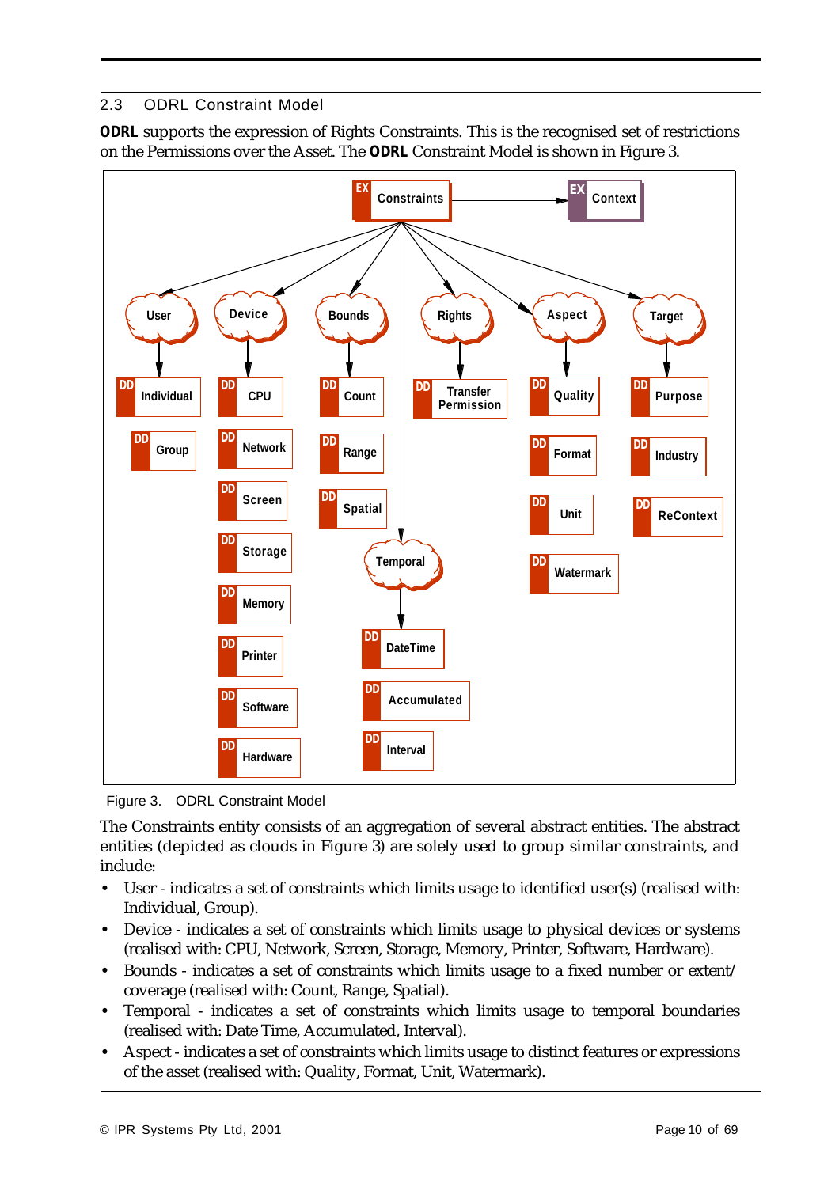## 2.3 ODRL Constraint Model

**ODRL** supports the expression of Rights Constraints. This is the recognised set of restrictions on the Permissions over the Asset. The **ODRL** Constraint Model is shown in Figure 3.

Figure 3. ODRL Constraint Model

The Constraints entity consists of an aggregation of several abstract entities. The abstract entities (depicted as clouds in Figure 3) are solely used to group similar constraints, and include:

- User - indicates a set of constraints which limits usage to identified user(s) (realised with: Individual, Group).
- Device - indicates a set of constraints which limits usage to physical devices or systems (realised with: CPU, Network, Screen, Storage, Memory, Printer, Software, Hardware).
- Bounds - indicates a set of constraints which limits usage to a fixed number or extent/coverage (realised with: Count, Range, Spatial).
- Temporal - indicates a set of constraints which limits usage to temporal boundaries (realised with: Date Time, Accumulated, Interval).
- Aspect - indicates a set of constraints which limits usage to distinct features or expressions of the asset (realised with: Quality, Format, Unit, Watermark).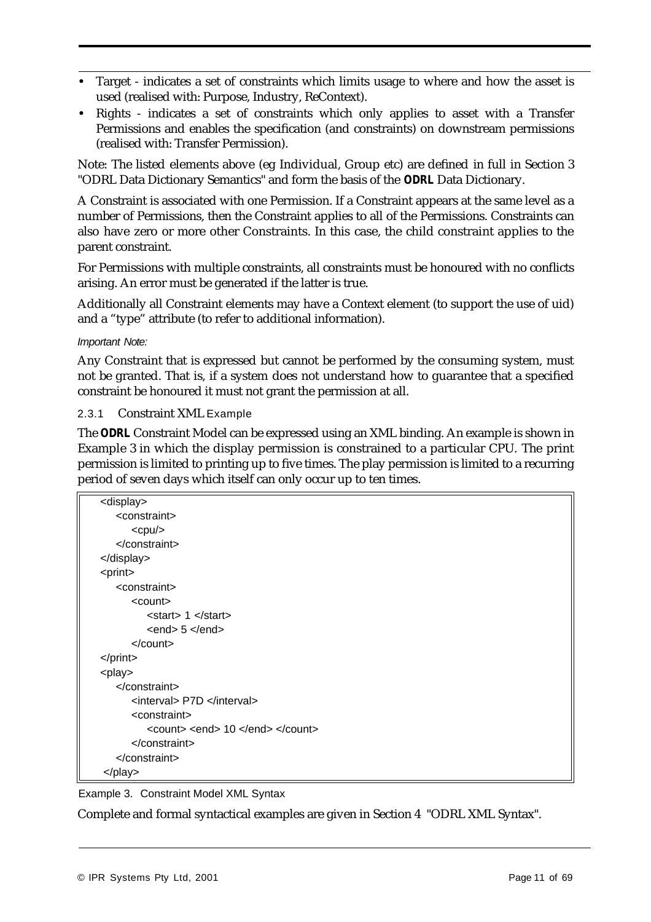- Target - indicates a set of constraints which limits usage to where and how the asset is used (realised with: Purpose, Industry, ReContext).
- Rights - indicates a set of constraints which only applies to asset with a Transfer Permissions and enables the specification (and constraints) on downstream permissions (realised with: Transfer Permission).

Note: The listed elements above (eg Individual, Group etc) are defined in full in Section 3 "ODRL Data Dictionary Semantics" and form the basis of the **ODRL** Data Dictionary.

A Constraint is associated with one Permission. If a Constraint appears at the same level as a number of Permissions, then the Constraint applies to all of the Permissions. Constraints can also have zero or more other Constraints. In this case, the child constraint applies to the parent constraint.

For Permissions with multiple constraints, all constraints must be honoured with no conflicts arising. An error must be generated if the latter is true.

Additionally all Constraint elements may have a Context element (to support the use of uid) and a "type" attribute (to refer to additional information).

*Important Note:*

Any Constraint that is expressed but cannot be performed by the consuming system, must not be granted. That is, if a system does not understand how to guarantee that a specified constraint be honoured it must not grant the permission at all.

### 2.3.1 Constraint XML Example

The **ODRL** Constraint Model can be expressed using an XML binding. An example is shown in Example 3 in which the display permission is constrained to a particular CPU. The print permission is limited to printing up to five times. The play permission is limited to a recurring period of seven days which itself can only occur up to ten times.

```
<display>
    <constraint>
        <cpu/>
    </constraint>
</display>
<print>
    <constraint>
        <count>
            <start> 1 </start>
            <end> 5 </end>
        </count>
</print>
<play>
    </constraint>
        <interval> P7D </interval>
        <constraint>
            <count> <end> 10 </end> </count>
        </constraint>
    </constraint>
 </play>
```

Example 3. Constraint Model XML Syntax

Complete and formal syntactical examples are given in Section 4 "ODRL XML Syntax".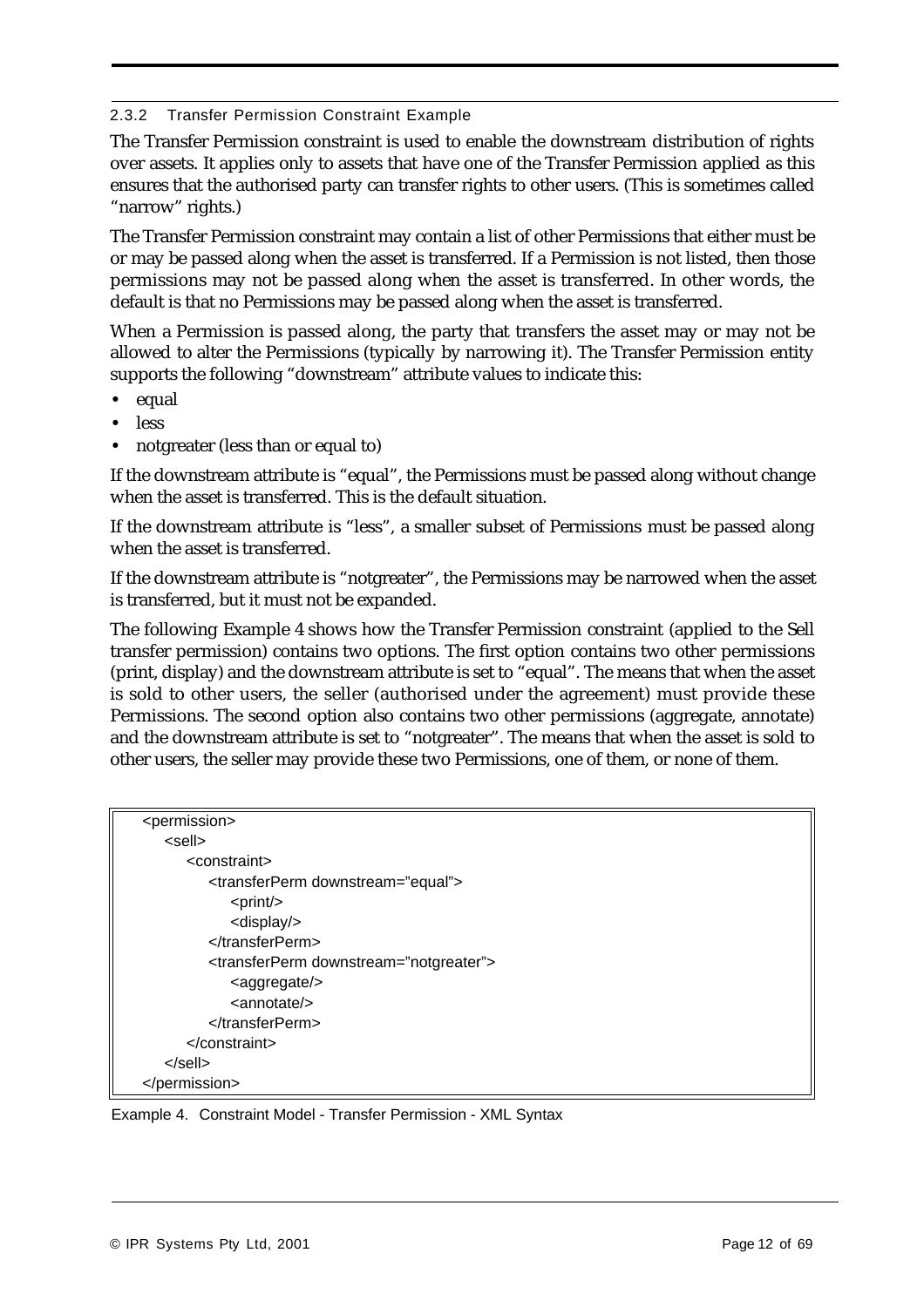### 2.3.2 Transfer Permission Constraint Example

The Transfer Permission constraint is used to enable the downstream distribution of rights over assets. It applies only to assets that have one of the Transfer Permission applied as this ensures that the authorised party can transfer rights to other users. (This is sometimes called "narrow" rights.)

The Transfer Permission constraint may contain a list of other Permissions that either must be or may be passed along when the asset is transferred. If a Permission is not listed, then those permissions may not be passed along when the asset is transferred. In other words, the default is that no Permissions may be passed along when the asset is transferred.

When a Permission is passed along, the party that transfers the asset may or may not be allowed to alter the Permissions (typically by narrowing it). The Transfer Permission entity supports the following "downstream" attribute values to indicate this:

- equal
- less
- notgreater (less than or equal to)

If the downstream attribute is "equal", the Permissions must be passed along without change when the asset is transferred. This is the default situation.

If the downstream attribute is "less", a smaller subset of Permissions must be passed along when the asset is transferred.

If the downstream attribute is "notgreater", the Permissions may be narrowed when the asset is transferred, but it must not be expanded.

The following Example 4 shows how the Transfer Permission constraint (applied to the Sell transfer permission) contains two options. The first option contains two other permissions (print, display) and the downstream attribute is set to "equal". The means that when the asset is sold to other users, the seller (authorised under the agreement) must provide these Permissions. The second option also contains two other permissions (aggregate, annotate) and the downstream attribute is set to "notgreater". The means that when the asset is sold to other users, the seller may provide these two Permissions, one of them, or none of them.

```
<permission>
    <sell>
        <constraint>
            <transferPerm downstream="equal">
                <print/>
                <display/>
            </transferPerm>
            <transferPerm downstream="notgreater">
                <aggregate/>
                <annotate/>
            </transferPerm>
        </constraint>
    </sell>
</permission>
```

Example 4. Constraint Model - Transfer Permission - XML Syntax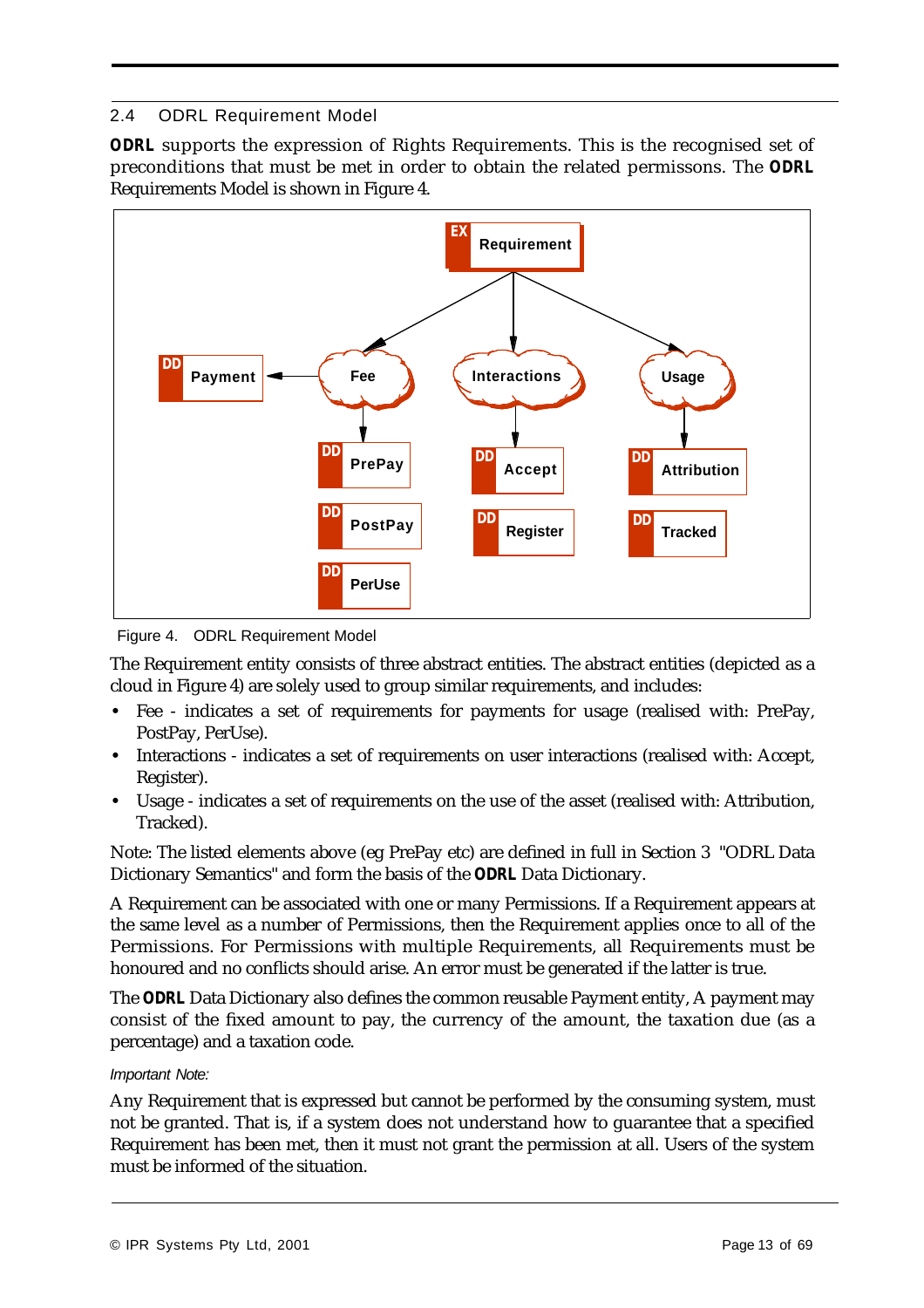## 2.4 ODRL Requirement Model

**ODRL** supports the expression of Rights Requirements. This is the recognised set of preconditions that must be met in order to obtain the related permissons. The **ODRL** Requirements Model is shown in Figure 4.

Figure 4. ODRL Requirement Model

The Requirement entity consists of three abstract entities. The abstract entities (depicted as a cloud in Figure 4) are solely used to group similar requirements, and includes:

- Fee - indicates a set of requirements for payments for usage (realised with: PrePay, PostPay, PerUse).
- Interactions - indicates a set of requirements on user interactions (realised with: Accept, Register).
- Usage - indicates a set of requirements on the use of the asset (realised with: Attribution, Tracked).

Note: The listed elements above (eg PrePay etc) are defined in full in Section 3 "ODRL Data Dictionary Semantics" and form the basis of the **ODRL** Data Dictionary.

A Requirement can be associated with one or many Permissions. If a Requirement appears at the same level as a number of Permissions, then the Requirement applies once to all of the Permissions. For Permissions with multiple Requirements, all Requirements must be honoured and no conflicts should arise. An error must be generated if the latter is true.

The **ODRL** Data Dictionary also defines the common reusable Payment entity, A payment may consist of the fixed amount to pay, the currency of the amount, the taxation due (as a percentage) and a taxation code.

*Important Note:*

Any Requirement that is expressed but cannot be performed by the consuming system, must not be granted. That is, if a system does not understand how to guarantee that a specified Requirement has been met, then it must not grant the permission at all. Users of the system must be informed of the situation.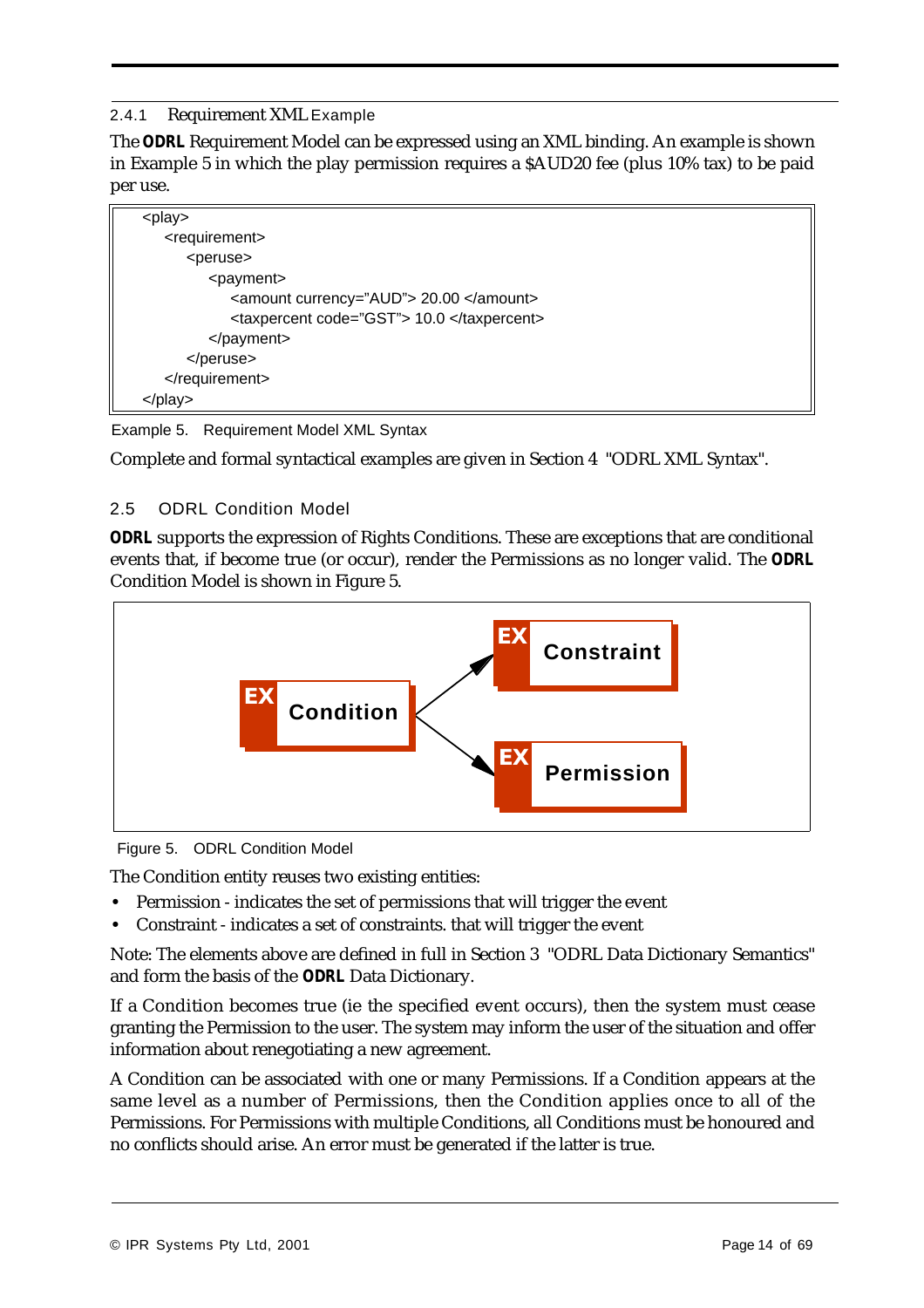### 2.4.1 Requirement XML Example

The **ODRL** Requirement Model can be expressed using an XML binding. An example is shown in Example 5 in which the play permission requires a $AUD20 fee (plus 10% tax) to be paid per use.

```
<play>
    <requirement>
        <peruse>
            <payment>
                <amount currency="AUD"> 20.00 </amount>
                <taxpercent code="GST"> 10.0 </taxpercent>
            </payment>
        </peruse>
    </requirement>
</play>
```

Example 5. Requirement Model XML Syntax

Complete and formal syntactical examples are given in Section 4 "ODRL XML Syntax".

## 2.5 ODRL Condition Model

**ODRL** supports the expression of Rights Conditions. These are exceptions that are conditional events that, if become true (or occur), render the Permissions as no longer valid. The **ODRL** Condition Model is shown in Figure 5.

Figure 5. ODRL Condition Model

The Condition entity reuses two existing entities:

- Permission - indicates the set of permissions that will trigger the event
- Constraint - indicates a set of constraints. that will trigger the event

Note: The elements above are defined in full in Section 3 "ODRL Data Dictionary Semantics" and form the basis of the **ODRL** Data Dictionary.

If a Condition becomes true (ie the specified event occurs), then the system must cease granting the Permission to the user. The system may inform the user of the situation and offer information about renegotiating a new agreement.

A Condition can be associated with one or many Permissions. If a Condition appears at the same level as a number of Permissions, then the Condition applies once to all of the Permissions. For Permissions with multiple Conditions, all Conditions must be honoured and no conflicts should arise. An error must be generated if the latter is true.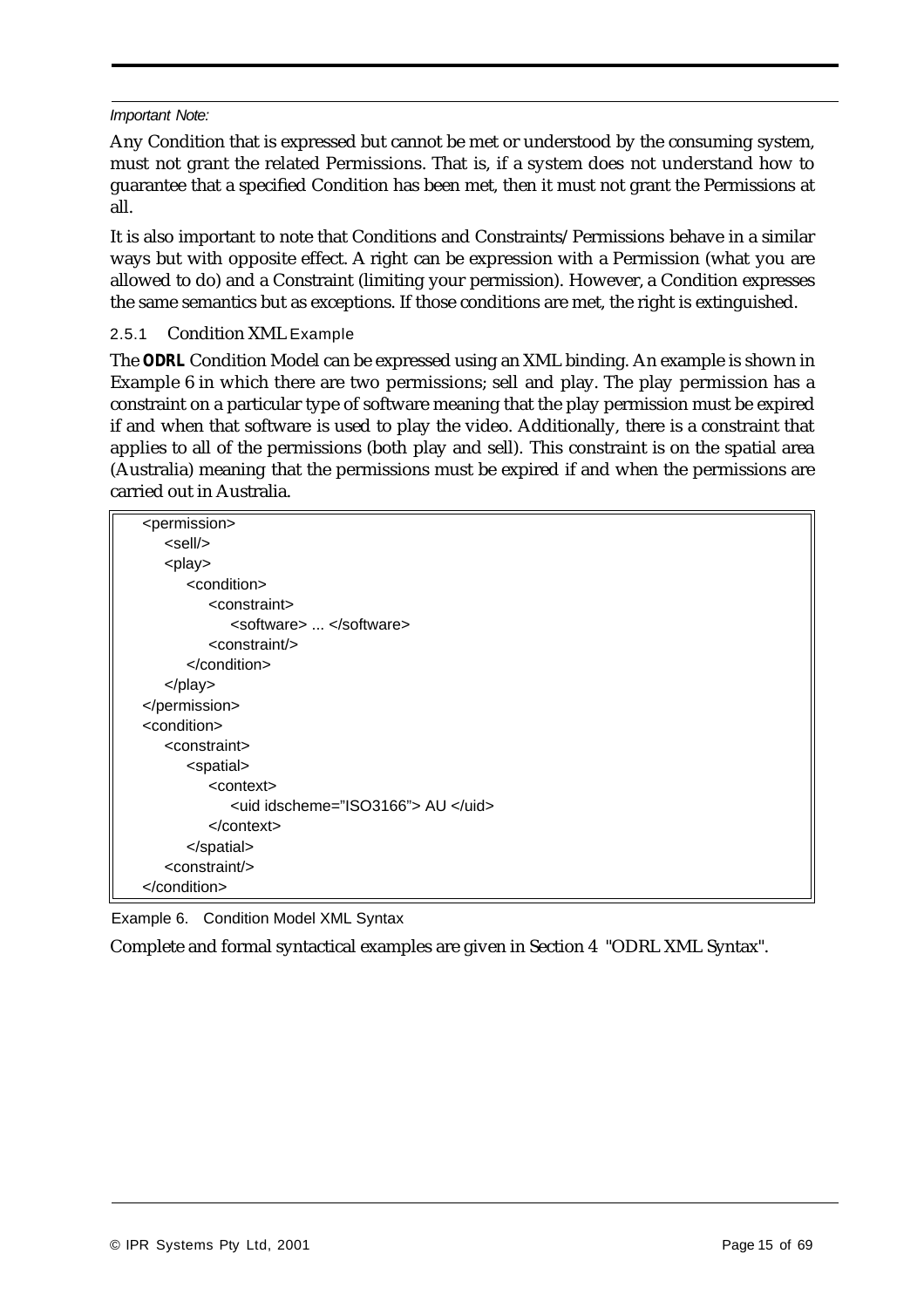*Important Note:*

Any Condition that is expressed but cannot be met or understood by the consuming system, must not grant the related Permissions. That is, if a system does not understand how to guarantee that a specified Condition has been met, then it must not grant the Permissions at all.

It is also important to note that Conditions and Constraints/Permissions behave in a similar ways but with opposite effect. A right can be expression with a Permission (what you are allowed to do) and a Constraint (limiting your permission). However, a Condition expresses the same semantics but as exceptions. If those conditions are met, the right is extinguished.

### 2.5.1 Condition XML Example

The **ODRL** Condition Model can be expressed using an XML binding. An example is shown in Example 6 in which there are two permissions; sell and play. The play permission has a constraint on a particular type of software meaning that the play permission must be expired if and when that software is used to play the video. Additionally, there is a constraint that applies to all of the permissions (both play and sell). This constraint is on the spatial area (Australia) meaning that the permissions must be expired if and when the permissions are carried out in Australia.

```
<permission>
    <sell/>
    <play>
        <condition>
            <constraint>
                <software> ... </software>
            <constraint/>
        </condition>
    </play>
</permission>
<condition>
    <constraint>
        <spatial>
            <context>
                <uid idscheme="ISO3166”> AU </uid>
            </context>
        </spatial>
    <constraint/>
</condition>
```

Example 6. Condition Model XML Syntax

Complete and formal syntactical examples are given in Section 4 "ODRL XML Syntax".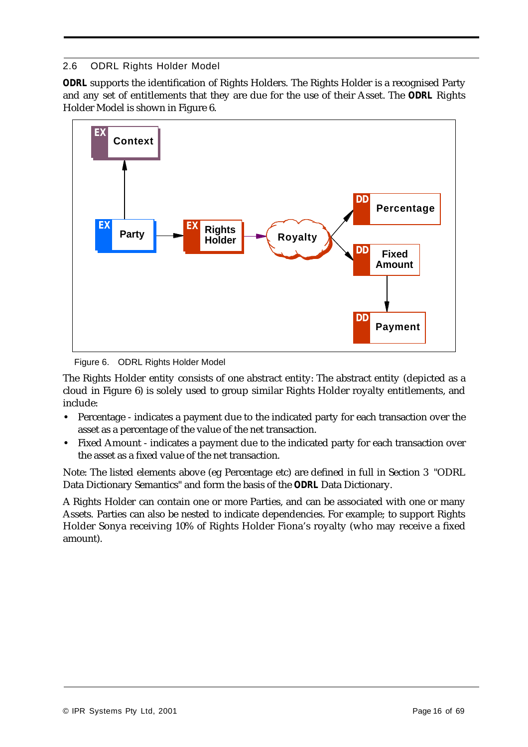## 2.6 ODRL Rights Holder Model

**ODRL** supports the identification of Rights Holders. The Rights Holder is a recognised Party and any set of entitlements that they are due for the use of their Asset. The **ODRL** Rights Holder Model is shown in Figure 6.

Figure 6. ODRL Rights Holder Model

The Rights Holder entity consists of one abstract entity: The abstract entity (depicted as a cloud in Figure 6) is solely used to group similar Rights Holder royalty entitlements, and include:

- Percentage - indicates a payment due to the indicated party for each transaction over the asset as a percentage of the value of the net transaction.
- Fixed Amount - indicates a payment due to the indicated party for each transaction over the asset as a fixed value of the net transaction.

Note: The listed elements above (eg Percentage etc) are defined in full in Section 3 "ODRL Data Dictionary Semantics" and form the basis of the **ODRL** Data Dictionary.

A Rights Holder can contain one or more Parties, and can be associated with one or many Assets. Parties can also be nested to indicate dependencies. For example; to support Rights Holder Sonya receiving 10% of Rights Holder Fiona's royalty (who may receive a fixed amount).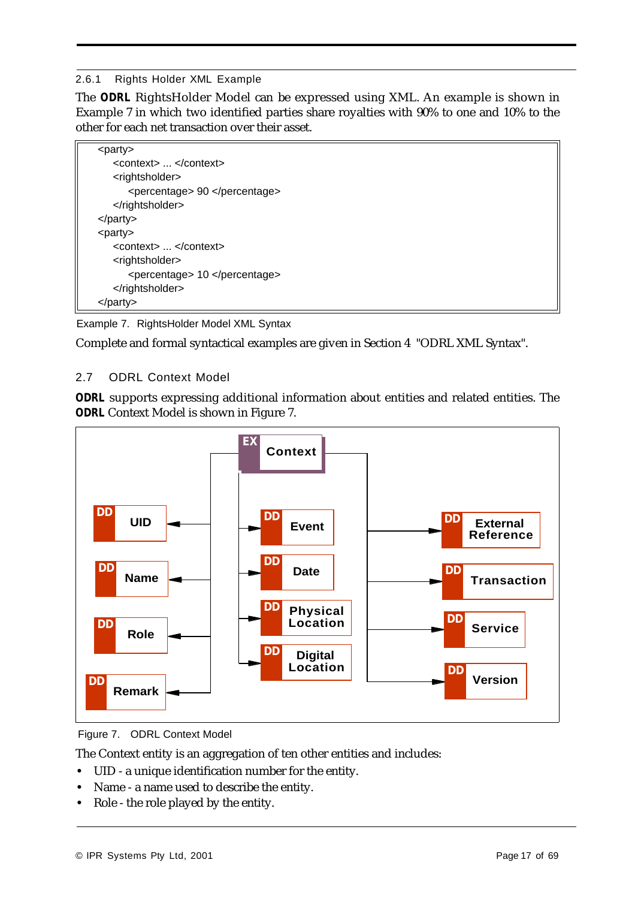### 2.6.1 Rights Holder XML Example

The **ODRL** RightsHolder Model can be expressed using XML. An example is shown in Example 7 in which two identified parties share royalties with 90% to one and 10% to the other for each net transaction over their asset.

```
<party>
    <context> ... </context>
    <rightsholder>
        <percentage> 90 </percentage>
    </rightsholder>
</party>
<party>
    <context> ... </context>
    <rightsholder>
        <percentage> 10 </percentage>
    </rightsholder>
</party>
```

Example 7. RightsHolder Model XML Syntax

Complete and formal syntactical examples are given in Section 4 "ODRL XML Syntax".

## 2.7 ODRL Context Model

**ODRL** supports expressing additional information about entities and related entities. The **ODRL** Context Model is shown in Figure 7.

Figure 7. ODRL Context Model

The Context entity is an aggregation of ten other entities and includes:

- UID - a unique identification number for the entity.
- Name - a name used to describe the entity.
- Role - the role played by the entity.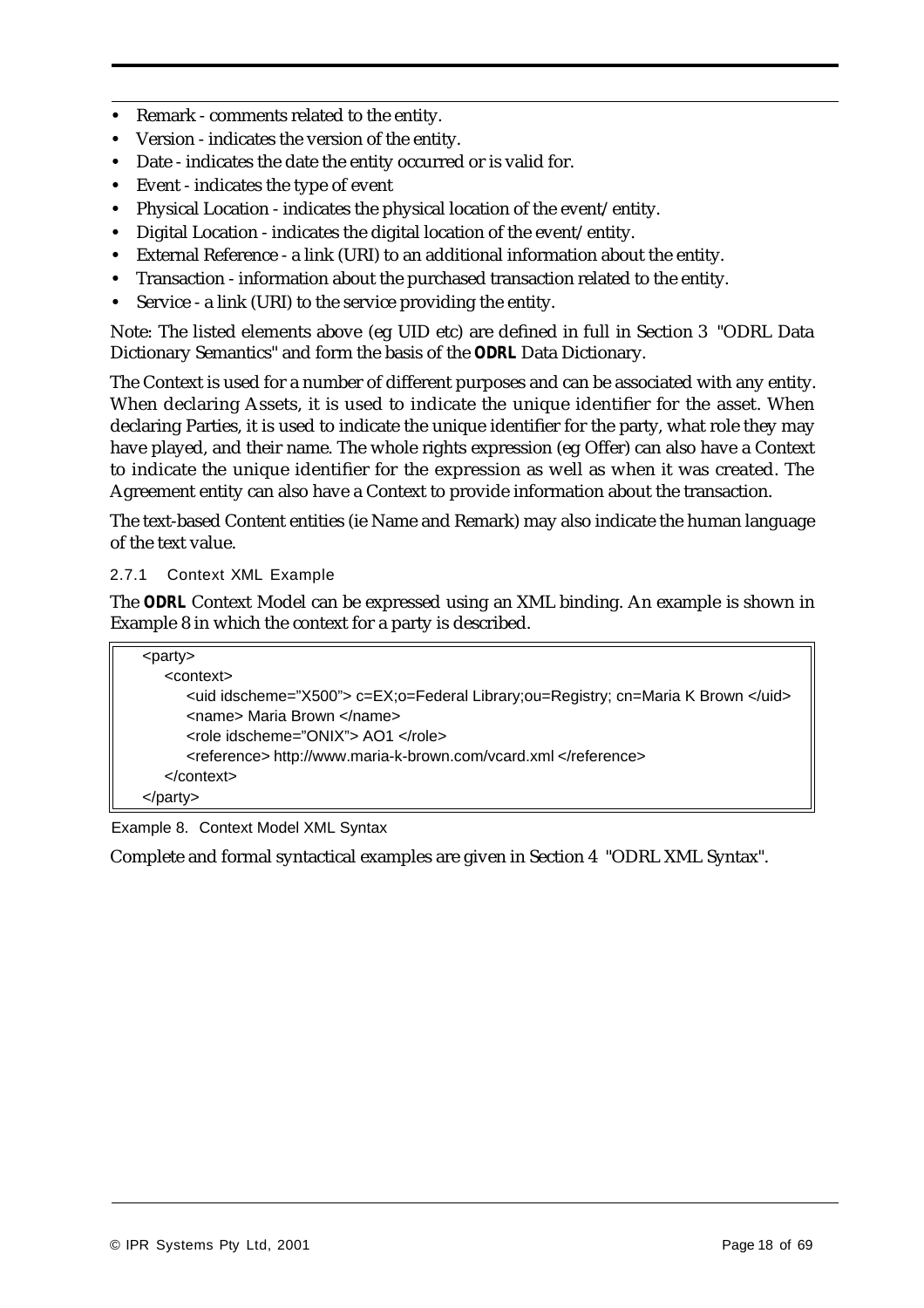- Remark - comments related to the entity.
- Version - indicates the version of the entity.
- Date - indicates the date the entity occurred or is valid for.
- Event - indicates the type of event
- Physical Location - indicates the physical location of the event/entity.
- Digital Location - indicates the digital location of the event/entity.
- External Reference - a link (URI) to an additional information about the entity.
- Transaction - information about the purchased transaction related to the entity.
- Service - a link (URI) to the service providing the entity.

Note: The listed elements above (eg UID etc) are defined in full in Section 3 "ODRL Data Dictionary Semantics" and form the basis of the **ODRL** Data Dictionary.

The Context is used for a number of different purposes and can be associated with any entity. When declaring Assets, it is used to indicate the unique identifier for the asset. When declaring Parties, it is used to indicate the unique identifier for the party, what role they may have played, and their name. The whole rights expression (eg Offer) can also have a Context to indicate the unique identifier for the expression as well as when it was created. The Agreement entity can also have a Context to provide information about the transaction.

The text-based Content entities (ie Name and Remark) may also indicate the human language of the text value.

#### 2.7.1 Context XML Example

The **ODRL** Context Model can be expressed using an XML binding. An example is shown in Example 8 in which the context for a party is described.

```
<party>
   <context>
      <uid idscheme=”X500”> c=EX;o=Federal Library;ou=Registry; cn=Maria K Brown </uid>
      <name> Maria Brown </name>
      <role idscheme=”ONIX”> AO1 </role>
      <reference> http://www.maria-k-brown.com/vcard.xml </reference>
   </context>
</party>
```

Example 8. Context Model XML Syntax

Complete and formal syntactical examples are given in Section 4 "ODRL XML Syntax".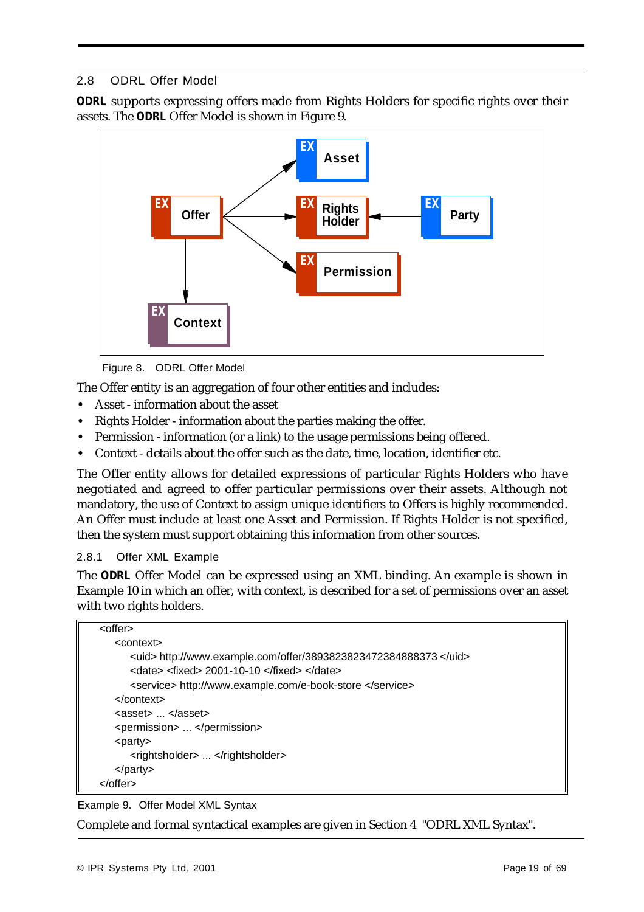## 2.8 ODRL Offer Model

**ODRL** supports expressing offers made from Rights Holders for specific rights over their assets. The **ODRL** Offer Model is shown in Figure 9.

Figure 8. ODRL Offer Model

The Offer entity is an aggregation of four other entities and includes:

- Asset - information about the asset
- Rights Holder - information about the parties making the offer.
- Permission - information (or a link) to the usage permissions being offered.
- Context - details about the offer such as the date, time, location, identifier etc.

The Offer entity allows for detailed expressions of particular Rights Holders who have negotiated and agreed to offer particular permissions over their assets. Although not mandatory, the use of Context to assign unique identifiers to Offers is highly recommended. An Offer must include at least one Asset and Permission. If Rights Holder is not specified, then the system must support obtaining this information from other sources.

### 2.8.1 Offer XML Example

The **ODRL** Offer Model can be expressed using an XML binding. An example is shown in Example 10 in which an offer, with context, is described for a set of permissions over an asset with two rights holders.

```
<offer>
    <context>
        <uid> http://www.example.com/offer/3893823823472384888373 </uid>
        <date> <fixed> 2001-10-10 </fixed> </date>
        <service> http://www.example.com/e-book-store </service>
    </context>
    <asset> ... </asset>
    <permission> ... </permission>
    <party>
        <rightsholder> ... </rightsholder>
    </party>
</offer>
```

Example 9. Offer Model XML Syntax

Complete and formal syntactical examples are given in Section 4 "ODRL XML Syntax".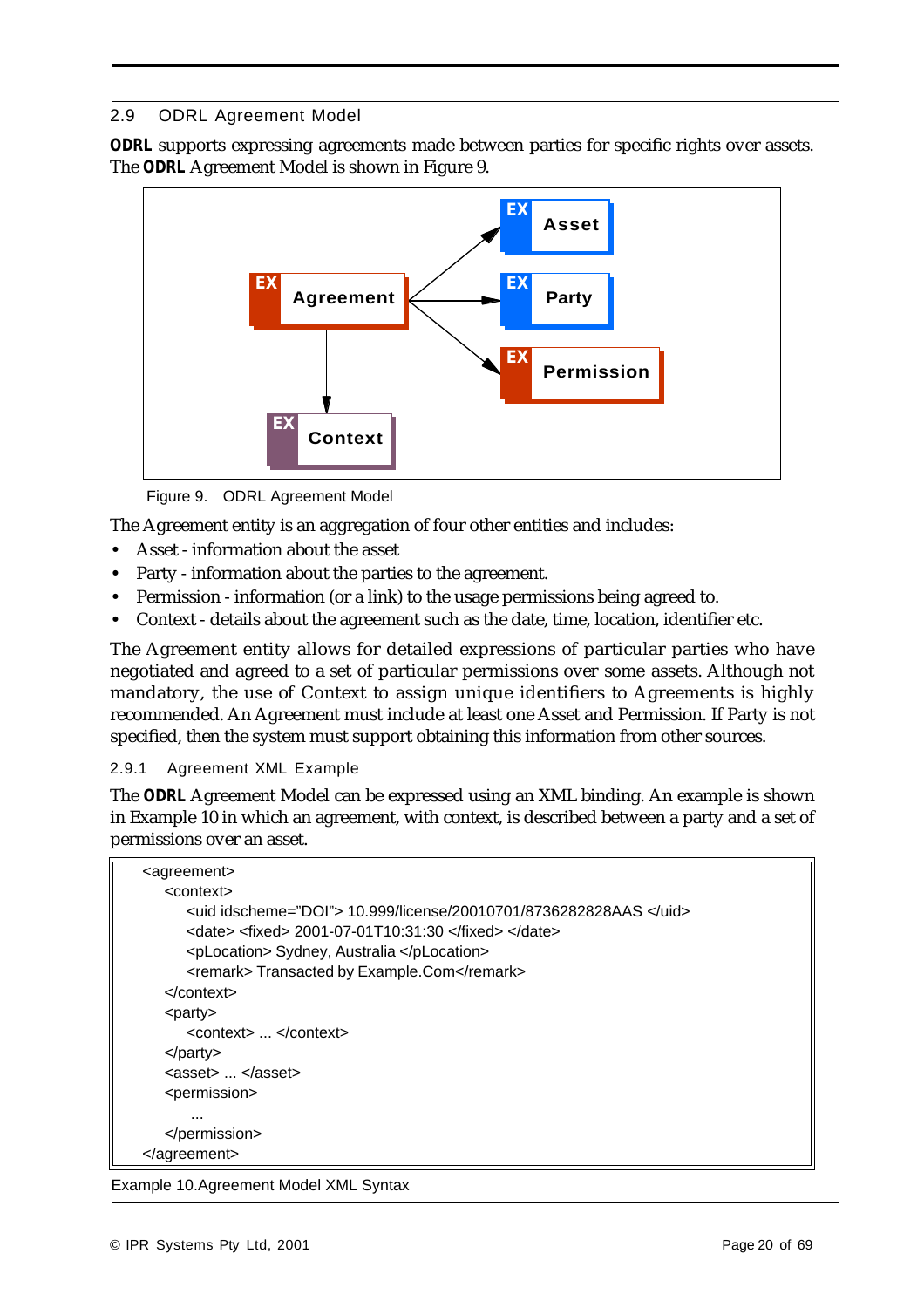## 2.9 ODRL Agreement Model

**ODRL** supports expressing agreements made between parties for specific rights over assets. The **ODRL** Agreement Model is shown in Figure 9.

Figure 9. ODRL Agreement Model

The Agreement entity is an aggregation of four other entities and includes:

- Asset - information about the asset
- Party - information about the parties to the agreement.
- Permission - information (or a link) to the usage permissions being agreed to.
- Context - details about the agreement such as the date, time, location, identifier etc.

The Agreement entity allows for detailed expressions of particular parties who have negotiated and agreed to a set of particular permissions over some assets. Although not mandatory, the use of Context to assign unique identifiers to Agreements is highly recommended. An Agreement must include at least one Asset and Permission. If Party is not specified, then the system must support obtaining this information from other sources.

### 2.9.1 Agreement XML Example

The **ODRL** Agreement Model can be expressed using an XML binding. An example is shown in Example 10 in which an agreement, with context, is described between a party and a set of permissions over an asset.

```
<agreement>
    <context>
        <uid idscheme="DOI"> 10.999/license/20010701/8736282828AAS </uid>
        <date> <fixed> 2001-07-01T10:31:30 </fixed> </date>
        <pLocation> Sydney, Australia </pLocation>
        <remark> Transacted by Example.Com</remark>
    </context>
    <party>
        <context> ... </context>
    </party>
    <asset> ... </asset>
    <permission>
        ...
    </permission>
</agreement>
```

Example 10.Agreement Model XML Syntax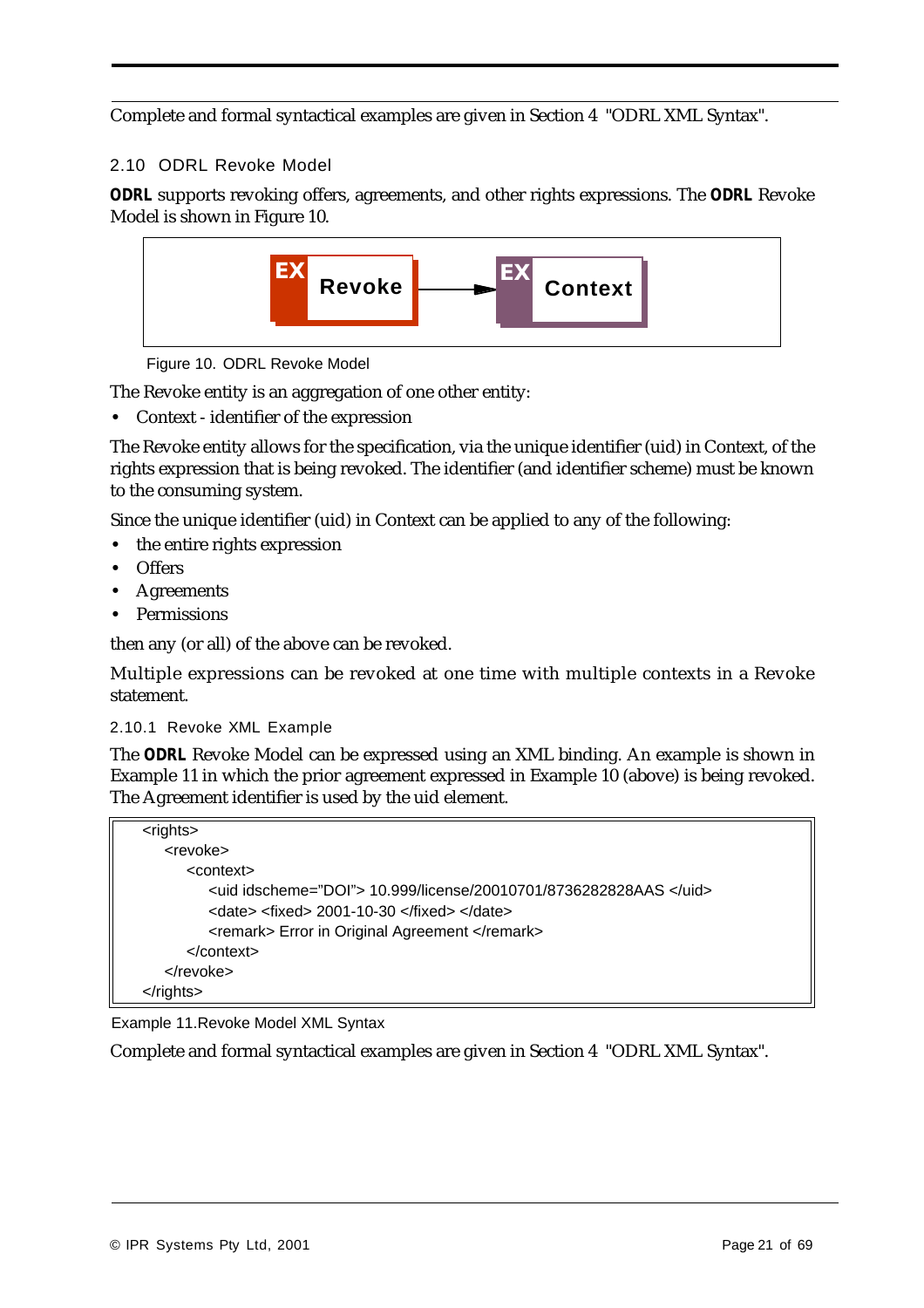Complete and formal syntactical examples are given in Section 4 "ODRL XML Syntax".

### 2.10 ODRL Revoke Model

**ODRL** supports revoking offers, agreements, and other rights expressions. The **ODRL** Revoke Model is shown in Figure 10.

Figure 10. ODRL Revoke Model

The Revoke entity is an aggregation of one other entity:

- Context - identifier of the expression

The Revoke entity allows for the specification, via the unique identifier (uid) in Context, of the rights expression that is being revoked. The identifier (and identifier scheme) must be known to the consuming system.

Since the unique identifier (uid) in Context can be applied to any of the following:

- the entire rights expression
- Offers
- Agreements
- Permissions

then any (or all) of the above can be revoked.

Multiple expressions can be revoked at one time with multiple contexts in a Revoke statement.

#### 2.10.1 Revoke XML Example

The **ODRL** Revoke Model can be expressed using an XML binding. An example is shown in Example 11 in which the prior agreement expressed in Example 10 (above) is being revoked. The Agreement identifier is used by the uid element.

```
<rights>
    <revoke>
        <context>
            <uid idscheme="DOI"> 10.999/license/20010701/8736282828AAS </uid>
            <date> <fixed> 2001-10-30 </fixed> </date>
            <remark> Error in Original Agreement </remark>
        </context>
    </revoke>
</rights>
```

Example 11.Revoke Model XML Syntax

Complete and formal syntactical examples are given in Section 4 "ODRL XML Syntax".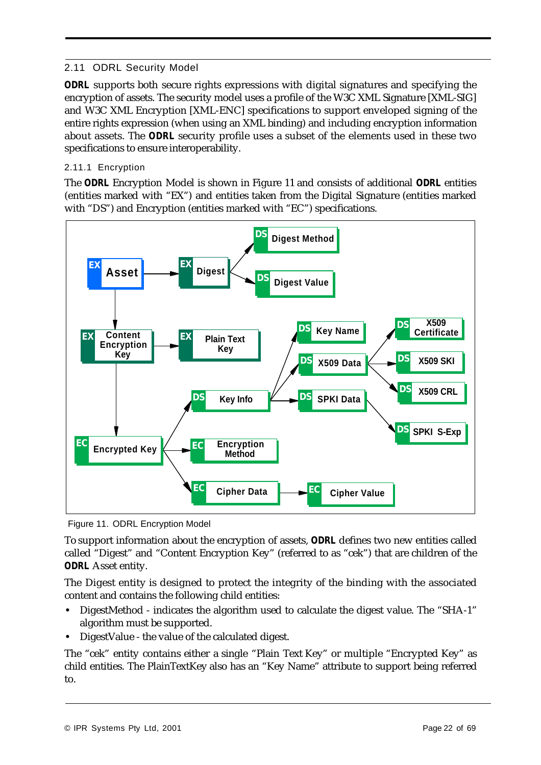## 2.11 ODRL Security Model

**ODRL** supports both secure rights expressions with digital signatures and specifying the encryption of assets. The security model uses a profile of the W3C XML Signature [XML-SIG] and W3C XML Encryption [XML-ENC] specifications to support enveloped signing of the entire rights expression (when using an XML binding) and including encryption information about assets. The **ODRL** security profile uses a subset of the elements used in these two specifications to ensure interoperability.

### 2.11.1 Encryption

The **ODRL** Encryption Model is shown in Figure 11 and consists of additional **ODRL** entities (entities marked with "EX") and entities taken from the Digital Signature (entities marked with "DS") and Encryption (entities marked with "EC") specifications.

Figure 11. ODRL Encryption Model

To support information about the encryption of assets, **ODRL** defines two new entities called called "Digest" and "Content Encryption Key" (referred to as "cek") that are children of the **ODRL** Asset entity.

The Digest entity is designed to protect the integrity of the binding with the associated content and contains the following child entities:

- DigestMethod - indicates the algorithm used to calculate the digest value. The "SHA-1" algorithm must be supported.
- DigestValue - the value of the calculated digest.

The "cek" entity contains either a single "Plain Text Key" or multiple "Encrypted Key" as child entities. The PlainTextKey also has an "Key Name" attribute to support being referred to.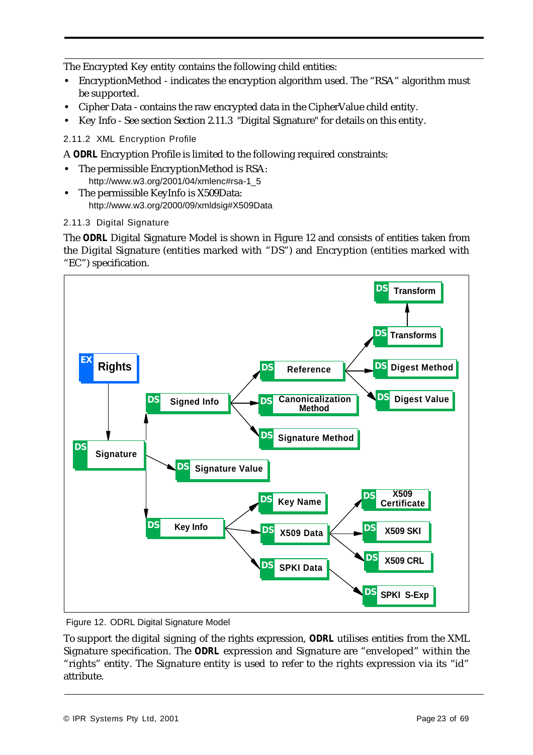The Encrypted Key entity contains the following child entities:

- EncryptionMethod - indicates the encryption algorithm used. The “RSA” algorithm must be supported.
- Cipher Data - contains the raw encrypted data in the CipherValue child entity.
- Key Info - See section Section 2.11.3 "Digital Signature" for details on this entity.

### 2.11.2 XML Encryption Profile

A **ODRL** Encryption Profile is limited to the following required constraints:

- The permissible EncryptionMethod is RSA:
  http://www.w3.org/2001/04/xmlenc#rsa-1_5
- The permissible KeyInfo is X509Data:
  http://www.w3.org/2000/09/xmldsig#X509Data

### 2.11.3 Digital Signature

The **ODRL** Digital Signature Model is shown in Figure 12 and consists of entities taken from the Digital Signature (entities marked with “DS”) and Encryption (entities marked with “EC”) specification.

Figure 12. ODRL Digital Signature Model

To support the digital signing of the rights expression, **ODRL** utilises entities from the XML Signature specification. The **ODRL** expression and Signature are “enveloped” within the “rights” entity. The Signature entity is used to refer to the rights expression via its “id” attribute.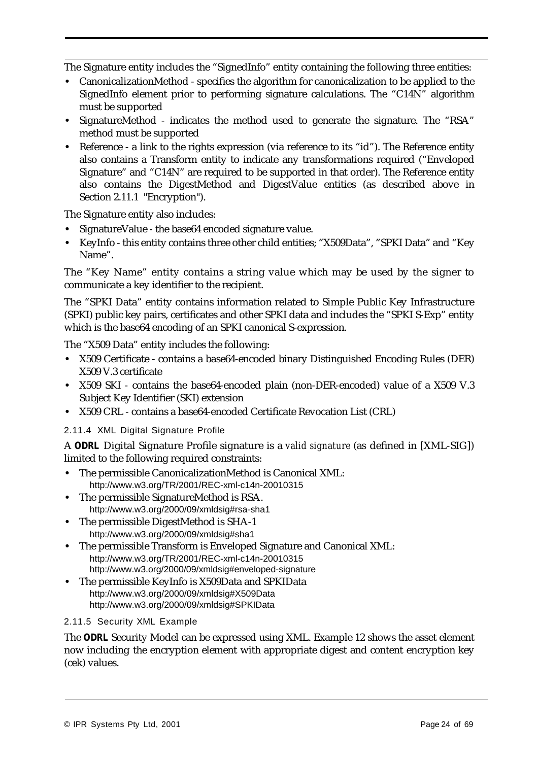The Signature entity includes the "SignedInfo" entity containing the following three entities:

- CanonicalizationMethod - specifies the algorithm for canonicalization to be applied to the SignedInfo element prior to performing signature calculations. The "C14N" algorithm must be supported
- SignatureMethod - indicates the method used to generate the signature. The "RSA" method must be supported
- Reference - a link to the rights expression (via reference to its "id"). The Reference entity also contains a Transform entity to indicate any transformations required ("Enveloped Signature" and "C14N" are required to be supported in that order). The Reference entity also contains the DigestMethod and DigestValue entities (as described above in Section 2.11.1 "Encryption").

The Signature entity also includes:

- SignatureValue - the base64 encoded signature value.
- KeyInfo - this entity contains three other child entities; "X509Data", "SPKI Data" and "Key Name".

The "Key Name" entity contains a string value which may be used by the signer to communicate a key identifier to the recipient.

The "SPKI Data" entity contains information related to Simple Public Key Infrastructure (SPKI) public key pairs, certificates and other SPKI data and includes the "SPKI S-Exp" entity which is the base64 encoding of an SPKI canonical S-expression.

The "X509 Data" entity includes the following:

- X509 Certificate - contains a base64-encoded binary Distinguished Encoding Rules (DER) X509 V.3 certificate
- X509 SKI - contains the base64-encoded plain (non-DER-encoded) value of a X509 V.3 Subject Key Identifier (SKI) extension
- X509 CRL - contains a base64-encoded Certificate Revocation List (CRL)

#### 2.11.4 XML Digital Signature Profile

A **ODRL** Digital Signature Profile signature is a *valid signature* (as defined in [XML-SIG]) limited to the following required constraints:

- The permissible CanonicalizationMethod is Canonical XML:
  http://www.w3.org/TR/2001/REC-xml-c14n-20010315
- The permissible SignatureMethod is RSA.
  http://www.w3.org/2000/09/xmldsig#rsa-sha1
- The permissible DigestMethod is SHA-1
  http://www.w3.org/2000/09/xmldsig#sha1
- The permissible Transform is Enveloped Signature and Canonical XML:
  http://www.w3.org/TR/2001/REC-xml-c14n-20010315
  http://www.w3.org/2000/09/xmldsig#enveloped-signature
- The permissible KeyInfo is X509Data and SPKIData
  http://www.w3.org/2000/09/xmldsig#X509Data
  http://www.w3.org/2000/09/xmldsig#SPKIData

#### 2.11.5 Security XML Example

The **ODRL** Security Model can be expressed using XML. Example 12 shows the asset element now including the encryption element with appropriate digest and content encryption key (cek) values.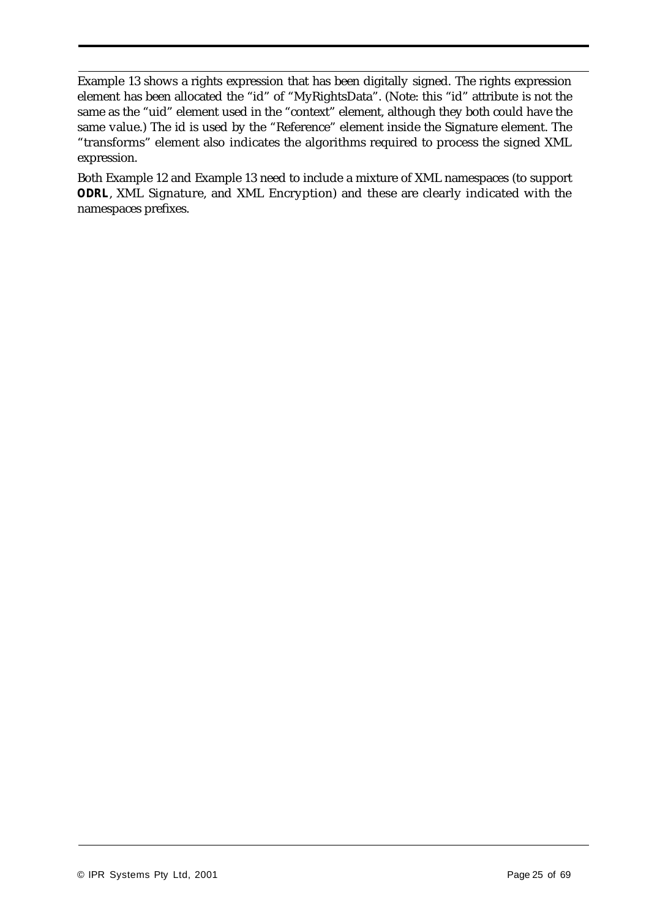Example 13 shows a rights expression that has been digitally signed. The rights expression element has been allocated the “id” of “MyRightsData”. (Note: this “id” attribute is not the same as the “uid” element used in the “context” element, although they both could have the same value.) The id is used by the “Reference” element inside the Signature element. The “transforms” element also indicates the algorithms required to process the signed XML expression.

Both Example 12 and Example 13 need to include a mixture of XML namespaces (to support **ODRL**, XML Signature, and XML Encryption) and these are clearly indicated with the namespaces prefixes.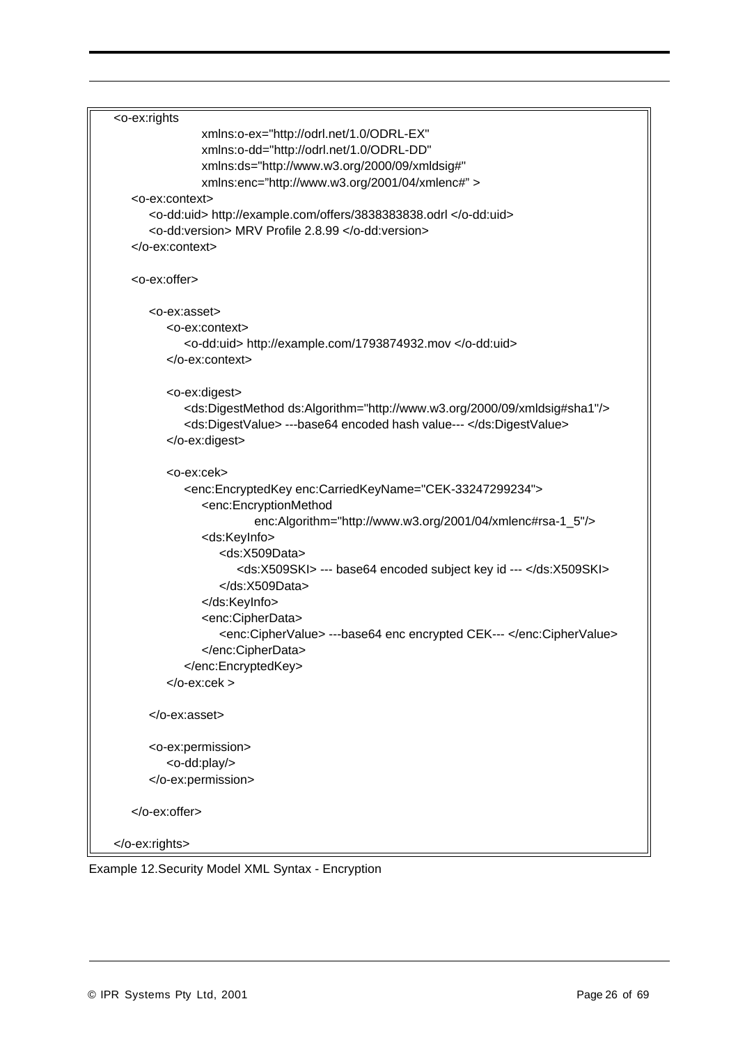```
<o-ex:rights
              xmlns:o-ex="http://odrl.net/1.0/ODRL-EX"
              xmlns:o-dd="http://odrl.net/1.0/ODRL-DD"
              xmlns:ds="http://www.w3.org/2000/09/xmldsig#"
              xmlns:enc="http://www.w3.org/2001/04/xmlenc#" >
   <o-ex:context>
      <o-dd:uid> http://example.com/offers/3838383838.odrl </o-dd:uid>
      <o-dd:version> MRV Profile 2.8.99 </o-dd:version>
   </o-ex:context>

   <o-ex:offer>

      <o-ex:asset>
         <o-ex:context>
            <o-dd:uid> http://example.com/1793874932.mov </o-dd:uid>
         </o-ex:context>

         <o-ex:digest>
            <ds:DigestMethod ds:Algorithm="http://www.w3.org/2000/09/xmldsig#sha1"/>
            <ds:DigestValue> ---base64 encoded hash value--- </ds:DigestValue>
         </o-ex:digest>

         <o-ex:cek>
            <enc:EncryptedKey enc:CarriedKeyName="CEK-33247299234">
               <enc:EncryptionMethod
                        enc:Algorithm="http://www.w3.org/2001/04/xmlenc#rsa-1_5"/>
               <ds:KeyInfo>
                  <ds:X509Data>
                     <ds:X509SKI> --- base64 encoded subject key id --- </ds:X509SKI>
                  </ds:X509Data>
               </ds:KeyInfo>
               <enc:CipherData>
                  <enc:CipherValue> ---base64 enc encrypted CEK--- </enc:CipherValue>
               </enc:CipherData>
            </enc:EncryptedKey>
         </o-ex:cek >

      </o-ex:asset>

      <o-ex:permission>
         <o-dd:play/>
      </o-ex:permission>

   </o-ex:offer>

</o-ex:rights>
```

Example 12.Security Model XML Syntax - Encryption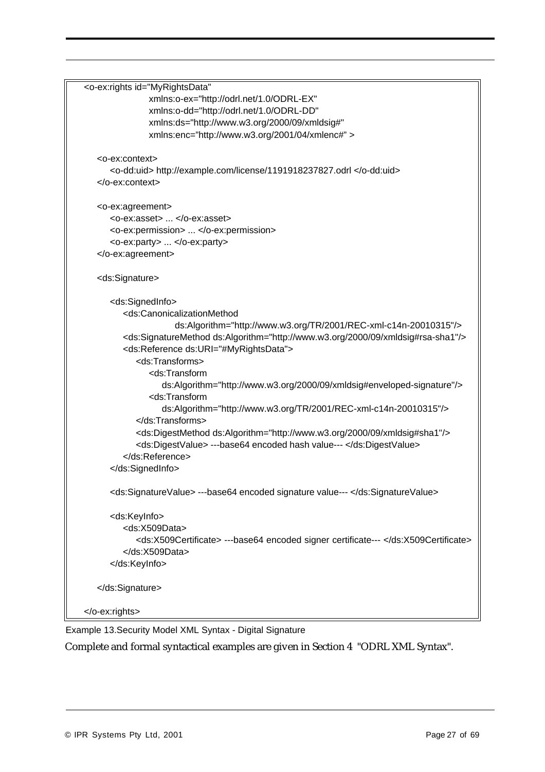```
<o-ex:rights id="MyRightsData"
                xmlns:o-ex="http://odrl.net/1.0/ODRL-EX"
                xmlns:o-dd="http://odrl.net/1.0/ODRL-DD"
                xmlns:ds="http://www.w3.org/2000/09/xmldsig#"
                xmlns:enc="http://www.w3.org/2001/04/xmlenc#" >

    <o-ex:context>
        <o-dd:uid> http://example.com/license/1191918237827.odrl </o-dd:uid>
    </o-ex:context>

    <o-ex:agreement>
        <o-ex:asset> ... </o-ex:asset>
        <o-ex:permission> ... </o-ex:permission>
        <o-ex:party> ... </o-ex:party>
    </o-ex:agreement>

    <ds:Signature>

        <ds:SignedInfo>
            <ds:CanonicalizationMethod
                        ds:Algorithm="http://www.w3.org/TR/2001/REC-xml-c14n-20010315"/>
            <ds:SignatureMethod ds:Algorithm="http://www.w3.org/2000/09/xmldsig#rsa-sha1"/>
            <ds:Reference ds:URI="#MyRightsData">
                <ds:Transforms>
                    <ds:Transform
                        ds:Algorithm="http://www.w3.org/2000/09/xmldsig#enveloped-signature"/>
                    <ds:Transform
                        ds:Algorithm="http://www.w3.org/TR/2001/REC-xml-c14n-20010315"/>
                </ds:Transforms>
                <ds:DigestMethod ds:Algorithm="http://www.w3.org/2000/09/xmldsig#sha1"/>
                <ds:DigestValue> ---base64 encoded hash value--- </ds:DigestValue>
            </ds:Reference>
        </ds:SignedInfo>

        <ds:SignatureValue> ---base64 encoded signature value--- </ds:SignatureValue>

        <ds:KeyInfo>
            <ds:X509Data>
                <ds:X509Certificate> ---base64 encoded signer certificate--- </ds:X509Certificate>
            </ds:X509Data>
        </ds:KeyInfo>

    </ds:Signature>

</o-ex:rights>
```

Example 13.Security Model XML Syntax - Digital Signature

Complete and formal syntactical examples are given in Section 4 "ODRL XML Syntax".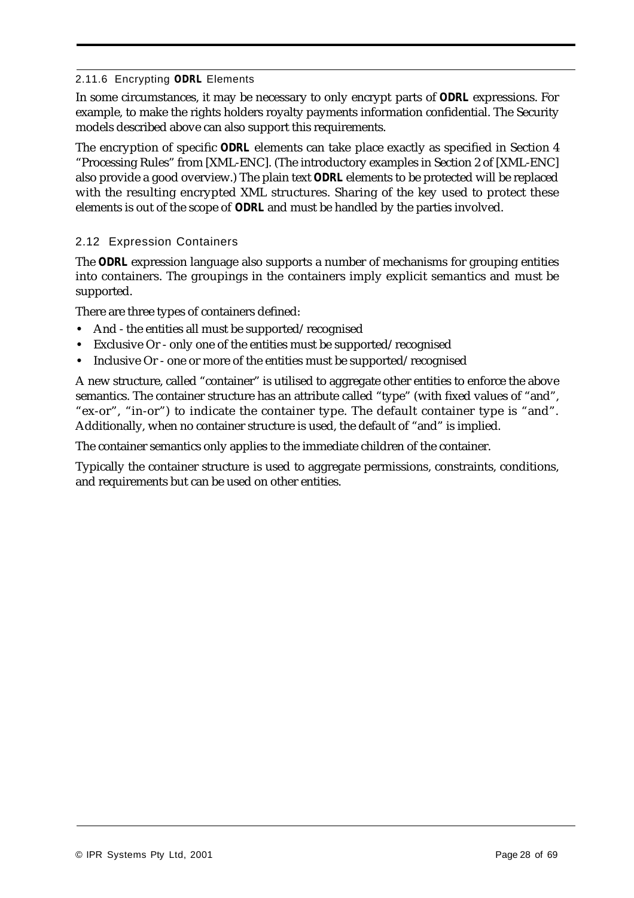#### 2.11.6 Encrypting **ODRL** Elements

In some circumstances, it may be necessary to only encrypt parts of **ODRL** expressions. For example, to make the rights holders royalty payments information confidential. The Security models described above can also support this requirements.

The encryption of specific **ODRL** elements can take place exactly as specified in Section 4 "Processing Rules" from [XML-ENC]. (The introductory examples in Section 2 of [XML-ENC] also provide a good overview.) The plain text **ODRL** elements to be protected will be replaced with the resulting encrypted XML structures. Sharing of the key used to protect these elements is out of the scope of **ODRL** and must be handled by the parties involved.

### 2.12 Expression Containers

The **ODRL** expression language also supports a number of mechanisms for grouping entities into containers. The groupings in the containers imply explicit semantics and must be supported.

There are three types of containers defined:

- And - the entities all must be supported/recognised
- Exclusive Or - only one of the entities must be supported/recognised
- Inclusive Or - one or more of the entities must be supported/recognised

A new structure, called "container" is utilised to aggregate other entities to enforce the above semantics. The container structure has an attribute called "type" (with fixed values of "and", "ex-or", "in-or") to indicate the container type. The default container type is "and". Additionally, when no container structure is used, the default of "and" is implied.

The container semantics only applies to the immediate children of the container.

Typically the container structure is used to aggregate permissions, constraints, conditions, and requirements but can be used on other entities.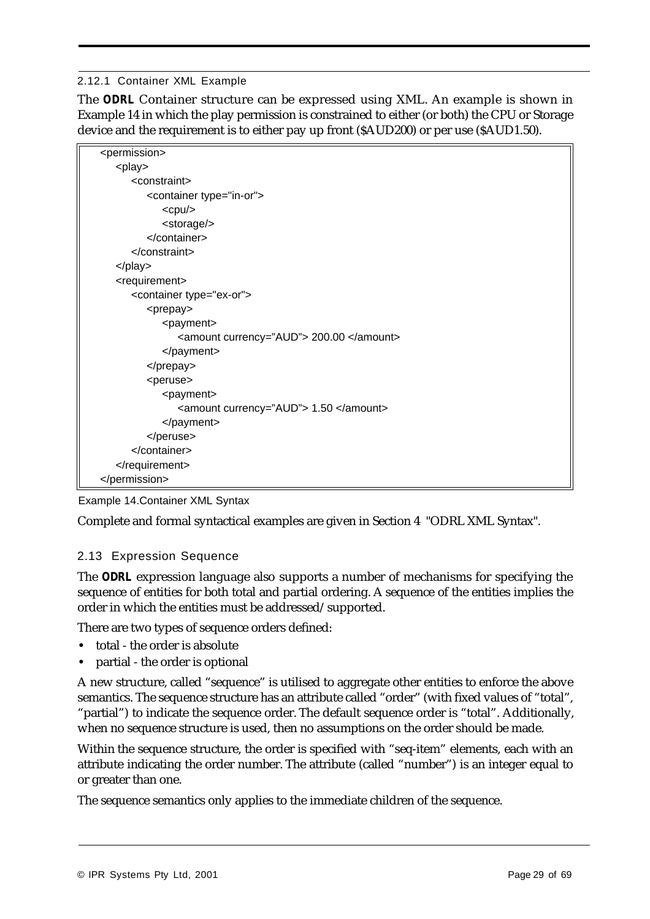### 2.12.1 Container XML Example

The **ODRL** Container structure can be expressed using XML. An example is shown in Example 14 in which the play permission is constrained to either (or both) the CPU or Storage device and the requirement is to either pay up front ($AUD200) or per use ($AUD1.50).

```
<permission>
    <play>
        <constraint>
            <container type="in-or">
                <cpu/>
                <storage/>
            </container>
        </constraint>
    </play>
    <requirement>
        <container type="ex-or">
            <prepay>
                <payment>
                    <amount currency="AUD"> 200.00 </amount>
                </payment>
            </prepay>
            <peruse>
                <payment>
                    <amount currency="AUD"> 1.50 </amount>
                </payment>
            </peruse>
        </container>
    </requirement>
</permission>
```

Example 14.Container XML Syntax

Complete and formal syntactical examples are given in Section 4 "ODRL XML Syntax".

## 2.13 Expression Sequence

The **ODRL** expression language also supports a number of mechanisms for specifying the sequence of entities for both total and partial ordering. A sequence of the entities implies the order in which the entities must be addressed/supported.

There are two types of sequence orders defined:

- total - the order is absolute
- partial - the order is optional

A new structure, called "sequence" is utilised to aggregate other entities to enforce the above semantics. The sequence structure has an attribute called "order" (with fixed values of "total", "partial") to indicate the sequence order. The default sequence order is "total". Additionally, when no sequence structure is used, then no assumptions on the order should be made.

Within the sequence structure, the order is specified with "seq-item" elements, each with an attribute indicating the order number. The attribute (called "number") is an integer equal to or greater than one.

The sequence semantics only applies to the immediate children of the sequence.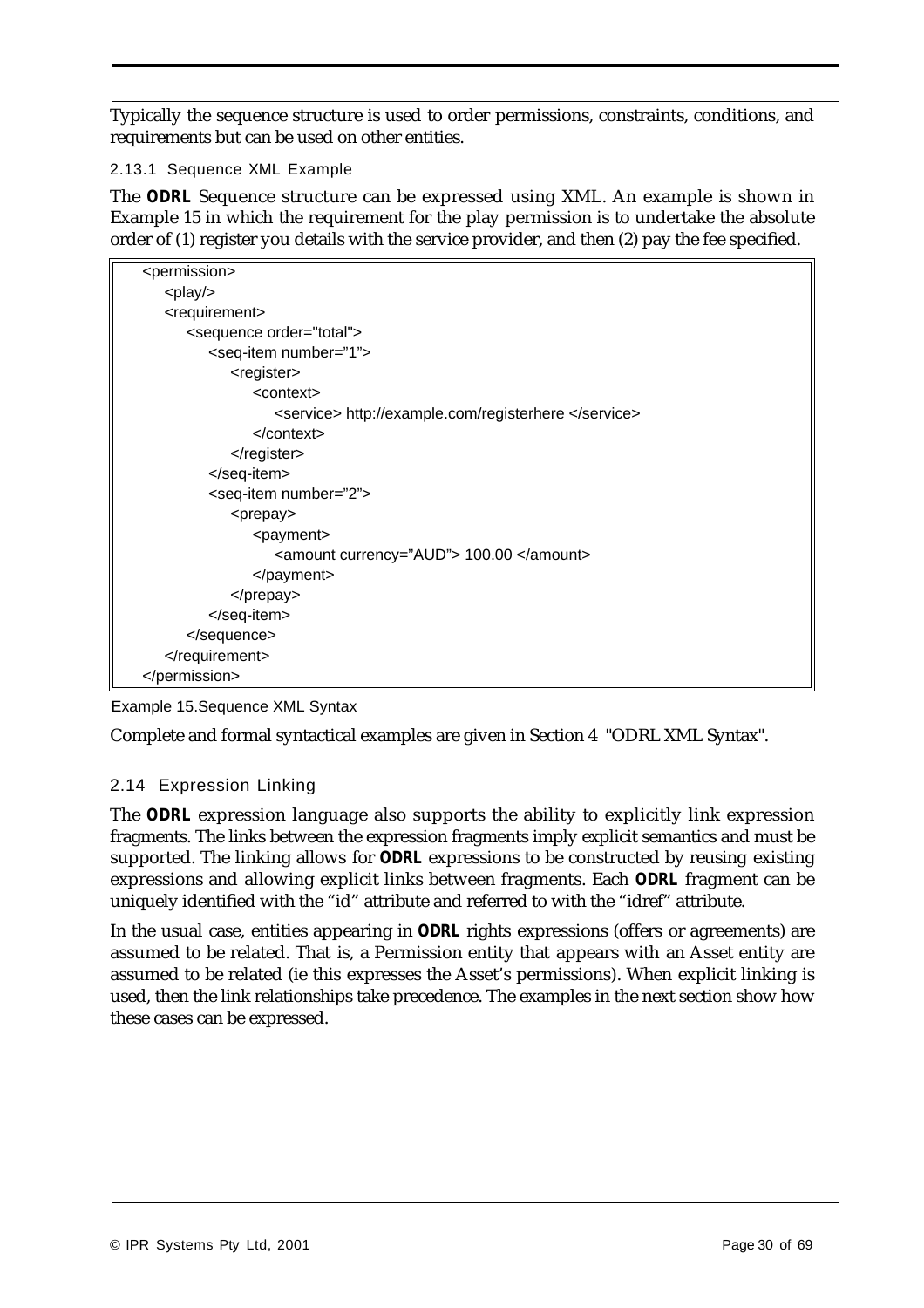Typically the sequence structure is used to order permissions, constraints, conditions, and requirements but can be used on other entities.

### 2.13.1 Sequence XML Example

The **ODRL** Sequence structure can be expressed using XML. An example is shown in Example 15 in which the requirement for the play permission is to undertake the absolute order of (1) register you details with the service provider, and then (2) pay the fee specified.

```
<permission>
    <play/>
    <requirement>
        <sequence order="total">
            <seq-item number="1">
                <register>
                    <context>
                        <service> http://example.com/registerhere </service>
                    </context>
                </register>
            </seq-item>
            <seq-item number="2">
                <prepay>
                    <payment>
                        <amount currency="AUD"> 100.00 </amount>
                    </payment>
                </prepay>
            </seq-item>
        </sequence>
    </requirement>
</permission>
```

Example 15.Sequence XML Syntax

Complete and formal syntactical examples are given in Section 4 "ODRL XML Syntax".

## 2.14 Expression Linking

The **ODRL** expression language also supports the ability to explicitly link expression fragments. The links between the expression fragments imply explicit semantics and must be supported. The linking allows for **ODRL** expressions to be constructed by reusing existing expressions and allowing explicit links between fragments. Each **ODRL** fragment can be uniquely identified with the "id" attribute and referred to with the "idref" attribute.

In the usual case, entities appearing in **ODRL** rights expressions (offers or agreements) are assumed to be related. That is, a Permission entity that appears with an Asset entity are assumed to be related (ie this expresses the Asset's permissions). When explicit linking is used, then the link relationships take precedence. The examples in the next section show how these cases can be expressed.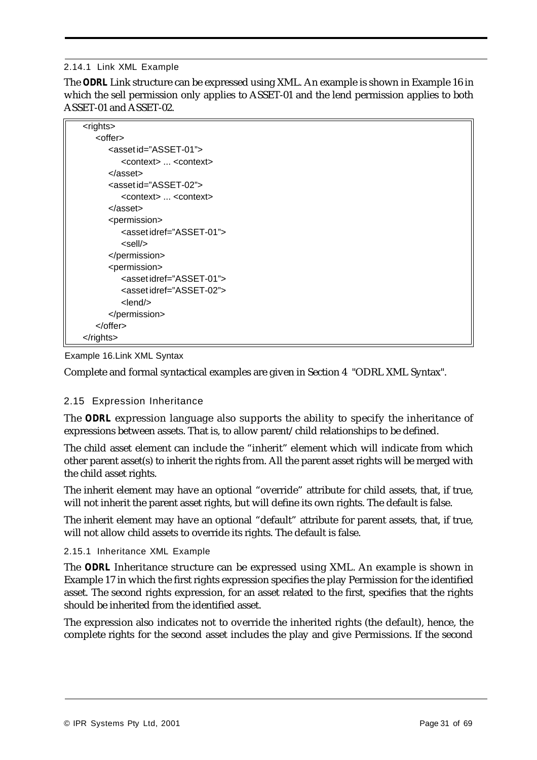#### 2.14.1 Link XML Example

The **ODRL** Link structure can be expressed using XML. An example is shown in Example 16 in which the sell permission only applies to ASSET-01 and the lend permission applies to both ASSET-01 and ASSET-02.

```
<rights>
    <offer>
        <asset id="ASSET-01">
            <context> ... <context>
        </asset>
        <asset id="ASSET-02">
            <context> ... <context>
        </asset>
        <permission>
            <asset idref="ASSET-01">
            <sell/>
        </permission>
        <permission>
            <asset idref="ASSET-01">
            <asset idref="ASSET-02">
            <lend/>
        </permission>
    </offer>
</rights>
```

Example 16.Link XML Syntax

Complete and formal syntactical examples are given in Section 4 "ODRL XML Syntax".

### 2.15 Expression Inheritance

The **ODRL** expression language also supports the ability to specify the inheritance of expressions between assets. That is, to allow parent/child relationships to be defined.

The child asset element can include the "inherit" element which will indicate from which other parent asset(s) to inherit the rights from. All the parent asset rights will be merged with the child asset rights.

The inherit element may have an optional "override" attribute for child assets, that, if true, will not inherit the parent asset rights, but will define its own rights. The default is false.

The inherit element may have an optional "default" attribute for parent assets, that, if true, will not allow child assets to override its rights. The default is false.

#### 2.15.1 Inheritance XML Example

The **ODRL** Inheritance structure can be expressed using XML. An example is shown in Example 17 in which the first rights expression specifies the play Permission for the identified asset. The second rights expression, for an asset related to the first, specifies that the rights should be inherited from the identified asset.

The expression also indicates not to override the inherited rights (the default), hence, the complete rights for the second asset includes the play and give Permissions. If the second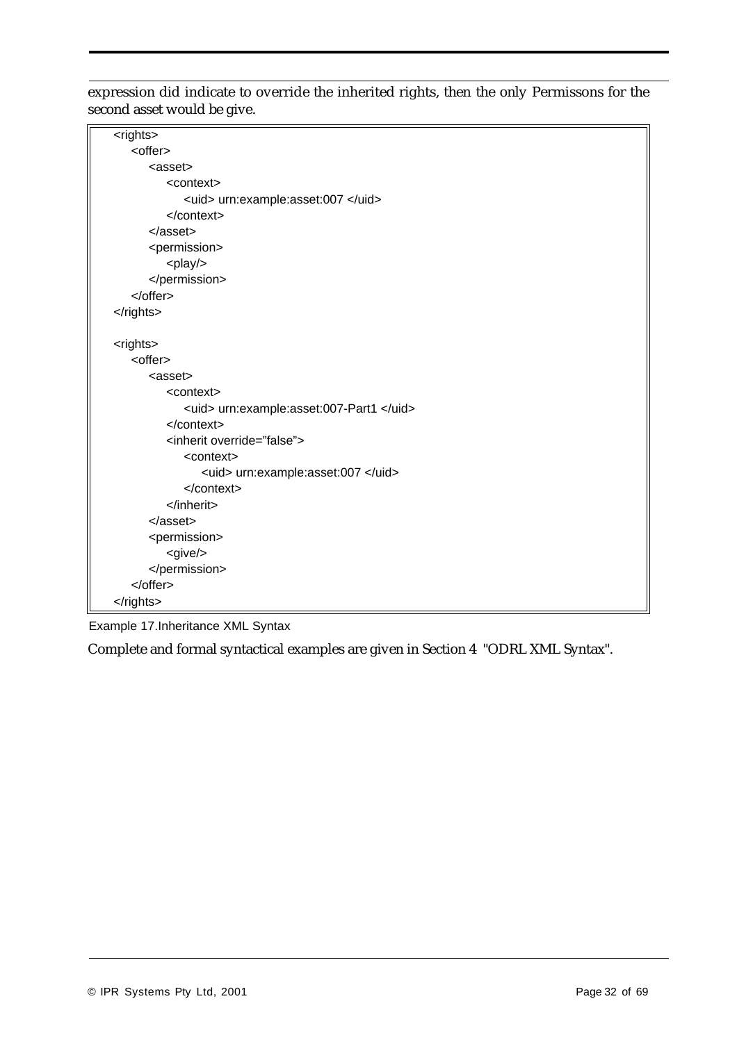expression did indicate to override the inherited rights, then the only Permissons for the second asset would be give.

```
<rights>
    <offer>
        <asset>
            <context>
                <uid> urn:example:asset:007 </uid>
            </context>
        </asset>
        <permission>
            <play/>
        </permission>
    </offer>
</rights>

<rights>
    <offer>
        <asset>
            <context>
                <uid> urn:example:asset:007-Part1 </uid>
            </context>
            <inherit override="false">
                <context>
                    <uid> urn:example:asset:007 </uid>
                </context>
            </inherit>
        </asset>
        <permission>
            <give/>
        </permission>
    </offer>
</rights>
```

Example 17.Inheritance XML Syntax

Complete and formal syntactical examples are given in Section 4 "ODRL XML Syntax".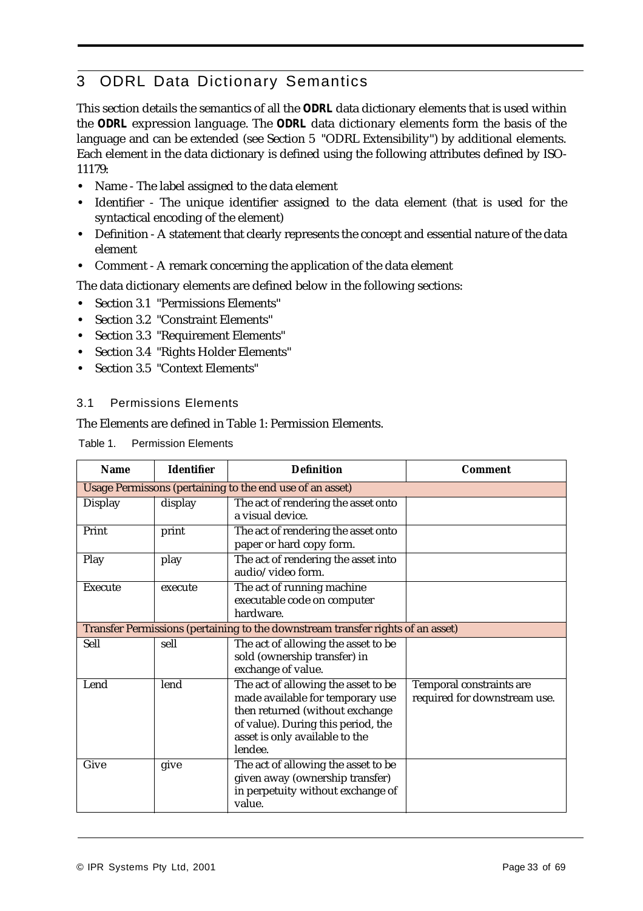# 3 ODRL Data Dictionary Semantics

This section details the semantics of all the **ODRL** data dictionary elements that is used within the **ODRL** expression language. The **ODRL** data dictionary elements form the basis of the language and can be extended (see Section 5 "ODRL Extensibility") by additional elements. Each element in the data dictionary is defined using the following attributes defined by ISO-11179:

- Name - The label assigned to the data element
- Identifier - The unique identifier assigned to the data element (that is used for the syntactical encoding of the element)
- Definition - A statement that clearly represents the concept and essential nature of the data element
- Comment - A remark concerning the application of the data element

The data dictionary elements are defined below in the following sections:

- Section 3.1 "Permissions Elements"
- Section 3.2 "Constraint Elements"
- Section 3.3 "Requirement Elements"
- Section 3.4 "Rights Holder Elements"
- Section 3.5 "Context Elements"

## 3.1 Permissions Elements

The Elements are defined in Table 1: Permission Elements.

Table 1. Permission Elements

| Name | Identifier | Definition | Comment |
|---|---|---|---|
| Usage Permissons (pertaining to the end use of an asset) | | | |
| Display | display | The act of rendering the asset onto a visual device. | |
| Print | print | The act of rendering the asset onto paper or hard copy form. | |
| Play | play | The act of rendering the asset into audio/video form. | |
| Execute | execute | The act of running machine executable code on computer hardware. | |
| Transfer Permissions (pertaining to the downstream transfer rights of an asset) | | | |
| Sell | sell | The act of allowing the asset to be sold (ownership transfer) in exchange of value. | |
| Lend | lend | The act of allowing the asset to be made available for temporary use then returned (without exchange of value). During this period, the asset is only available to the lendee. | Temporal constraints are required for downstream use. |
| Give | give | The act of allowing the asset to be given away (ownership transfer) in perpetuity without exchange of value. | |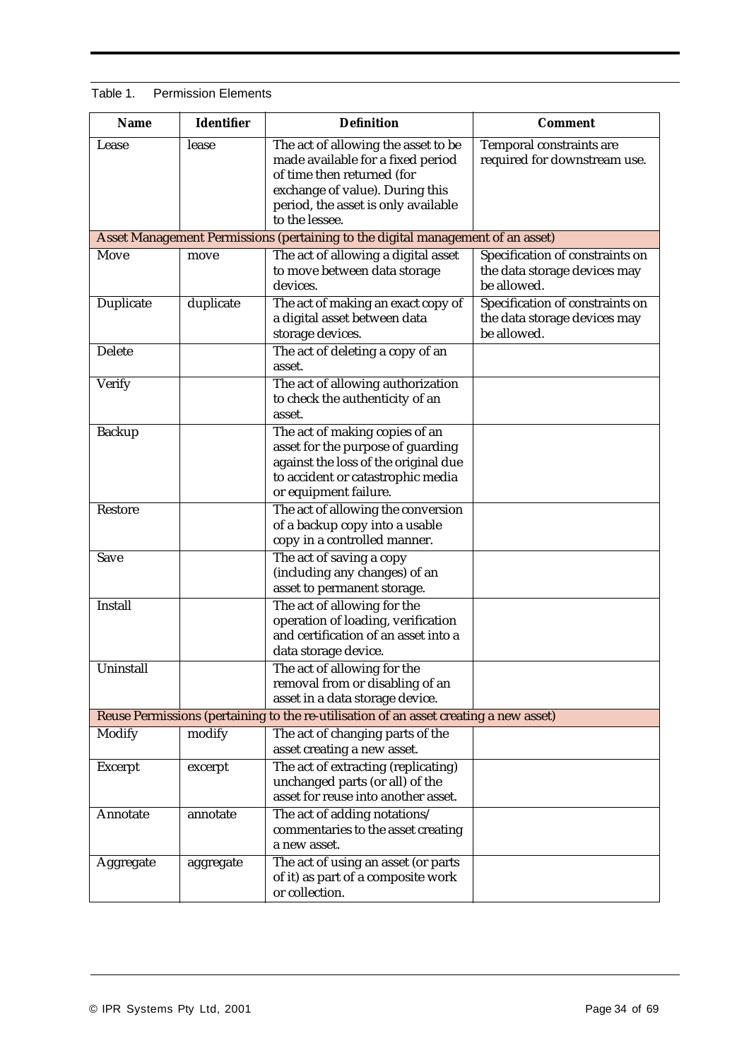Table 1. Permission Elements

| Name | Identifier | Definition | Comment |
|---|---|---|---|
| Lease | lease | The act of allowing the asset to be made available for a fixed period of time then returned (for exchange of value). During this period, the asset is only available to the lessee. | Temporal constraints are required for downstream use. |
| Asset Management Permissions (pertaining to the digital management of an asset) | | | |
| Move | move | The act of allowing a digital asset to move between data storage devices. | Specification of constraints on the data storage devices may be allowed. |
| Duplicate | duplicate | The act of making an exact copy of a digital asset between data storage devices. | Specification of constraints on the data storage devices may be allowed. |
| Delete | | The act of deleting a copy of an asset. | |
| Verify | | The act of allowing authorization to check the authenticity of an asset. | |
| Backup | | The act of making copies of an asset for the purpose of guarding against the loss of the original due to accident or catastrophic media or equipment failure. | |
| Restore | | The act of allowing the conversion of a backup copy into a usable copy in a controlled manner. | |
| Save | | The act of saving a copy (including any changes) of an asset to permanent storage. | |
| Install | | The act of allowing for the operation of loading, verification and certification of an asset into a data storage device. | |
| Uninstall | | The act of allowing for the removal from or disabling of an asset in a data storage device. | |
| Reuse Permissions (pertaining to the re-utilisation of an asset creating a new asset) | | | |
| Modify | modify | The act of changing parts of the asset creating a new asset. | |
| Excerpt | excerpt | The act of extracting (replicating) unchanged parts (or all) of the asset for reuse into another asset. | |
| Annotate | annotate | The act of adding notations/ commentaries to the asset creating a new asset. | |
| Aggregate | aggregate | The act of using an asset (or parts of it) as part of a composite work or collection. | |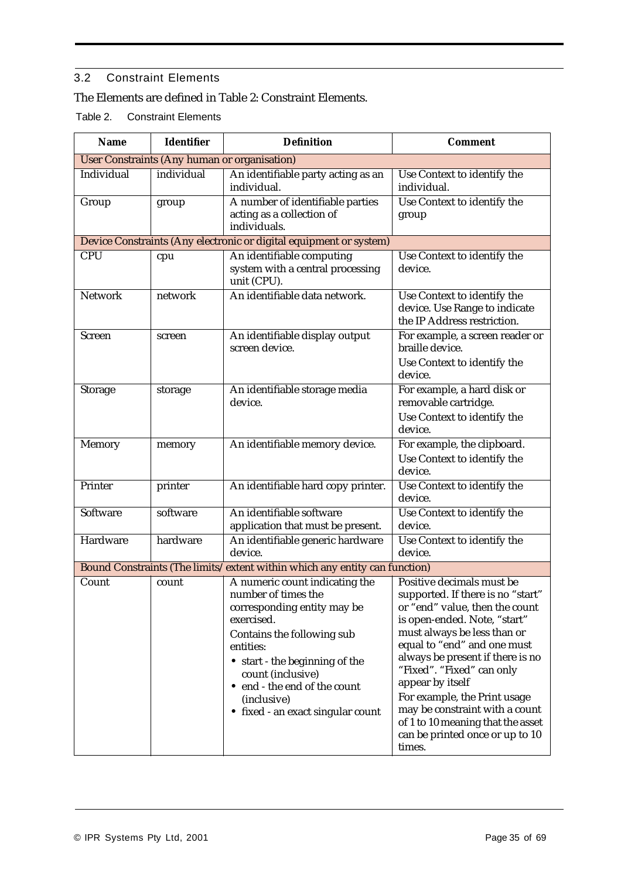## 3.2 Constraint Elements

The Elements are defined in Table 2: Constraint Elements.

Table 2. Constraint Elements

| Name | Identifier | Definition | Comment |
|---|---|---|---|
| User Constraints (Any human or organisation) | | | |
| Individual | individual | An identifiable party acting as an individual. | Use Context to identify the individual. |
| Group | group | A number of identifiable parties acting as a collection of individuals. | Use Context to identify the group |
| Device Constraints (Any electronic or digital equipment or system) | | | |
| CPU | cpu | An identifiable computing system with a central processing unit (CPU). | Use Context to identify the device. |
| Network | network | An identifiable data network. | Use Context to identify the device. Use Range to indicate the IP Address restriction. |
| Screen | screen | An identifiable display output screen device. | For example, a screen reader or braille device.<br>Use Context to identify the device. |
| Storage | storage | An identifiable storage media device. | For example, a hard disk or removable cartridge.<br>Use Context to identify the device. |
| Memory | memory | An identifiable memory device. | For example, the clipboard.<br>Use Context to identify the device. |
| Printer | printer | An identifiable hard copy printer. | Use Context to identify the device. |
| Software | software | An identifiable software application that must be present. | Use Context to identify the device. |
| Hardware | hardware | An identifiable generic hardware device. | Use Context to identify the device. |
| Bound Constraints (The limits/ extent within which any entity can function) | | | |
| Count | count | A numeric count indicating the number of times the corresponding entity may be exercised.<br>Contains the following sub entities:<br>• start - the beginning of the count (inclusive)<br>• end - the end of the count (inclusive)<br>• fixed - an exact singular count | Positive decimals must be supported. If there is no "start" or "end" value, then the count is open-ended. Note, "start" must always be less than or equal to "end" and one must always be present if there is no "Fixed". "Fixed" can only appear by itself<br>For example, the Print usage may be constraint with a count of 1 to 10 meaning that the asset can be printed once or up to 10 times. |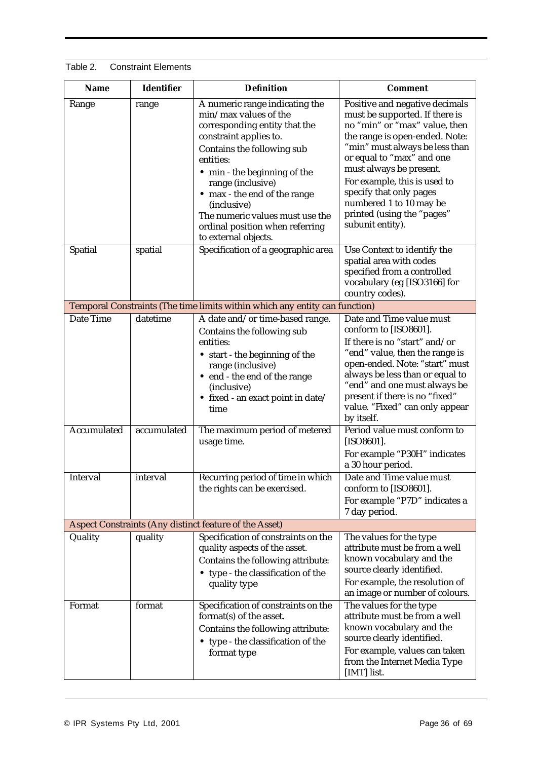Table 2. Constraint Elements

| Name | Identifier | Definition | Comment |
|---|---|---|---|
| Range | range | A numeric range indicating the min/max values of the corresponding entity that the constraint applies to.<br>Contains the following sub entities:<br>• min - the beginning of the range (inclusive)<br>• max - the end of the range (inclusive)<br>The numeric values must use the ordinal position when referring to external objects. | Positive and negative decimals must be supported. If there is no "min" or "max" value, then the range is open-ended. Note: "min" must always be less than or equal to "max" and one must always be present.<br>For example, this is used to specify that only pages numbered 1 to 10 may be printed (using the "pages" subunit entity). |
| Spatial | spatial | Specification of a geographic area | Use Context to identify the spatial area with codes specified from a controlled vocabulary (eg [ISO3166] for country codes). |
| Temporal Constraints (The time limits within which any entity can function) | | | |
| Date Time | datetime | A date and/or time-based range.<br>Contains the following sub entities:<br>• start - the beginning of the range (inclusive)<br>• end - the end of the range (inclusive)<br>• fixed - an exact point in date/time | Date and Time value must conform to [ISO8601].<br>If there is no "start" and/or "end" value, then the range is open-ended. Note: "start" must always be less than or equal to "end" and one must always be present if there is no "fixed" value. "Fixed" can only appear by itself. |
| Accumulated | accumulated | The maximum period of metered usage time. | Period value must conform to [ISO8601].<br>For example "P30H" indicates a 30 hour period. |
| Interval | interval | Recurring period of time in which the rights can be exercised. | Date and Time value must conform to [ISO8601].<br>For example "P7D" indicates a 7 day period. |
| Aspect Constraints (Any distinct feature of the Asset) | | | |
| Quality | quality | Specification of constraints on the quality aspects of the asset.<br>Contains the following attribute:<br>• type - the classification of the quality type | The values for the type attribute must be from a well known vocabulary and the source clearly identified.<br>For example, the resolution of an image or number of colours. |
| Format | format | Specification of constraints on the format(s) of the asset.<br>Contains the following attribute:<br>• type - the classification of the format type | The values for the type attribute must be from a well known vocabulary and the source clearly identified.<br>For example, values can taken from the Internet Media Type [IMT] list. |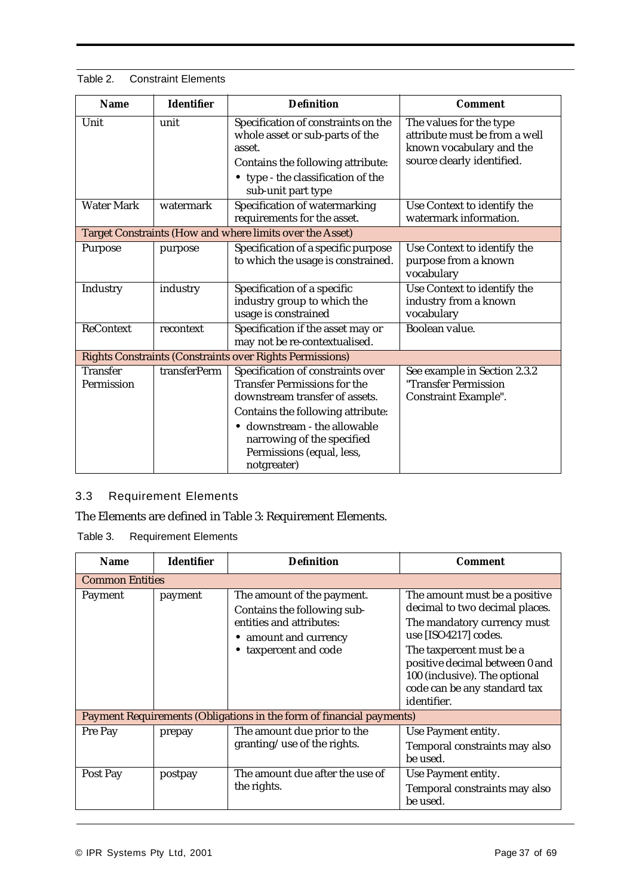Table 2. Constraint Elements

| Name | Identifier | Definition | Comment |
|---|---|---|---|
| Unit | unit | Specification of constraints on the whole asset or sub-parts of the asset.<br>Contains the following attribute:<br>• type - the classification of the sub-unit part type | The values for the type attribute must be from a well known vocabulary and the source clearly identified. |
| Water Mark | watermark | Specification of watermarking requirements for the asset. | Use Context to identify the watermark information. |
| Target Constraints (How and where limits over the Asset) | | | |
| Purpose | purpose | Specification of a specific purpose to which the usage is constrained. | Use Context to identify the purpose from a known vocabulary |
| Industry | industry | Specification of a specific industry group to which the usage is constrained | Use Context to identify the industry from a known vocabulary |
| ReContext | recontext | Specification if the asset may or may not be re-contextualised. | Boolean value. |
| Rights Constraints (Constraints over Rights Permissions) | | | |
| Transfer Permission | transferPerm | Specification of constraints over Transfer Permissions for the downstream transfer of assets.<br>Contains the following attribute:<br>• downstream - the allowable narrowing of the specified Permissions (equal, less, notgreater) | See example in Section 2.3.2 "Transfer Permission Constraint Example". |

## 3.3 Requirement Elements

The Elements are defined in Table 3: Requirement Elements.

Table 3. Requirement Elements

| Name | Identifier | Definition | Comment |
|---|---|---|---|
| Common Entities | | | |
| Payment | payment | The amount of the payment.<br>Contains the following sub-entities and attributes:<br>• amount and currency<br>• taxpercent and code | The amount must be a positive decimal to two decimal places.<br>The mandatory currency must use [ISO4217] codes.<br>The taxpercent must be a positive decimal between 0 and 100 (inclusive). The optional code can be any standard tax identifier. |
| Payment Requirements (Obligations in the form of financial payments) | | | |
| Pre Pay | prepay | The amount due prior to the granting/use of the rights. | Use Payment entity.<br>Temporal constraints may also be used. |
| Post Pay | postpay | The amount due after the use of the rights. | Use Payment entity.<br>Temporal constraints may also be used. |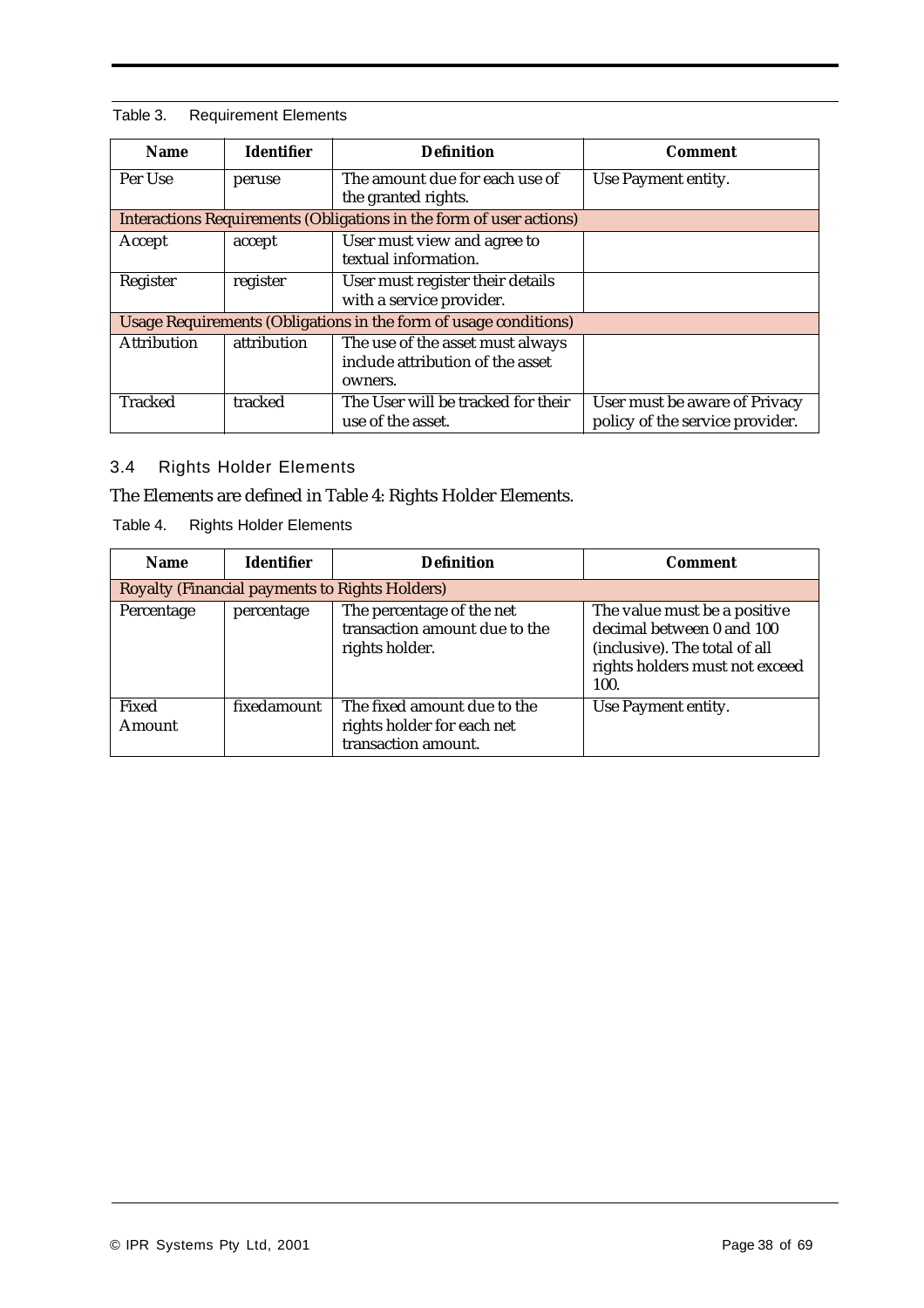Table 3. Requirement Elements

| Name | Identifier | Definition | Comment |
|---|---|---|---|
| Per Use | peruse | The amount due for each use of the granted rights. | Use Payment entity. |
| Interactions Requirements (Obligations in the form of user actions) | | | |
| Accept | accept | User must view and agree to textual information. | |
| Register | register | User must register their details with a service provider. | |
| Usage Requirements (Obligations in the form of usage conditions) | | | |
| Attribution | attribution | The use of the asset must always include attribution of the asset owners. | |
| Tracked | tracked | The User will be tracked for their use of the asset. | User must be aware of Privacy policy of the service provider. |

### 3.4 Rights Holder Elements

The Elements are defined in Table 4: Rights Holder Elements.

Table 4. Rights Holder Elements

| Name | Identifier | Definition | Comment |
|---|---|---|---|
| Royalty (Financial payments to Rights Holders) | | | |
| Percentage | percentage | The percentage of the net transaction amount due to the rights holder. | The value must be a positive decimal between 0 and 100 (inclusive). The total of all rights holders must not exceed 100. |
| Fixed Amount | fixedamount | The fixed amount due to the rights holder for each net transaction amount. | Use Payment entity. |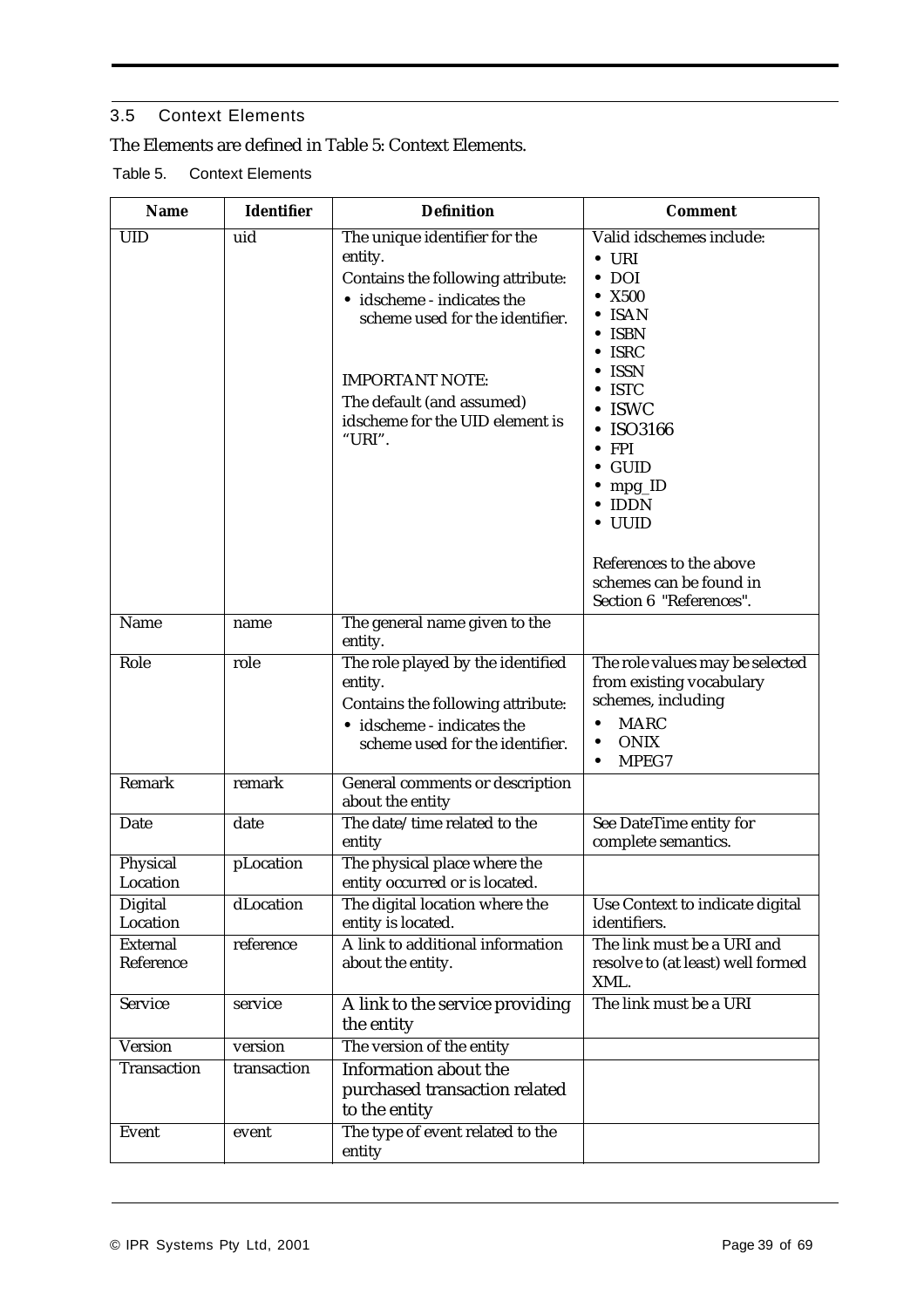### 3.5 Context Elements

The Elements are defined in Table 5: Context Elements.

Table 5. Context Elements

| Name | Identifier | Definition | Comment |
|---|---|---|---|
| UID | uid | The unique identifier for the entity.<br>Contains the following attribute:<br>• idscheme - indicates the scheme used for the identifier.<br><br>IMPORTANT NOTE:<br>The default (and assumed) idscheme for the UID element is "URI". | Valid idschemes include:<br>• URI<br>• DOI<br>• X500<br>• ISAN<br>• ISBN<br>• ISRC<br>• ISSN<br>• ISTC<br>• ISWC<br>• ISO3166<br>• FPI<br>• GUID<br>• mpg_ID<br>• IDDN<br>• UUID<br><br>References to the above schemes can be found in Section 6 "References". |
| Name | name | The general name given to the entity. | |
| Role | role | The role played by the identified entity.<br>Contains the following attribute:<br>• idscheme - indicates the scheme used for the identifier. | The role values may be selected from existing vocabulary schemes, including<br>• MARC<br>• ONIX<br>• MPEG7 |
| Remark | remark | General comments or description about the entity | |
| Date | date | The date/time related to the entity | See DateTime entity for complete semantics. |
| Physical Location | pLocation | The physical place where the entity occurred or is located. | |
| Digital Location | dLocation | The digital location where the entity is located. | Use Context to indicate digital identifiers. |
| External Reference | reference | A link to additional information about the entity. | The link must be a URI and resolve to (at least) well formed XML. |
| Service | service | A link to the service providing the entity | The link must be a URI |
| Version | version | The version of the entity | |
| Transaction | transaction | Information about the purchased transaction related to the entity | |
| Event | event | The type of event related to the entity | |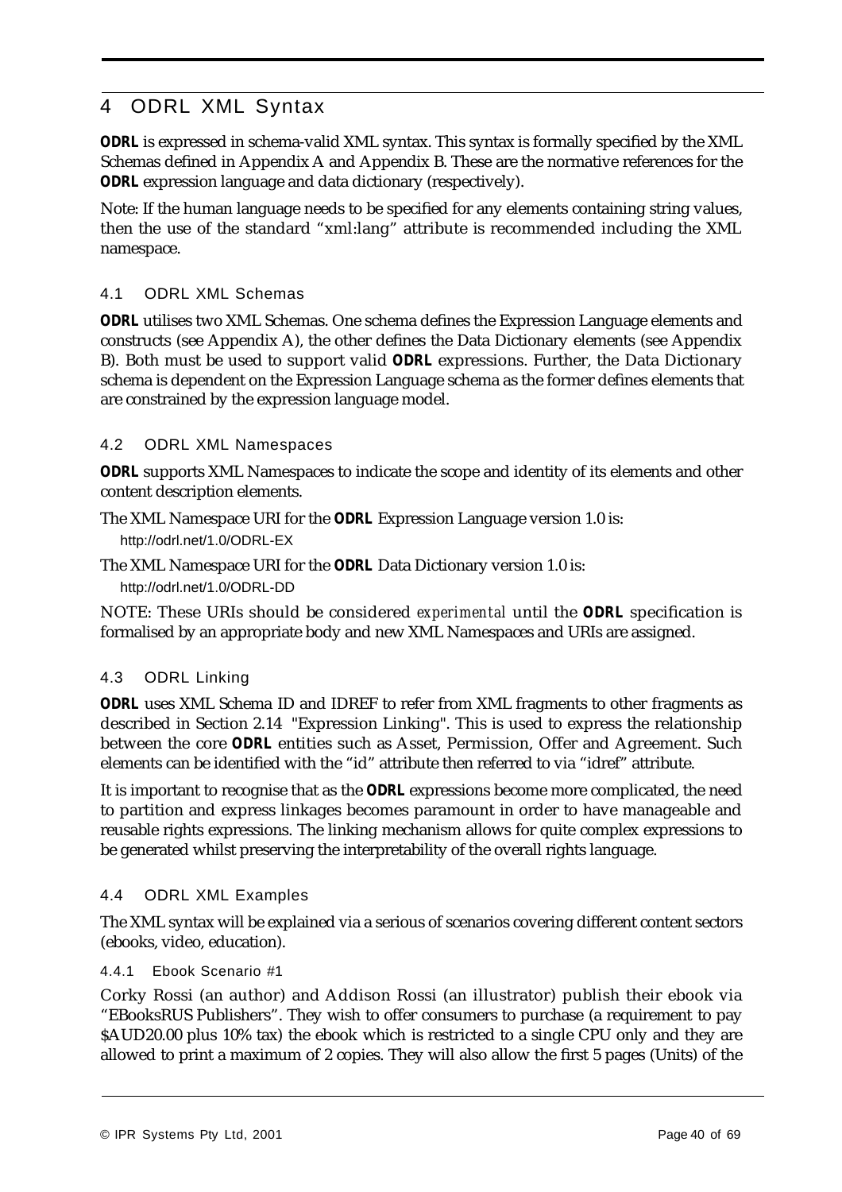# 4 ODRL XML Syntax

**ODRL** is expressed in schema-valid XML syntax. This syntax is formally specified by the XML Schemas defined in Appendix A and Appendix B. These are the normative references for the **ODRL** expression language and data dictionary (respectively).

Note: If the human language needs to be specified for any elements containing string values, then the use of the standard "xml:lang" attribute is recommended including the XML namespace.

## 4.1 ODRL XML Schemas

**ODRL** utilises two XML Schemas. One schema defines the Expression Language elements and constructs (see Appendix A), the other defines the Data Dictionary elements (see Appendix B). Both must be used to support valid **ODRL** expressions. Further, the Data Dictionary schema is dependent on the Expression Language schema as the former defines elements that are constrained by the expression language model.

## 4.2 ODRL XML Namespaces

**ODRL** supports XML Namespaces to indicate the scope and identity of its elements and other content description elements.

The XML Namespace URI for the **ODRL** Expression Language version 1.0 is:

http://odrl.net/1.0/ODRL-EX

The XML Namespace URI for the **ODRL** Data Dictionary version 1.0 is:

http://odrl.net/1.0/ODRL-DD

NOTE: These URIs should be considered *experimental* until the **ODRL** specification is formalised by an appropriate body and new XML Namespaces and URIs are assigned.

## 4.3 ODRL Linking

**ODRL** uses XML Schema ID and IDREF to refer from XML fragments to other fragments as described in Section 2.14 "Expression Linking". This is used to express the relationship between the core **ODRL** entities such as Asset, Permission, Offer and Agreement. Such elements can be identified with the "id" attribute then referred to via "idref" attribute.

It is important to recognise that as the **ODRL** expressions become more complicated, the need to partition and express linkages becomes paramount in order to have manageable and reusable rights expressions. The linking mechanism allows for quite complex expressions to be generated whilst preserving the interpretability of the overall rights language.

## 4.4 ODRL XML Examples

The XML syntax will be explained via a serious of scenarios covering different content sectors (ebooks, video, education).

### 4.4.1 Ebook Scenario #1

Corky Rossi (an author) and Addison Rossi (an illustrator) publish their ebook via "EBooksRUS Publishers". They wish to offer consumers to purchase (a requirement to pay $AUD20.00 plus 10% tax) the ebook which is restricted to a single CPU only and they are allowed to print a maximum of 2 copies. They will also allow the first 5 pages (Units) of the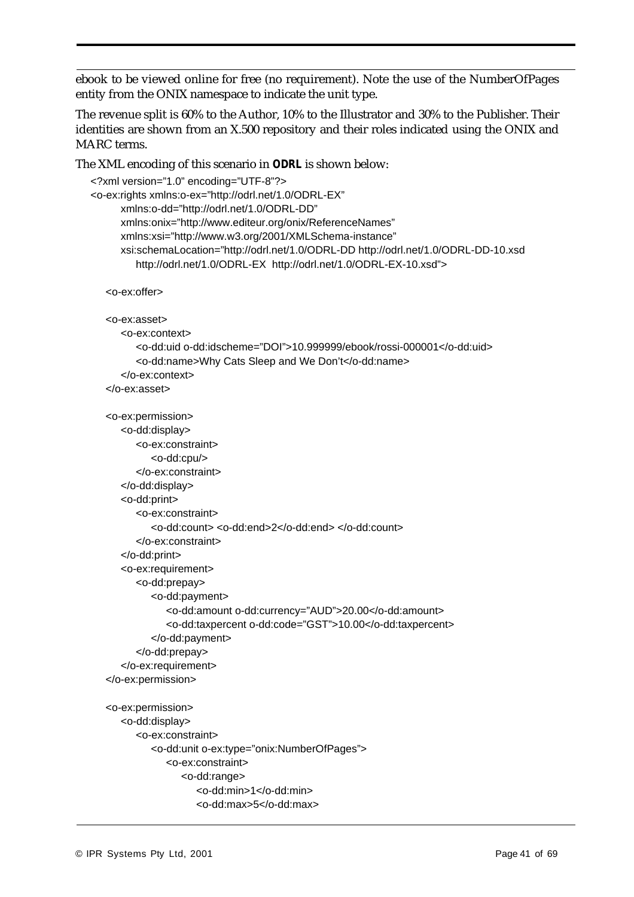ebook to be viewed online for free (no requirement). Note the use of the NumberOfPages entity from the ONIX namespace to indicate the unit type.

The revenue split is 60% to the Author, 10% to the Illustrator and 30% to the Publisher. Their identities are shown from an X.500 repository and their roles indicated using the ONIX and MARC terms.

The XML encoding of this scenario in **ODRL** is shown below:

```
<?xml version="1.0" encoding="UTF-8"?>
<o-ex:rights xmlns:o-ex="http://odrl.net/1.0/ODRL-EX"
        xmlns:o-dd="http://odrl.net/1.0/ODRL-DD"
        xmlns:onix="http://www.editeur.org/onix/ReferenceNames"
        xmlns:xsi="http://www.w3.org/2001/XMLSchema-instance"
        xsi:schemaLocation="http://odrl.net/1.0/ODRL-DD http://odrl.net/1.0/ODRL-DD-10.xsd
            http://odrl.net/1.0/ODRL-EX  http://odrl.net/1.0/ODRL-EX-10.xsd">

    <o-ex:offer>

    <o-ex:asset>
        <o-ex:context>
            <o-dd:uid o-dd:idscheme="DOI">10.999999/ebook/rossi-000001</o-dd:uid>
            <o-dd:name>Why Cats Sleep and We Don't</o-dd:name>
        </o-ex:context>
    </o-ex:asset>

    <o-ex:permission>
        <o-dd:display>
            <o-ex:constraint>
                <o-dd:cpu/>
            </o-ex:constraint>
        </o-dd:display>
        <o-dd:print>
            <o-ex:constraint>
                <o-dd:count> <o-dd:end>2</o-dd:end> </o-dd:count>
            </o-ex:constraint>
        </o-dd:print>
        <o-ex:requirement>
            <o-dd:prepay>
                <o-dd:payment>
                    <o-dd:amount o-dd:currency="AUD">20.00</o-dd:amount>
                    <o-dd:taxpercent o-dd:code="GST">10.00</o-dd:taxpercent>
                </o-dd:payment>
            </o-dd:prepay>
        </o-ex:requirement>
    </o-ex:permission>

    <o-ex:permission>
        <o-dd:display>
            <o-ex:constraint>
                <o-dd:unit o-ex:type="onix:NumberOfPages">
                    <o-ex:constraint>
                        <o-dd:range>
                            <o-dd:min>1</o-dd:min>
                            <o-dd:max>5</o-dd:max>
```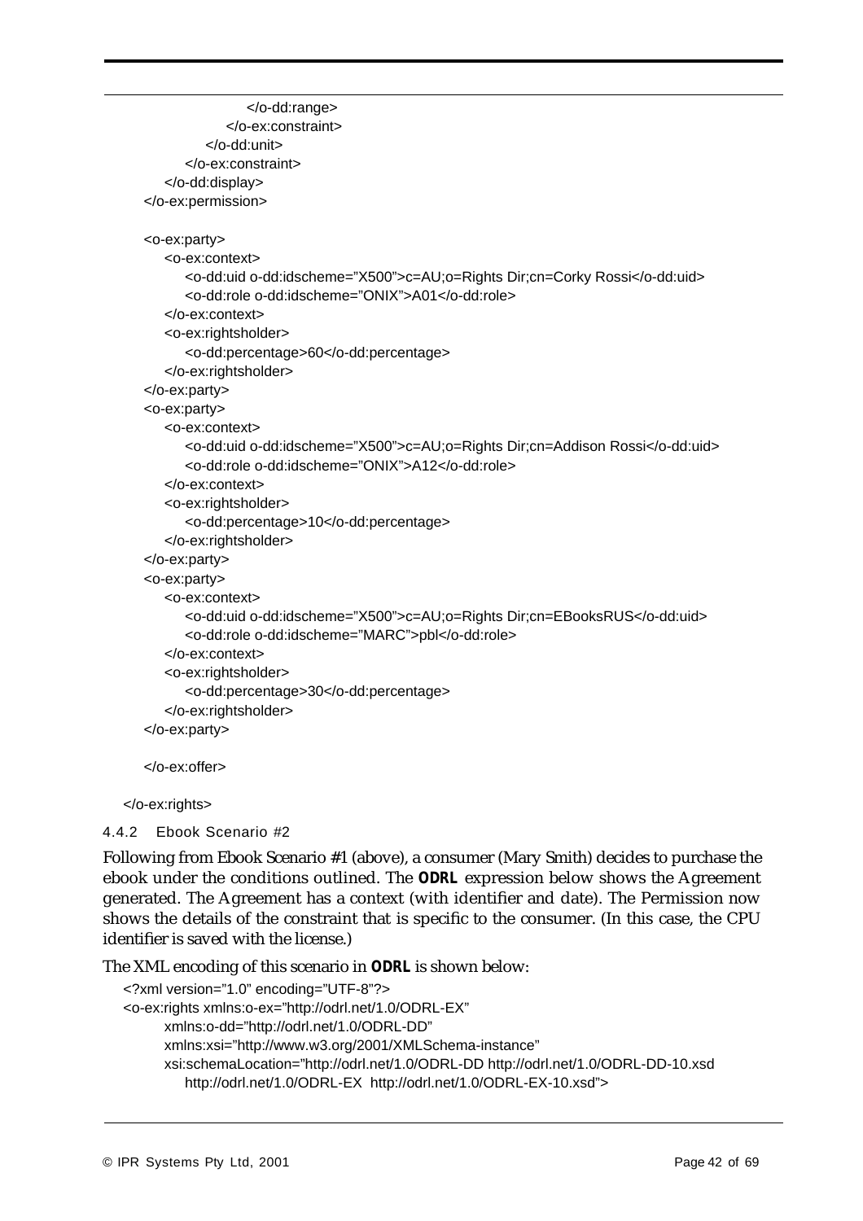```
                    </o-dd:range>
                </o-ex:constraint>
            </o-dd:unit>
        </o-ex:constraint>
    </o-dd:display>
</o-ex:permission>

<o-ex:party>
    <o-ex:context>
        <o-dd:uid o-dd:idscheme="X500">c=AU;o=Rights Dir;cn=Corky Rossi</o-dd:uid>
        <o-dd:role o-dd:idscheme="ONIX">A01</o-dd:role>
    </o-ex:context>
    <o-ex:rightsholder>
        <o-dd:percentage>60</o-dd:percentage>
    </o-ex:rightsholder>
</o-ex:party>
<o-ex:party>
    <o-ex:context>
        <o-dd:uid o-dd:idscheme="X500">c=AU;o=Rights Dir;cn=Addison Rossi</o-dd:uid>
        <o-dd:role o-dd:idscheme="ONIX">A12</o-dd:role>
    </o-ex:context>
    <o-ex:rightsholder>
        <o-dd:percentage>10</o-dd:percentage>
    </o-ex:rightsholder>
</o-ex:party>
<o-ex:party>
    <o-ex:context>
        <o-dd:uid o-dd:idscheme="X500">c=AU;o=Rights Dir;cn=EBooksRUS</o-dd:uid>
        <o-dd:role o-dd:idscheme="MARC">pbl</o-dd:role>
    </o-ex:context>
    <o-ex:rightsholder>
        <o-dd:percentage>30</o-dd:percentage>
    </o-ex:rightsholder>
</o-ex:party>

</o-ex:offer>

</o-ex:rights>
```

#### 4.4.2 Ebook Scenario #2

Following from Ebook Scenario #1 (above), a consumer (Mary Smith) decides to purchase the ebook under the conditions outlined. The **ODRL** expression below shows the Agreement generated. The Agreement has a context (with identifier and date). The Permission now shows the details of the constraint that is specific to the consumer. (In this case, the CPU identifier is saved with the license.)

The XML encoding of this scenario in **ODRL** is shown below:

```
<?xml version="1.0" encoding="UTF-8"?>
<o-ex:rights xmlns:o-ex="http://odrl.net/1.0/ODRL-EX"
      xmlns:o-dd="http://odrl.net/1.0/ODRL-DD"
      xmlns:xsi="http://www.w3.org/2001/XMLSchema-instance"
      xsi:schemaLocation="http://odrl.net/1.0/ODRL-DD http://odrl.net/1.0/ODRL-DD-10.xsd
         http://odrl.net/1.0/ODRL-EX  http://odrl.net/1.0/ODRL-EX-10.xsd">
```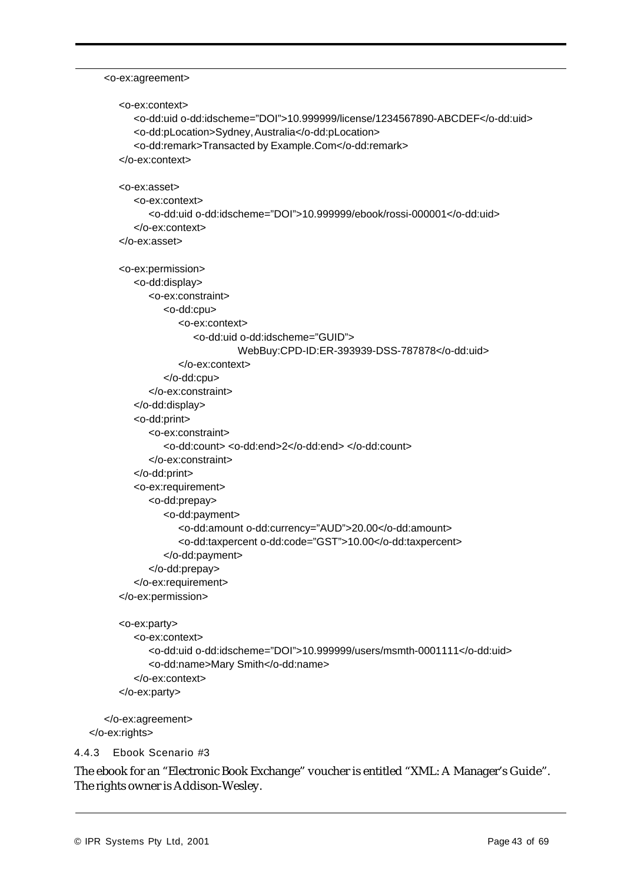```
    <o-ex:agreement>

        <o-ex:context>
            <o-dd:uid o-dd:idscheme="DOI">10.999999/license/1234567890-ABCDEF</o-dd:uid>
            <o-dd:pLocation>Sydney, Australia</o-dd:pLocation>
            <o-dd:remark>Transacted by Example.Com</o-dd:remark>
        </o-ex:context>

        <o-ex:asset>
            <o-ex:context>
                <o-dd:uid o-dd:idscheme="DOI">10.999999/ebook/rossi-000001</o-dd:uid>
            </o-ex:context>
        </o-ex:asset>

        <o-ex:permission>
            <o-dd:display>
                <o-ex:constraint>
                    <o-dd:cpu>
                        <o-ex:context>
                            <o-dd:uid o-dd:idscheme="GUID">
                                    WebBuy:CPD-ID:ER-393939-DSS-787878</o-dd:uid>
                        </o-ex:context>
                    </o-dd:cpu>
                </o-ex:constraint>
            </o-dd:display>
            <o-dd:print>
                <o-ex:constraint>
                    <o-dd:count> <o-dd:end>2</o-dd:end> </o-dd:count>
                </o-ex:constraint>
            </o-dd:print>
            <o-ex:requirement>
                <o-dd:prepay>
                    <o-dd:payment>
                        <o-dd:amount o-dd:currency="AUD">20.00</o-dd:amount>
                        <o-dd:taxpercent o-dd:code="GST">10.00</o-dd:taxpercent>
                    </o-dd:payment>
                </o-dd:prepay>
            </o-ex:requirement>
        </o-ex:permission>

        <o-ex:party>
            <o-ex:context>
                <o-dd:uid o-dd:idscheme="DOI">10.999999/users/msmth-0001111</o-dd:uid>
                <o-dd:name>Mary Smith</o-dd:name>
            </o-ex:context>
        </o-ex:party>

    </o-ex:agreement>
</o-ex:rights>
```

#### 4.4.3 Ebook Scenario #3

The ebook for an "Electronic Book Exchange" voucher is entitled "XML: A Manager's Guide". The rights owner is Addison-Wesley.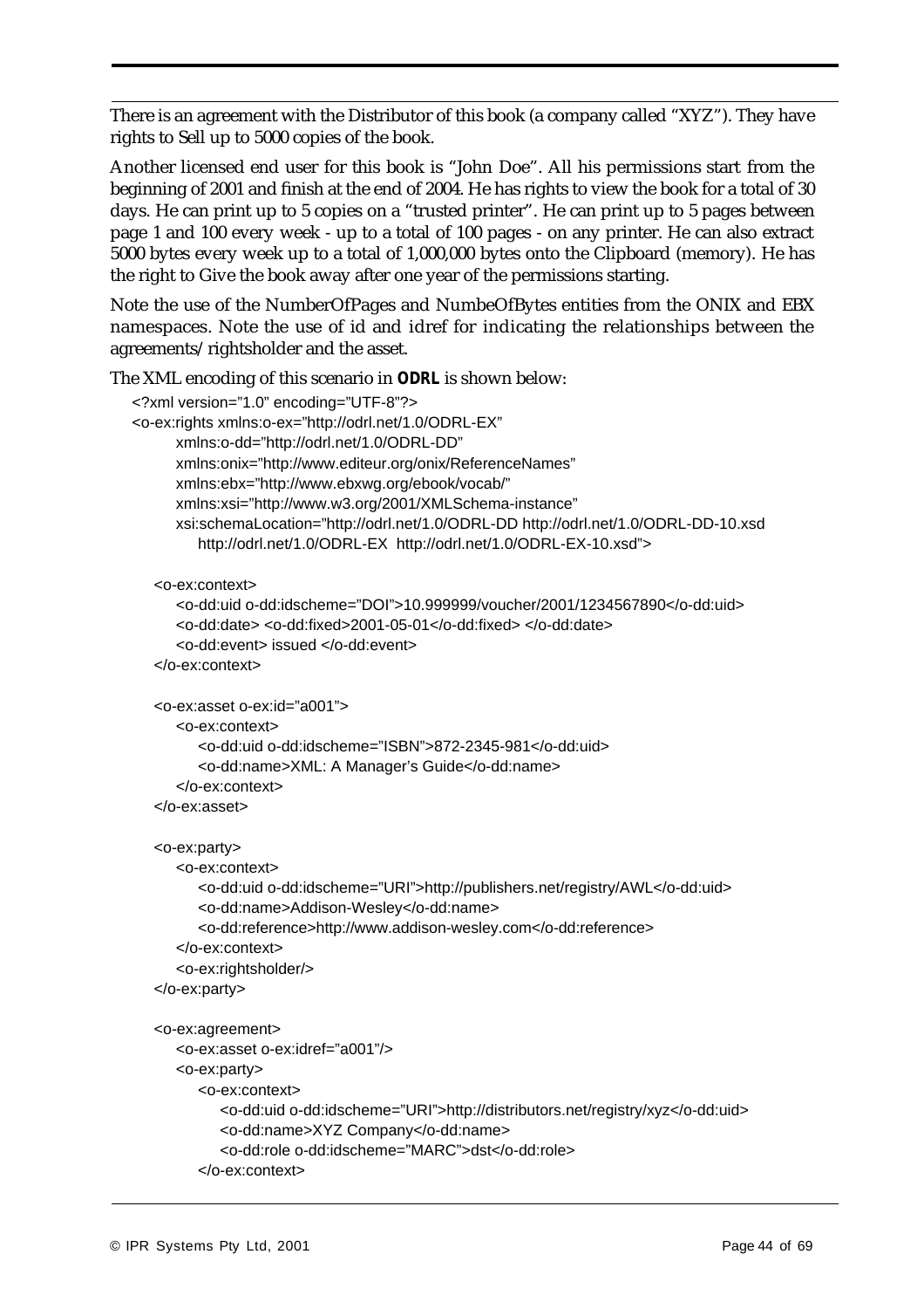There is an agreement with the Distributor of this book (a company called "XYZ"). They have rights to Sell up to 5000 copies of the book.

Another licensed end user for this book is "John Doe". All his permissions start from the beginning of 2001 and finish at the end of 2004. He has rights to view the book for a total of 30 days. He can print up to 5 copies on a "trusted printer". He can print up to 5 pages between page 1 and 100 every week - up to a total of 100 pages - on any printer. He can also extract 5000 bytes every week up to a total of 1,000,000 bytes onto the Clipboard (memory). He has the right to Give the book away after one year of the permissions starting.

Note the use of the NumberOfPages and NumbeOfBytes entities from the ONIX and EBX namespaces. Note the use of id and idref for indicating the relationships between the agreements/ rightsholder and the asset.

The XML encoding of this scenario in **ODRL** is shown below:

```
<?xml version="1.0" encoding="UTF-8"?>
<o-ex:rights xmlns:o-ex="http://odrl.net/1.0/ODRL-EX"
      xmlns:o-dd="http://odrl.net/1.0/ODRL-DD"
      xmlns:onix="http://www.editeur.org/onix/ReferenceNames"
      xmlns:ebx="http://www.ebxwg.org/ebook/vocab/"
      xmlns:xsi="http://www.w3.org/2001/XMLSchema-instance"
      xsi:schemaLocation="http://odrl.net/1.0/ODRL-DD http://odrl.net/1.0/ODRL-DD-10.xsd
         http://odrl.net/1.0/ODRL-EX  http://odrl.net/1.0/ODRL-EX-10.xsd">

   <o-ex:context>
      <o-dd:uid o-dd:idscheme="DOI">10.999999/voucher/2001/1234567890</o-dd:uid>
      <o-dd:date> <o-dd:fixed>2001-05-01</o-dd:fixed> </o-dd:date>
      <o-dd:event> issued </o-dd:event>
   </o-ex:context>

   <o-ex:asset o-ex:id="a001">
      <o-ex:context>
         <o-dd:uid o-dd:idscheme="ISBN">872-2345-981</o-dd:uid>
         <o-dd:name>XML: A Manager's Guide</o-dd:name>
      </o-ex:context>
   </o-ex:asset>

   <o-ex:party>
      <o-ex:context>
         <o-dd:uid o-dd:idscheme="URI">http://publishers.net/registry/AWL</o-dd:uid>
         <o-dd:name>Addison-Wesley</o-dd:name>
         <o-dd:reference>http://www.addison-wesley.com</o-dd:reference>
      </o-ex:context>
      <o-ex:rightsholder/>
   </o-ex:party>

   <o-ex:agreement>
      <o-ex:asset o-ex:idref="a001"/>
      <o-ex:party>
         <o-ex:context>
            <o-dd:uid o-dd:idscheme="URI">http://distributors.net/registry/xyz</o-dd:uid>
            <o-dd:name>XYZ Company</o-dd:name>
            <o-dd:role o-dd:idscheme="MARC">dst</o-dd:role>
         </o-ex:context>
```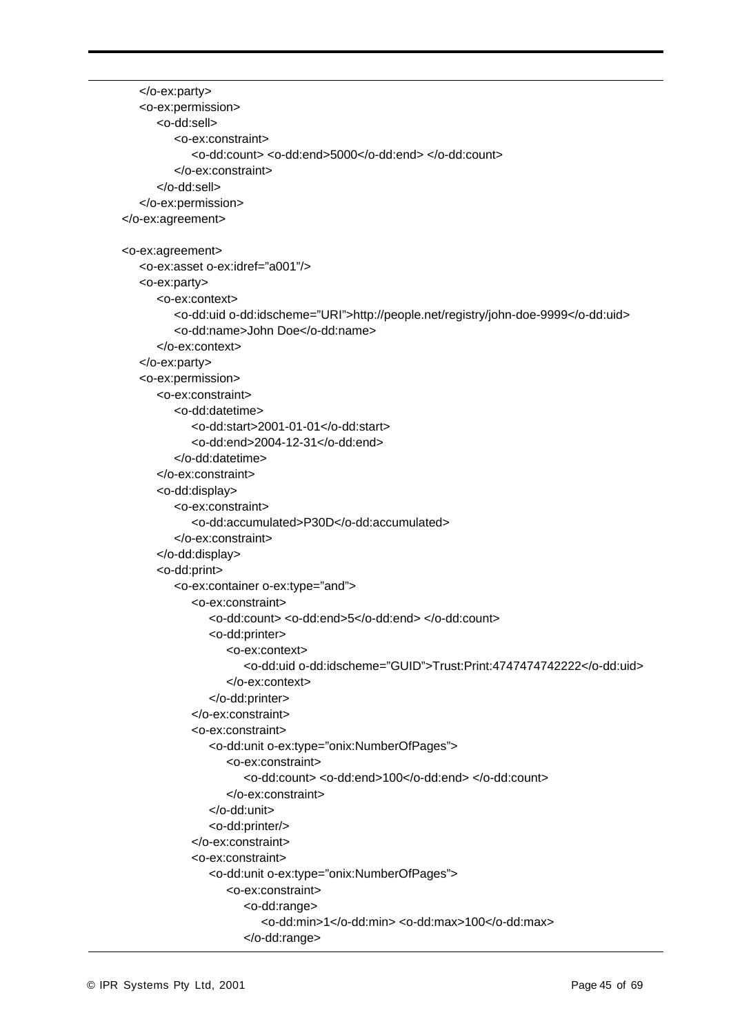```
    </o-ex:party>
    <o-ex:permission>
        <o-dd:sell>
            <o-ex:constraint>
                <o-dd:count> <o-dd:end>5000</o-dd:end> </o-dd:count>
            </o-ex:constraint>
        </o-dd:sell>
    </o-ex:permission>
</o-ex:agreement>

<o-ex:agreement>
    <o-ex:asset o-ex:idref="a001"/>
    <o-ex:party>
        <o-ex:context>
            <o-dd:uid o-dd:idscheme="URI">http://people.net/registry/john-doe-9999</o-dd:uid>
            <o-dd:name>John Doe</o-dd:name>
        </o-ex:context>
    </o-ex:party>
    <o-ex:permission>
        <o-ex:constraint>
            <o-dd:datetime>
                <o-dd:start>2001-01-01</o-dd:start>
                <o-dd:end>2004-12-31</o-dd:end>
            </o-dd:datetime>
        </o-ex:constraint>
        <o-dd:display>
            <o-ex:constraint>
                <o-dd:accumulated>P30D</o-dd:accumulated>
            </o-ex:constraint>
        </o-dd:display>
        <o-dd:print>
            <o-ex:container o-ex:type="and">
                <o-ex:constraint>
                    <o-dd:count> <o-dd:end>5</o-dd:end> </o-dd:count>
                    <o-dd:printer>
                        <o-ex:context>
                            <o-dd:uid o-dd:idscheme="GUID">Trust:Print:4747474742222</o-dd:uid>
                        </o-ex:context>
                    </o-dd:printer>
                </o-ex:constraint>
                <o-ex:constraint>
                    <o-dd:unit o-ex:type="onix:NumberOfPages">
                        <o-ex:constraint>
                            <o-dd:count> <o-dd:end>100</o-dd:end> </o-dd:count>
                        </o-ex:constraint>
                    </o-dd:unit>
                    <o-dd:printer/>
                </o-ex:constraint>
                <o-ex:constraint>
                    <o-dd:unit o-ex:type="onix:NumberOfPages">
                        <o-ex:constraint>
                            <o-dd:range>
                                <o-dd:min>1</o-dd:min> <o-dd:max>100</o-dd:max>
                            </o-dd:range>
```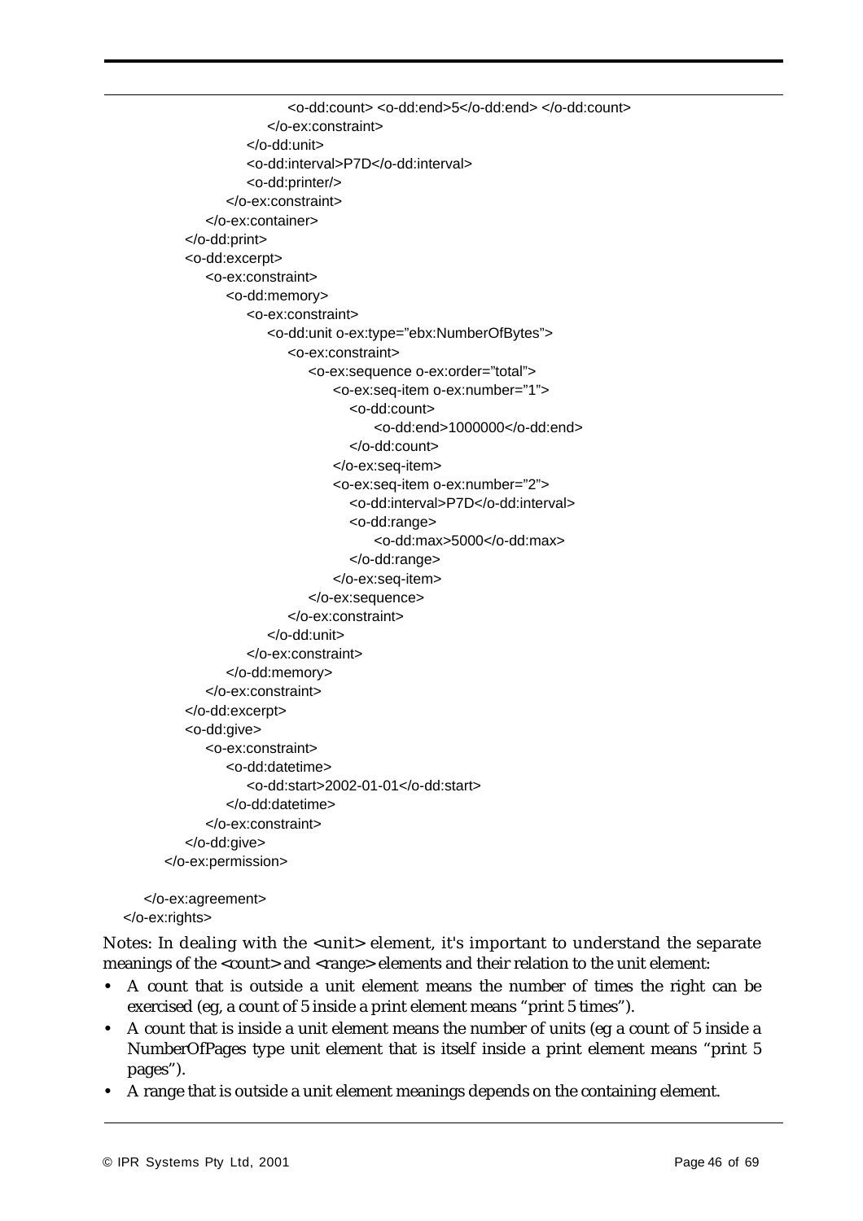```
                    <o-dd:count> <o-dd:end>5</o-dd:end> </o-dd:count>
                </o-ex:constraint>
            </o-dd:unit>
            <o-dd:interval>P7D</o-dd:interval>
            <o-dd:printer/>
        </o-ex:constraint>
    </o-ex:container>
</o-dd:print>
<o-dd:excerpt>
    <o-ex:constraint>
        <o-dd:memory>
            <o-ex:constraint>
                <o-dd:unit o-ex:type="ebx:NumberOfBytes">
                    <o-ex:constraint>
                        <o-ex:sequence o-ex:order="total">
                            <o-ex:seq-item o-ex:number="1">
                                <o-dd:count>
                                    <o-dd:end>1000000</o-dd:end>
                                </o-dd:count>
                            </o-ex:seq-item>
                            <o-ex:seq-item o-ex:number="2">
                                <o-dd:interval>P7D</o-dd:interval>
                                <o-dd:range>
                                    <o-dd:max>5000</o-dd:max>
                                </o-dd:range>
                            </o-ex:seq-item>
                        </o-ex:sequence>
                    </o-ex:constraint>
                </o-dd:unit>
            </o-ex:constraint>
        </o-dd:memory>
    </o-ex:constraint>
</o-dd:excerpt>
<o-dd:give>
    <o-ex:constraint>
        <o-dd:datetime>
            <o-dd:start>2002-01-01</o-dd:start>
        </o-dd:datetime>
    </o-ex:constraint>
</o-dd:give>
</o-ex:permission>

</o-ex:agreement>
</o-ex:rights>
```

Notes: In dealing with the <unit> element, it's important to understand the separate meanings of the <count> and <range> elements and their relation to the unit element:

- A count that is outside a unit element means the number of times the right can be exercised (eg, a count of 5 inside a print element means "print 5 times").
- A count that is inside a unit element means the number of units (eg a count of 5 inside a NumberOfPages type unit element that is itself inside a print element means "print 5 pages").
- A range that is outside a unit element meanings depends on the containing element.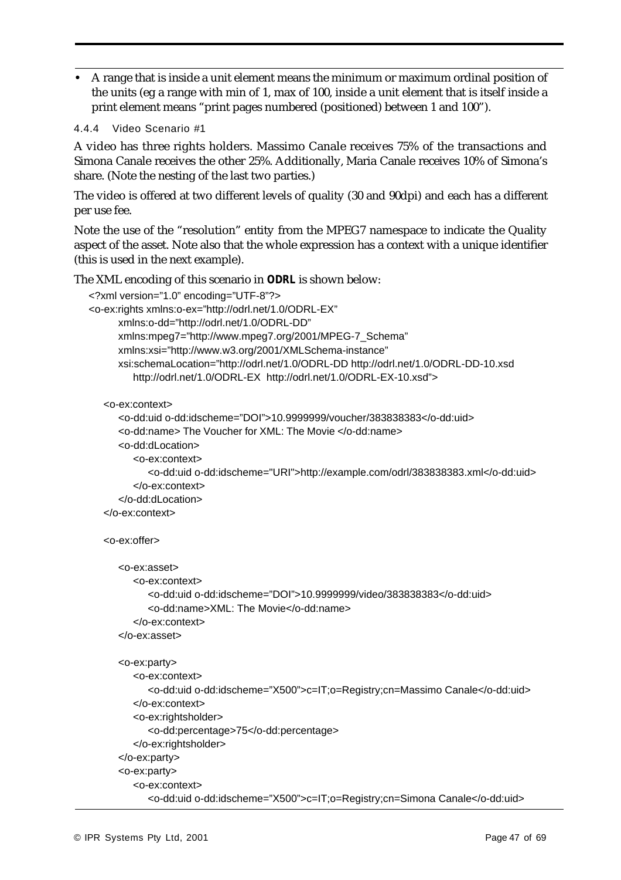- A range that is inside a unit element means the minimum or maximum ordinal position of the units (eg a range with min of 1, max of 100, inside a unit element that is itself inside a print element means "print pages numbered (positioned) between 1 and 100").

#### 4.4.4 Video Scenario #1

A video has three rights holders. Massimo Canale receives 75% of the transactions and Simona Canale receives the other 25%. Additionally, Maria Canale receives 10% of Simona's share. (Note the nesting of the last two parties.)

The video is offered at two different levels of quality (30 and 90dpi) and each has a different per use fee.

Note the use of the "resolution" entity from the MPEG7 namespace to indicate the Quality aspect of the asset. Note also that the whole expression has a context with a unique identifier (this is used in the next example).

The XML encoding of this scenario in **ODRL** is shown below:

```
<?xml version="1.0" encoding="UTF-8"?>
<o-ex:rights xmlns:o-ex="http://odrl.net/1.0/ODRL-EX"
      xmlns:o-dd="http://odrl.net/1.0/ODRL-DD"
      xmlns:mpeg7="http://www.mpeg7.org/2001/MPEG-7_Schema"
      xmlns:xsi="http://www.w3.org/2001/XMLSchema-instance"
      xsi:schemaLocation="http://odrl.net/1.0/ODRL-DD http://odrl.net/1.0/ODRL-DD-10.xsd
         http://odrl.net/1.0/ODRL-EX  http://odrl.net/1.0/ODRL-EX-10.xsd">

   <o-ex:context>
      <o-dd:uid o-dd:idscheme="DOI">10.9999999/voucher/383838383</o-dd:uid>
      <o-dd:name> The Voucher for XML: The Movie </o-dd:name>
      <o-dd:dLocation>
         <o-ex:context>
            <o-dd:uid o-dd:idscheme="URI">http://example.com/odrl/383838383.xml</o-dd:uid>
         </o-ex:context>
      </o-dd:dLocation>
   </o-ex:context>

   <o-ex:offer>

      <o-ex:asset>
         <o-ex:context>
            <o-dd:uid o-dd:idscheme="DOI">10.9999999/video/383838383</o-dd:uid>
            <o-dd:name>XML: The Movie</o-dd:name>
         </o-ex:context>
      </o-ex:asset>

      <o-ex:party>
         <o-ex:context>
            <o-dd:uid o-dd:idscheme="X500">c=IT;o=Registry;cn=Massimo Canale</o-dd:uid>
         </o-ex:context>
         <o-ex:rightsholder>
            <o-dd:percentage>75</o-dd:percentage>
         </o-ex:rightsholder>
      </o-ex:party>
      <o-ex:party>
         <o-ex:context>
            <o-dd:uid o-dd:idscheme="X500">c=IT;o=Registry;cn=Simona Canale</o-dd:uid>
```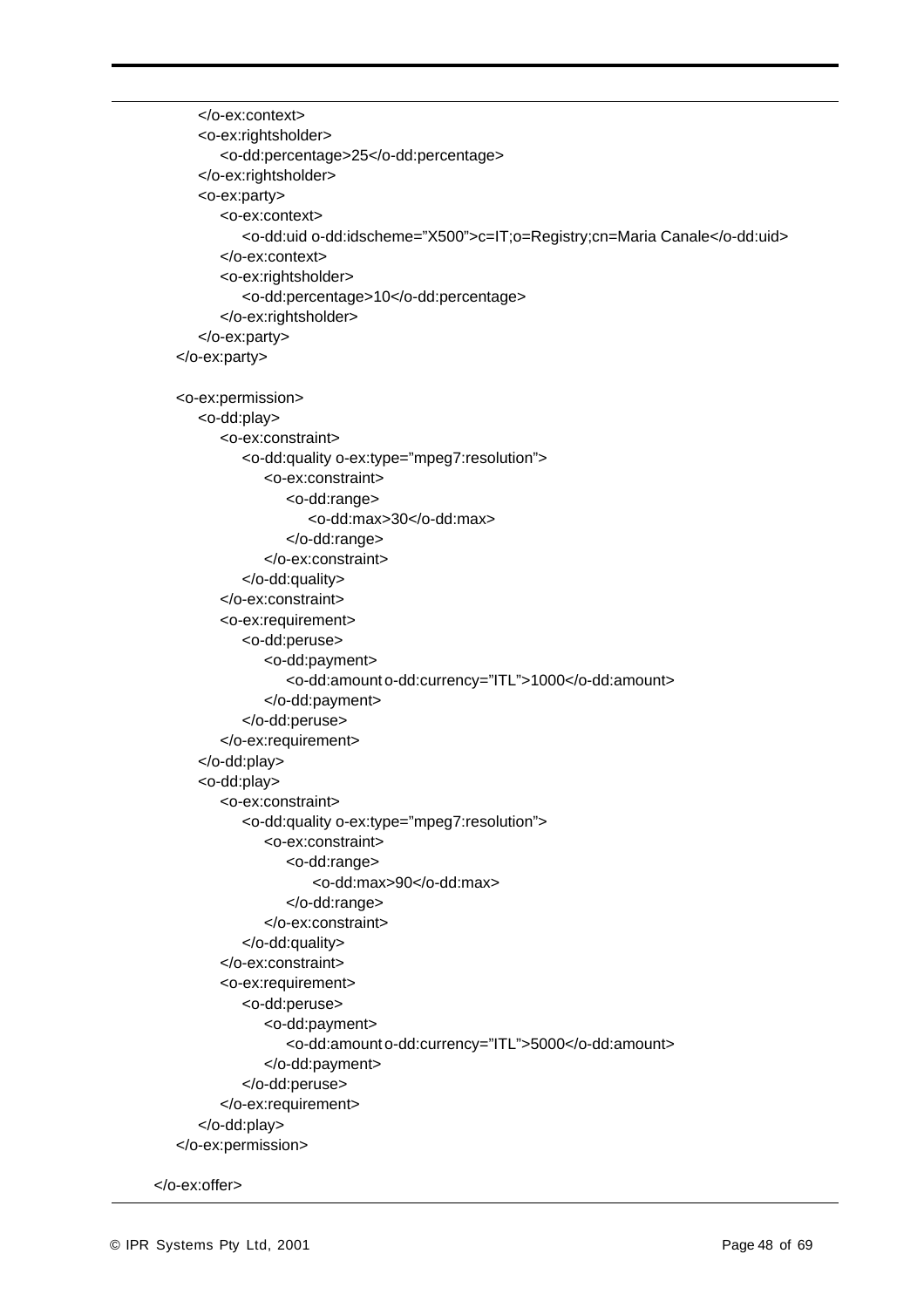```
            </o-ex:context>
            <o-ex:rightsholder>
                <o-dd:percentage>25</o-dd:percentage>
            </o-ex:rightsholder>
            <o-ex:party>
                <o-ex:context>
                    <o-dd:uid o-dd:idscheme="X500">c=IT;o=Registry;cn=Maria Canale</o-dd:uid>
                </o-ex:context>
                <o-ex:rightsholder>
                    <o-dd:percentage>10</o-dd:percentage>
                </o-ex:rightsholder>
            </o-ex:party>
        </o-ex:party>

        <o-ex:permission>
            <o-dd:play>
                <o-ex:constraint>
                    <o-dd:quality o-ex:type="mpeg7:resolution">
                        <o-ex:constraint>
                            <o-dd:range>
                                <o-dd:max>30</o-dd:max>
                            </o-dd:range>
                        </o-ex:constraint>
                    </o-dd:quality>
                </o-ex:constraint>
                <o-ex:requirement>
                    <o-dd:peruse>
                        <o-dd:payment>
                            <o-dd:amount o-dd:currency="ITL">1000</o-dd:amount>
                        </o-dd:payment>
                    </o-dd:peruse>
                </o-ex:requirement>
            </o-dd:play>
            <o-dd:play>
                <o-ex:constraint>
                    <o-dd:quality o-ex:type="mpeg7:resolution">
                        <o-ex:constraint>
                            <o-dd:range>
                                <o-dd:max>90</o-dd:max>
                            </o-dd:range>
                        </o-ex:constraint>
                    </o-dd:quality>
                </o-ex:constraint>
                <o-ex:requirement>
                    <o-dd:peruse>
                        <o-dd:payment>
                            <o-dd:amount o-dd:currency="ITL">5000</o-dd:amount>
                        </o-dd:payment>
                    </o-dd:peruse>
                </o-ex:requirement>
            </o-dd:play>
        </o-ex:permission>

    </o-ex:offer>
```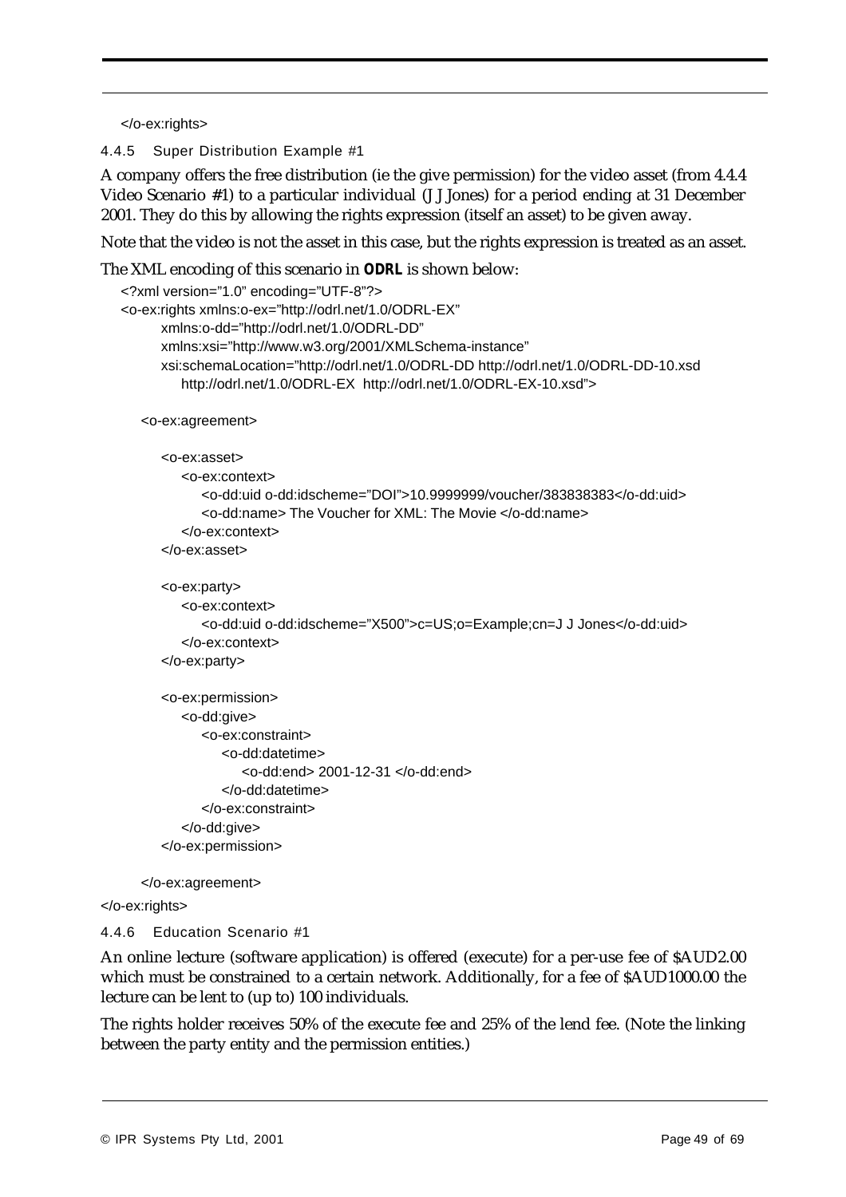```
</o-ex:rights>
```

#### 4.4.5 Super Distribution Example #1

A company offers the free distribution (ie the give permission) for the video asset (from 4.4.4 Video Scenario #1) to a particular individual (J J Jones) for a period ending at 31 December 2001. They do this by allowing the rights expression (itself an asset) to be given away.

Note that the video is not the asset in this case, but the rights expression is treated as an asset.

The XML encoding of this scenario in **ODRL** is shown below:

```
<?xml version="1.0" encoding="UTF-8"?>
<o-ex:rights xmlns:o-ex="http://odrl.net/1.0/ODRL-EX"
      xmlns:o-dd="http://odrl.net/1.0/ODRL-DD"
      xmlns:xsi="http://www.w3.org/2001/XMLSchema-instance"
      xsi:schemaLocation="http://odrl.net/1.0/ODRL-DD http://odrl.net/1.0/ODRL-DD-10.xsd
         http://odrl.net/1.0/ODRL-EX  http://odrl.net/1.0/ODRL-EX-10.xsd">

   <o-ex:agreement>

      <o-ex:asset>
         <o-ex:context>
            <o-dd:uid o-dd:idscheme="DOI">10.9999999/voucher/383838383</o-dd:uid>
            <o-dd:name> The Voucher for XML: The Movie </o-dd:name>
         </o-ex:context>
      </o-ex:asset>

      <o-ex:party>
         <o-ex:context>
            <o-dd:uid o-dd:idscheme="X500">c=US;o=Example;cn=J J Jones</o-dd:uid>
         </o-ex:context>
      </o-ex:party>

      <o-ex:permission>
         <o-dd:give>
            <o-ex:constraint>
               <o-dd:datetime>
                  <o-dd:end> 2001-12-31 </o-dd:end>
               </o-dd:datetime>
            </o-ex:constraint>
         </o-dd:give>
      </o-ex:permission>

   </o-ex:agreement>
</o-ex:rights>
```

#### 4.4.6 Education Scenario #1

An online lecture (software application) is offered (execute) for a per-use fee of $AUD2.00 which must be constrained to a certain network. Additionally, for a fee of $AUD1000.00 the lecture can be lent to (up to) 100 individuals.

The rights holder receives 50% of the execute fee and 25% of the lend fee. (Note the linking between the party entity and the permission entities.)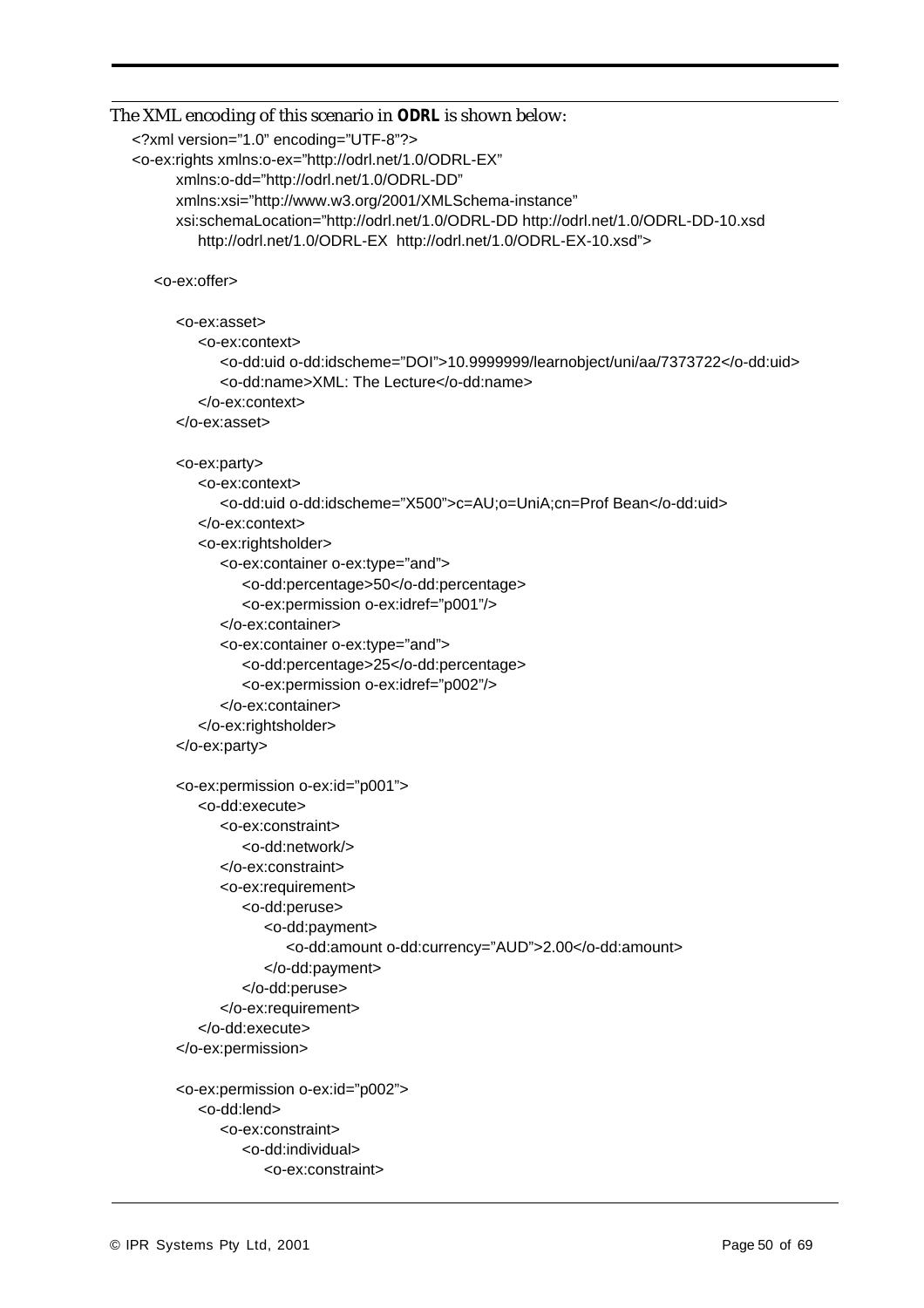The XML encoding of this scenario in **ODRL** is shown below:

```
<?xml version="1.0" encoding="UTF-8"?>
<o-ex:rights xmlns:o-ex="http://odrl.net/1.0/ODRL-EX"
        xmlns:o-dd="http://odrl.net/1.0/ODRL-DD"
        xmlns:xsi="http://www.w3.org/2001/XMLSchema-instance"
        xsi:schemaLocation="http://odrl.net/1.0/ODRL-DD http://odrl.net/1.0/ODRL-DD-10.xsd
            http://odrl.net/1.0/ODRL-EX  http://odrl.net/1.0/ODRL-EX-10.xsd">

    <o-ex:offer>

        <o-ex:asset>
            <o-ex:context>
                <o-dd:uid o-dd:idscheme="DOI">10.9999999/learnobject/uni/aa/7373722</o-dd:uid>
                <o-dd:name>XML: The Lecture</o-dd:name>
            </o-ex:context>
        </o-ex:asset>

        <o-ex:party>
            <o-ex:context>
                <o-dd:uid o-dd:idscheme="X500">c=AU;o=UniA;cn=Prof Bean</o-dd:uid>
            </o-ex:context>
            <o-ex:rightsholder>
                <o-ex:container o-ex:type="and">
                    <o-dd:percentage>50</o-dd:percentage>
                    <o-ex:permission o-ex:idref="p001"/>
                </o-ex:container>
                <o-ex:container o-ex:type="and">
                    <o-dd:percentage>25</o-dd:percentage>
                    <o-ex:permission o-ex:idref="p002"/>
                </o-ex:container>
            </o-ex:rightsholder>
        </o-ex:party>

        <o-ex:permission o-ex:id="p001">
            <o-dd:execute>
                <o-ex:constraint>
                    <o-dd:network/>
                </o-ex:constraint>
                <o-ex:requirement>
                    <o-dd:peruse>
                        <o-dd:payment>
                            <o-dd:amount o-dd:currency="AUD">2.00</o-dd:amount>
                        </o-dd:payment>
                    </o-dd:peruse>
                </o-ex:requirement>
            </o-dd:execute>
        </o-ex:permission>

        <o-ex:permission o-ex:id="p002">
            <o-dd:lend>
                <o-ex:constraint>
                    <o-dd:individual>
                        <o-ex:constraint>
```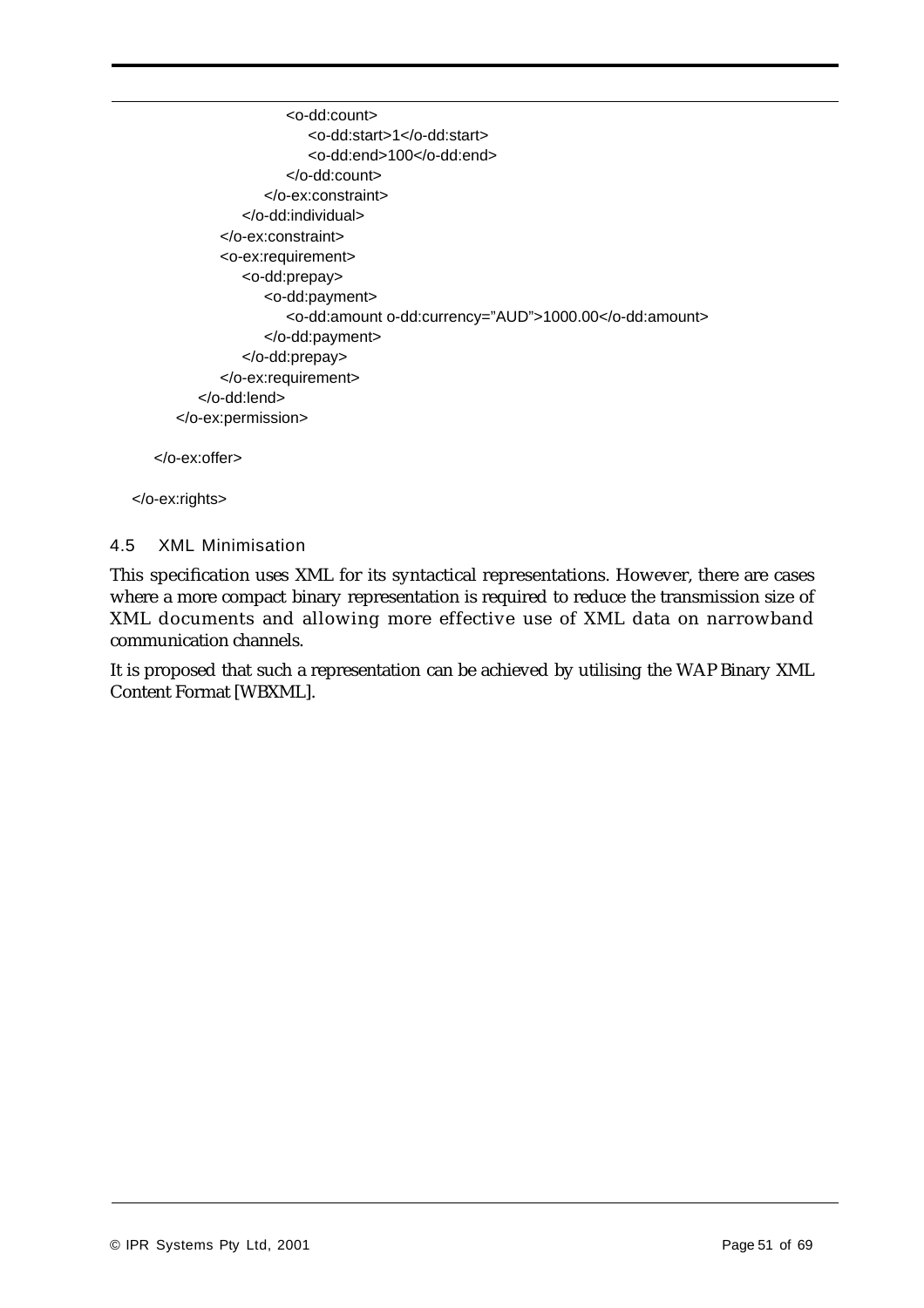```
                    <o-dd:count>
                        <o-dd:start>1</o-dd:start>
                        <o-dd:end>100</o-dd:end>
                    </o-dd:count>
                </o-ex:constraint>
            </o-dd:individual>
        </o-ex:constraint>
        <o-ex:requirement>
            <o-dd:prepay>
                <o-dd:payment>
                    <o-dd:amount o-dd:currency="AUD">1000.00</o-dd:amount>
                </o-dd:payment>
            </o-dd:prepay>
        </o-ex:requirement>
    </o-dd:lend>
</o-ex:permission>

</o-ex:offer>

</o-ex:rights>
```

### 4.5 XML Minimisation

This specification uses XML for its syntactical representations. However, there are cases where a more compact binary representation is required to reduce the transmission size of XML documents and allowing more effective use of XML data on narrowband communication channels.

It is proposed that such a representation can be achieved by utilising the WAP Binary XML Content Format [WBXML].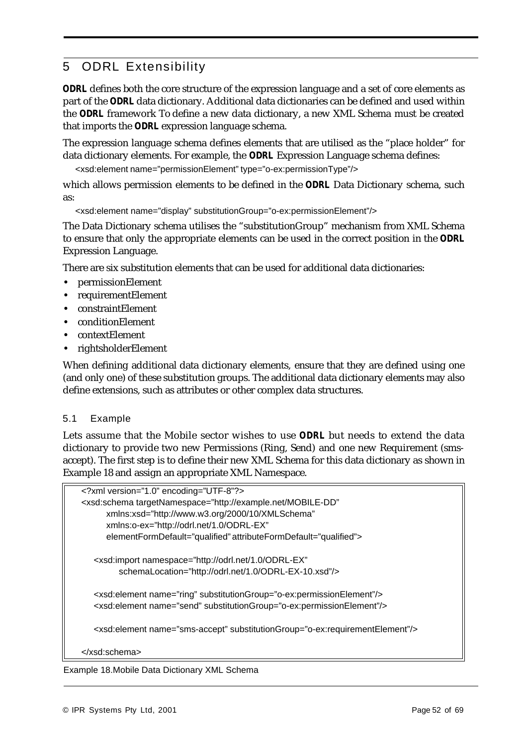# 5 ODRL Extensibility

**ODRL** defines both the core structure of the expression language and a set of core elements as part of the **ODRL** data dictionary. Additional data dictionaries can be defined and used within the **ODRL** framework To define a new data dictionary, a new XML Schema must be created that imports the **ODRL** expression language schema.

The expression language schema defines elements that are utilised as the "place holder" for data dictionary elements. For example, the **ODRL** Expression Language schema defines:

```
<xsd:element name="permissionElement" type="o-ex:permissionType"/>
```

which allows permission elements to be defined in the **ODRL** Data Dictionary schema, such as:

```
<xsd:element name="display" substitutionGroup="o-ex:permissionElement"/>
```

The Data Dictionary schema utilises the "substitutionGroup" mechanism from XML Schema to ensure that only the appropriate elements can be used in the correct position in the **ODRL** Expression Language.

There are six substitution elements that can be used for additional data dictionaries:

- permissionElement
- requirementElement
- constraintElement
- conditionElement
- contextElement
- rightsholderElement

When defining additional data dictionary elements, ensure that they are defined using one (and only one) of these substitution groups. The additional data dictionary elements may also define extensions, such as attributes or other complex data structures.

## 5.1 Example

Lets assume that the Mobile sector wishes to use **ODRL** but needs to extend the data dictionary to provide two new Permissions (Ring, Send) and one new Requirement (sms-accept). The first step is to define their new XML Schema for this data dictionary as shown in Example 18 and assign an appropriate XML Namespace.

```
<?xml version="1.0" encoding="UTF-8"?>
<xsd:schema targetNamespace="http://example.net/MOBILE-DD"
      xmlns:xsd="http://www.w3.org/2000/10/XMLSchema"
      xmlns:o-ex="http://odrl.net/1.0/ODRL-EX"
      elementFormDefault="qualified" attributeFormDefault="qualified">

   <xsd:import namespace="http://odrl.net/1.0/ODRL-EX"
         schemaLocation="http://odrl.net/1.0/ODRL-EX-10.xsd"/>

   <xsd:element name="ring" substitutionGroup="o-ex:permissionElement"/>
   <xsd:element name="send" substitutionGroup="o-ex:permissionElement"/>

   <xsd:element name="sms-accept" substitutionGroup="o-ex:requirementElement"/>

</xsd:schema>
```

Example 18.Mobile Data Dictionary XML Schema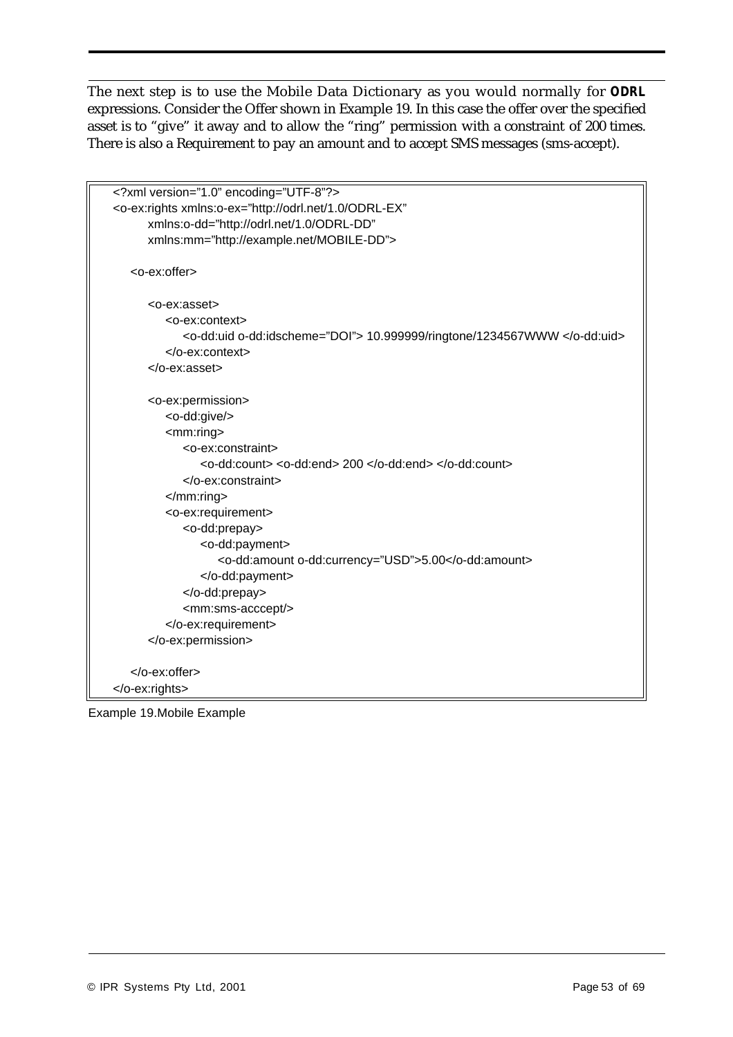The next step is to use the Mobile Data Dictionary as you would normally for **ODRL** expressions. Consider the Offer shown in Example 19. In this case the offer over the specified asset is to "give" it away and to allow the "ring" permission with a constraint of 200 times. There is also a Requirement to pay an amount and to accept SMS messages (sms-accept).

```
<?xml version="1.0" encoding="UTF-8"?>
<o-ex:rights xmlns:o-ex="http://odrl.net/1.0/ODRL-EX"
        xmlns:o-dd="http://odrl.net/1.0/ODRL-DD"
        xmlns:mm="http://example.net/MOBILE-DD">

    <o-ex:offer>

        <o-ex:asset>
            <o-ex:context>
                <o-dd:uid o-dd:idscheme="DOI"> 10.999999/ringtone/1234567WWW </o-dd:uid>
            </o-ex:context>
        </o-ex:asset>

        <o-ex:permission>
            <o-dd:give/>
            <mm:ring>
                <o-ex:constraint>
                    <o-dd:count> <o-dd:end> 200 </o-dd:end> </o-dd:count>
                </o-ex:constraint>
            </mm:ring>
            <o-ex:requirement>
                <o-dd:prepay>
                    <o-dd:payment>
                        <o-dd:amount o-dd:currency="USD">5.00</o-dd:amount>
                    </o-dd:payment>
                </o-dd:prepay>
                <mm:sms-acccept/>
            </o-ex:requirement>
        </o-ex:permission>

    </o-ex:offer>
</o-ex:rights>
```

Example 19.Mobile Example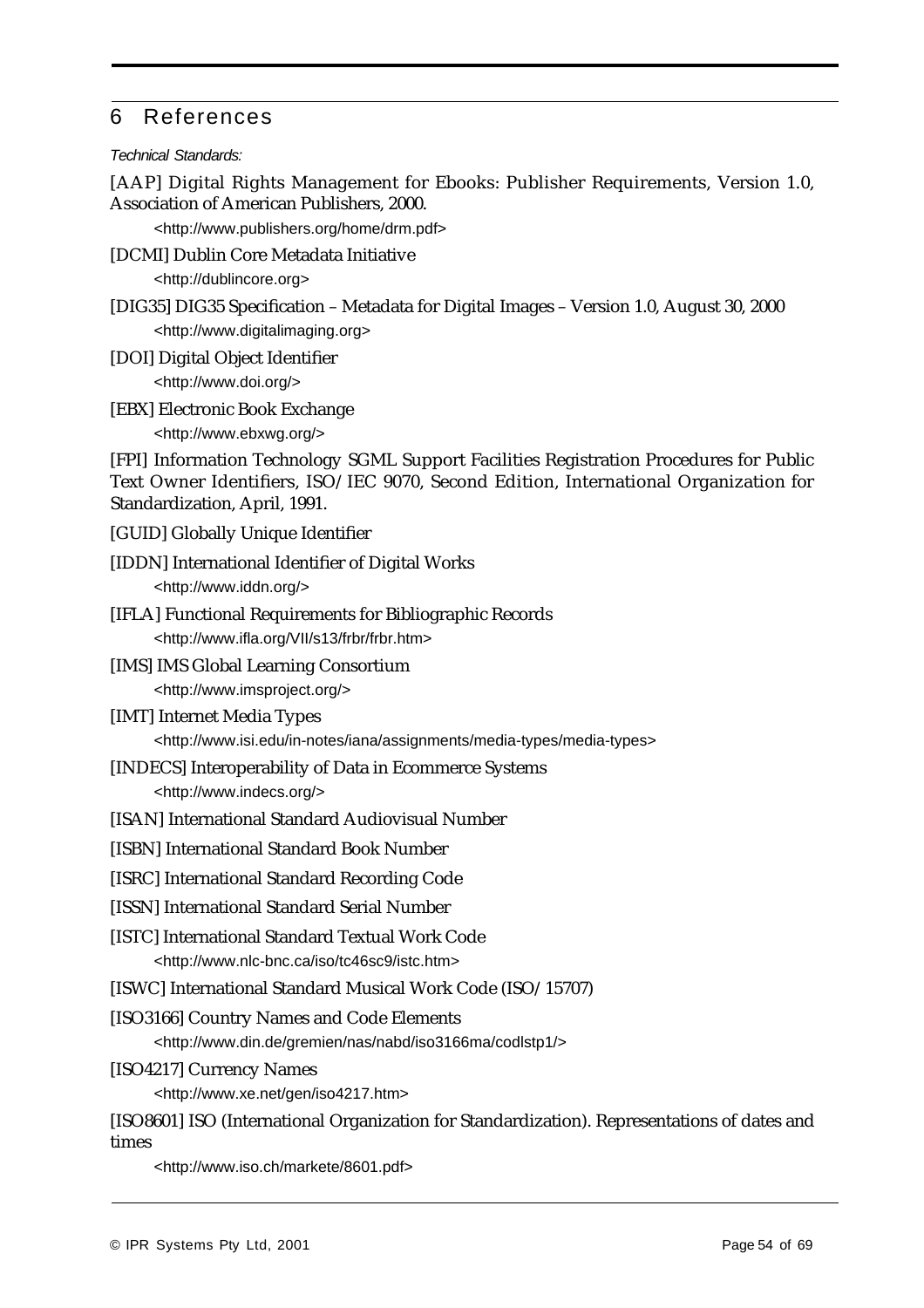# 6 References

*Technical Standards:*

[AAP] Digital Rights Management for Ebooks: Publisher Requirements, Version 1.0, Association of American Publishers, 2000.

<http://www.publishers.org/home/drm.pdf>

[DCMI] Dublin Core Metadata Initiative

<http://dublincore.org>

[DIG35] DIG35 Specification – Metadata for Digital Images – Version 1.0, August 30, 2000

<http://www.digitalimaging.org>

[DOI] Digital Object Identifier

<http://www.doi.org/>

[EBX] Electronic Book Exchange

<http://www.ebxwg.org/>

[FPI] Information Technology SGML Support Facilities Registration Procedures for Public Text Owner Identifiers, ISO/IEC 9070, Second Edition, International Organization for Standardization, April, 1991.

[GUID] Globally Unique Identifier

[IDDN] International Identifier of Digital Works

<http://www.iddn.org/>

[IFLA] Functional Requirements for Bibliographic Records

<http://www.ifla.org/VII/s13/frbr/frbr.htm>

[IMS] IMS Global Learning Consortium

<http://www.imsproject.org/>

[IMT] Internet Media Types

<http://www.isi.edu/in-notes/iana/assignments/media-types/media-types>

[INDECS] Interoperability of Data in Ecommerce Systems

<http://www.indecs.org/>

[ISAN] International Standard Audiovisual Number

[ISBN] International Standard Book Number

[ISRC] International Standard Recording Code

[ISSN] International Standard Serial Number

[ISTC] International Standard Textual Work Code

<http://www.nlc-bnc.ca/iso/tc46sc9/istc.htm>

[ISWC] International Standard Musical Work Code (ISO/15707)

[ISO3166] Country Names and Code Elements

<http://www.din.de/gremien/nas/nabd/iso3166ma/codlstp1/>

[ISO4217] Currency Names

<http://www.xe.net/gen/iso4217.htm>

[ISO8601] ISO (International Organization for Standardization). Representations of dates and times

<http://www.iso.ch/markete/8601.pdf>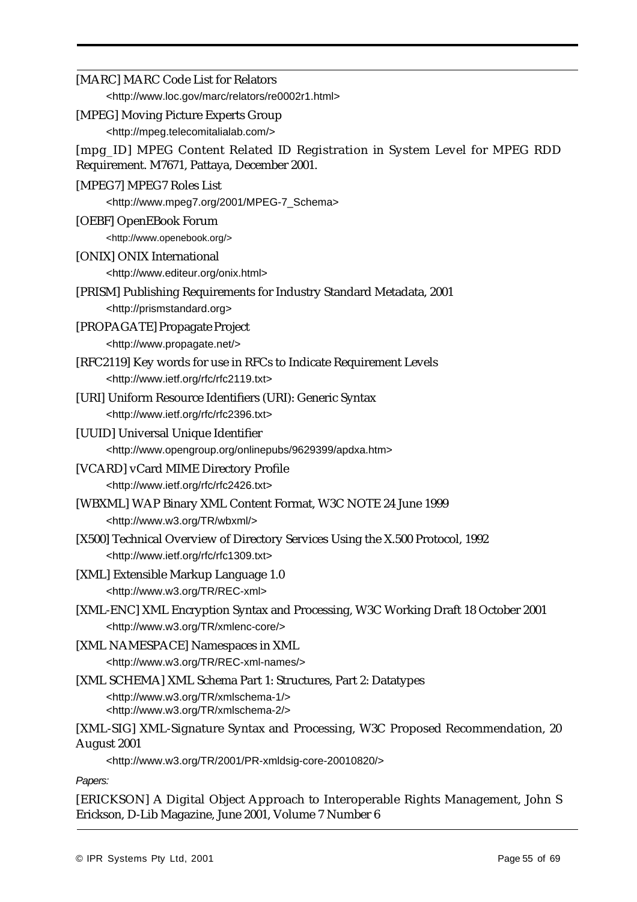[MARC] MARC Code List for Relators

<http://www.loc.gov/marc/relators/re0002r1.html>

[MPEG] Moving Picture Experts Group

<http://mpeg.telecomitalialab.com/>

[mpg_ID] MPEG Content Related ID Registration in System Level for MPEG RDD Requirement. M7671, Pattaya, December 2001.

[MPEG7] MPEG7 Roles List

<http://www.mpeg7.org/2001/MPEG-7_Schema>

[OEBF] OpenEBook Forum

<http://www.openebook.org/>

[ONIX] ONIX International

<http://www.editeur.org/onix.html>

[PRISM] Publishing Requirements for Industry Standard Metadata, 2001

<http://prismstandard.org>

[PROPAGATE] Propagate Project

<http://www.propagate.net/>

[RFC2119] Key words for use in RFCs to Indicate Requirement Levels

<http://www.ietf.org/rfc/rfc2119.txt>

[URI] Uniform Resource Identifiers (URI): Generic Syntax

<http://www.ietf.org/rfc/rfc2396.txt>

[UUID] Universal Unique Identifier

<http://www.opengroup.org/onlinepubs/9629399/apdxa.htm>

[VCARD] vCard MIME Directory Profile

<http://www.ietf.org/rfc/rfc2426.txt>

[WBXML] WAP Binary XML Content Format, W3C NOTE 24 June 1999

<http://www.w3.org/TR/wbxml/>

[X500] Technical Overview of Directory Services Using the X.500 Protocol, 1992

<http://www.ietf.org/rfc/rfc1309.txt>

[XML] Extensible Markup Language 1.0

<http://www.w3.org/TR/REC-xml>

[XML-ENC] XML Encryption Syntax and Processing, W3C Working Draft 18 October 2001

<http://www.w3.org/TR/xmlenc-core/>

[XML NAMESPACE] Namespaces in XML

<http://www.w3.org/TR/REC-xml-names/>

[XML SCHEMA] XML Schema Part 1: Structures, Part 2: Datatypes

<http://www.w3.org/TR/xmlschema-1/>
<http://www.w3.org/TR/xmlschema-2/>

[XML-SIG] XML-Signature Syntax and Processing, W3C Proposed Recommendation, 20 August 2001

<http://www.w3.org/TR/2001/PR-xmldsig-core-20010820/>

*Papers:*

[ERICKSON] A Digital Object Approach to Interoperable Rights Management, John S Erickson, D-Lib Magazine, June 2001, Volume 7 Number 6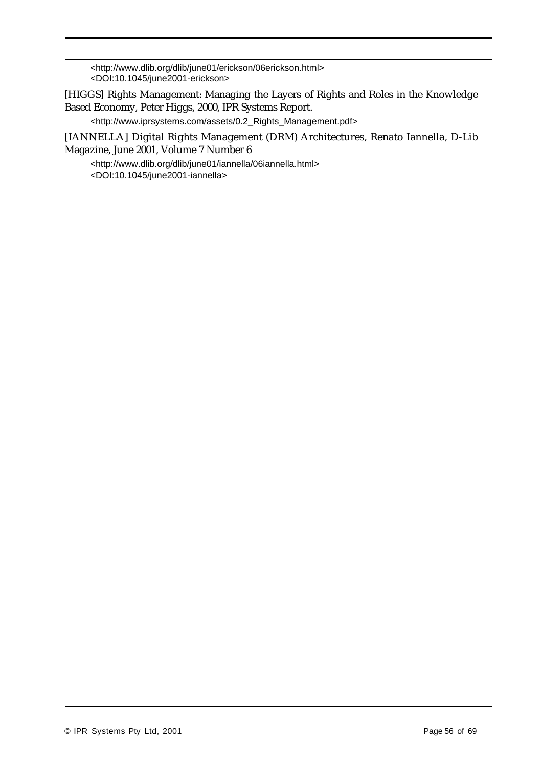<http://www.dlib.org/dlib/june01/erickson/06erickson.html>
<DOI:10.1045/june2001-erickson>

[HIGGS] Rights Management: Managing the Layers of Rights and Roles in the Knowledge Based Economy, Peter Higgs, 2000, IPR Systems Report.

<http://www.iprsystems.com/assets/0.2_Rights_Management.pdf>

[IANNELLA] Digital Rights Management (DRM) Architectures, Renato Iannella, D-Lib Magazine, June 2001, Volume 7 Number 6

<http://www.dlib.org/dlib/june01/iannella/06iannella.html>
<DOI:10.1045/june2001-iannella>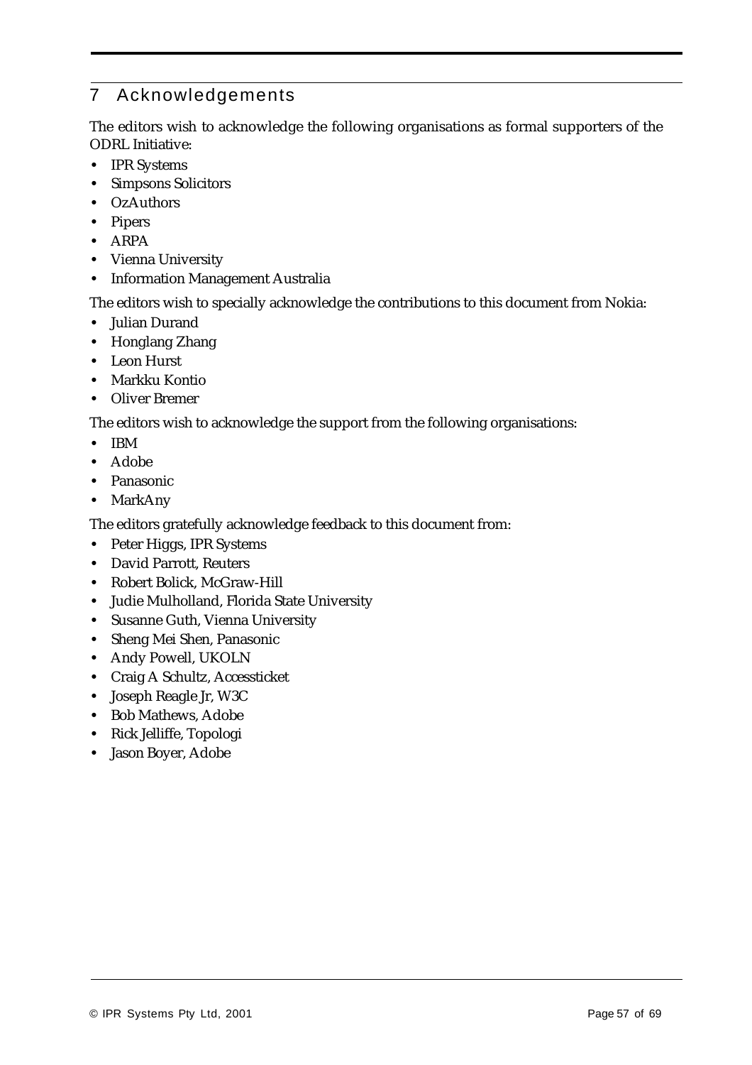# 7 Acknowledgements

The editors wish to acknowledge the following organisations as formal supporters of the ODRL Initiative:

- IPR Systems
- Simpsons Solicitors
- OzAuthors
- Pipers
- ARPA
- Vienna University
- Information Management Australia

The editors wish to specially acknowledge the contributions to this document from Nokia:

- Julian Durand
- Honglang Zhang
- Leon Hurst
- Markku Kontio
- Oliver Bremer

The editors wish to acknowledge the support from the following organisations:

- IBM
- Adobe
- Panasonic
- MarkAny

The editors gratefully acknowledge feedback to this document from:

- Peter Higgs, IPR Systems
- David Parrott, Reuters
- Robert Bolick, McGraw-Hill
- Judie Mulholland, Florida State University
- Susanne Guth, Vienna University
- Sheng Mei Shen, Panasonic
- Andy Powell, UKOLN
- Craig A Schultz, Accessticket
- Joseph Reagle Jr, W3C
- Bob Mathews, Adobe
- Rick Jelliffe, Topologi
- Jason Boyer, Adobe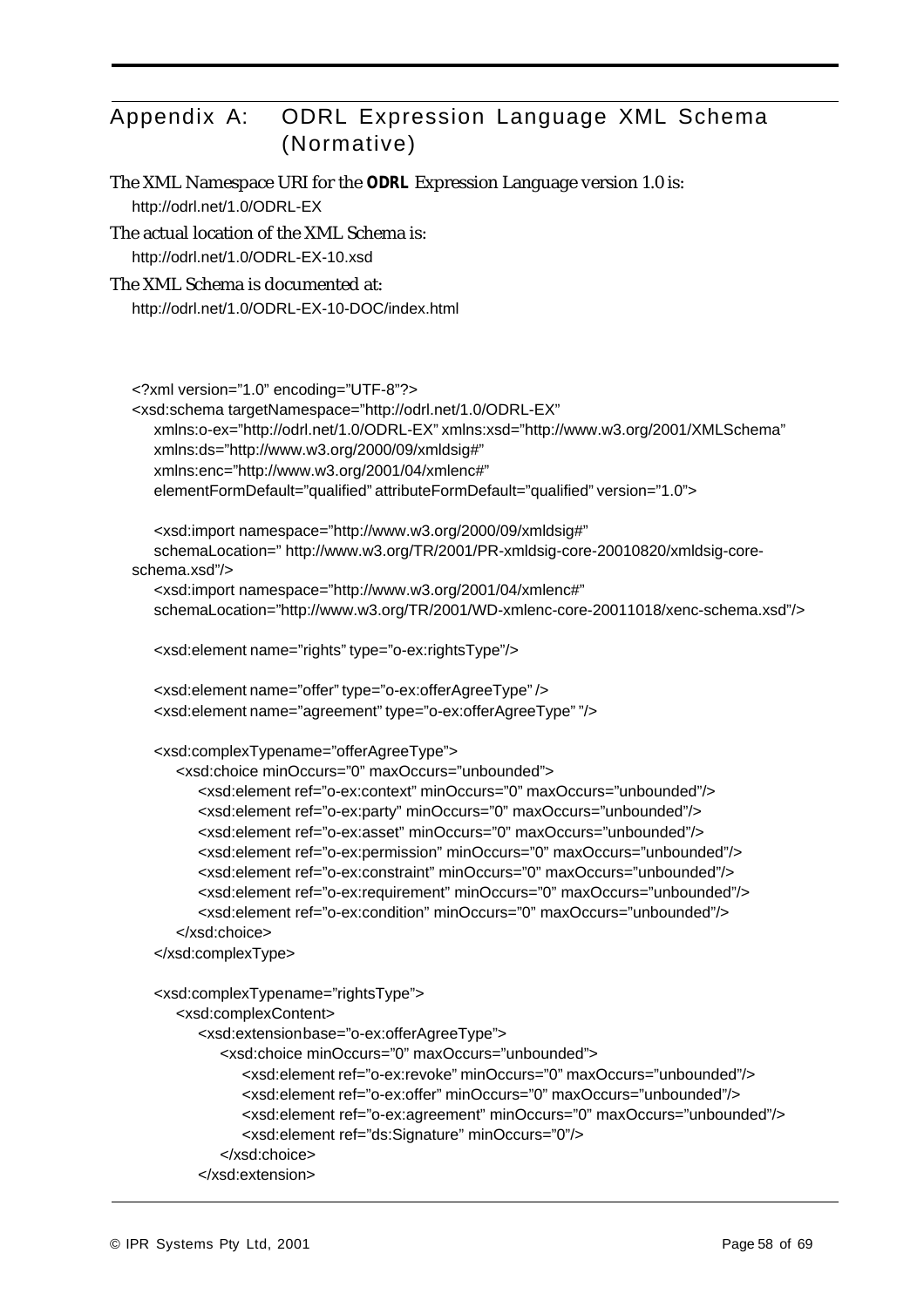# Appendix A: ODRL Expression Language XML Schema (Normative)

The XML Namespace URI for the **ODRL** Expression Language version 1.0 is:

http://odrl.net/1.0/ODRL-EX

The actual location of the XML Schema is:

http://odrl.net/1.0/ODRL-EX-10.xsd

The XML Schema is documented at:

http://odrl.net/1.0/ODRL-EX-10-DOC/index.html

```
<?xml version="1.0" encoding="UTF-8"?>
<xsd:schema targetNamespace="http://odrl.net/1.0/ODRL-EX"
    xmlns:o-ex="http://odrl.net/1.0/ODRL-EX" xmlns:xsd="http://www.w3.org/2001/XMLSchema"
    xmlns:ds="http://www.w3.org/2000/09/xmldsig#"
    xmlns:enc="http://www.w3.org/2001/04/xmlenc#"
    elementFormDefault="qualified" attributeFormDefault="qualified" version="1.0">

    <xsd:import namespace="http://www.w3.org/2000/09/xmldsig#"
    schemaLocation=" http://www.w3.org/TR/2001/PR-xmldsig-core-20010820/xmldsig-core-
schema.xsd"/>
    <xsd:import namespace="http://www.w3.org/2001/04/xmlenc#"
    schemaLocation="http://www.w3.org/TR/2001/WD-xmlenc-core-20011018/xenc-schema.xsd"/>

    <xsd:element name="rights" type="o-ex:rightsType"/>

    <xsd:element name="offer" type="o-ex:offerAgreeType" />
    <xsd:element name="agreement" type="o-ex:offerAgreeType" "/>

    <xsd:complexTypename="offerAgreeType">
        <xsd:choice minOccurs="0" maxOccurs="unbounded">
            <xsd:element ref="o-ex:context" minOccurs="0" maxOccurs="unbounded"/>
            <xsd:element ref="o-ex:party" minOccurs="0" maxOccurs="unbounded"/>
            <xsd:element ref="o-ex:asset" minOccurs="0" maxOccurs="unbounded"/>
            <xsd:element ref="o-ex:permission" minOccurs="0" maxOccurs="unbounded"/>
            <xsd:element ref="o-ex:constraint" minOccurs="0" maxOccurs="unbounded"/>
            <xsd:element ref="o-ex:requirement" minOccurs="0" maxOccurs="unbounded"/>
            <xsd:element ref="o-ex:condition" minOccurs="0" maxOccurs="unbounded"/>
        </xsd:choice>
    </xsd:complexType>

    <xsd:complexTypename="rightsType">
        <xsd:complexContent>
            <xsd:extensionbase="o-ex:offerAgreeType">
                <xsd:choice minOccurs="0" maxOccurs="unbounded">
                    <xsd:element ref="o-ex:revoke" minOccurs="0" maxOccurs="unbounded"/>
                    <xsd:element ref="o-ex:offer" minOccurs="0" maxOccurs="unbounded"/>
                    <xsd:element ref="o-ex:agreement" minOccurs="0" maxOccurs="unbounded"/>
                    <xsd:element ref="ds:Signature" minOccurs="0"/>
                </xsd:choice>
            </xsd:extension>
```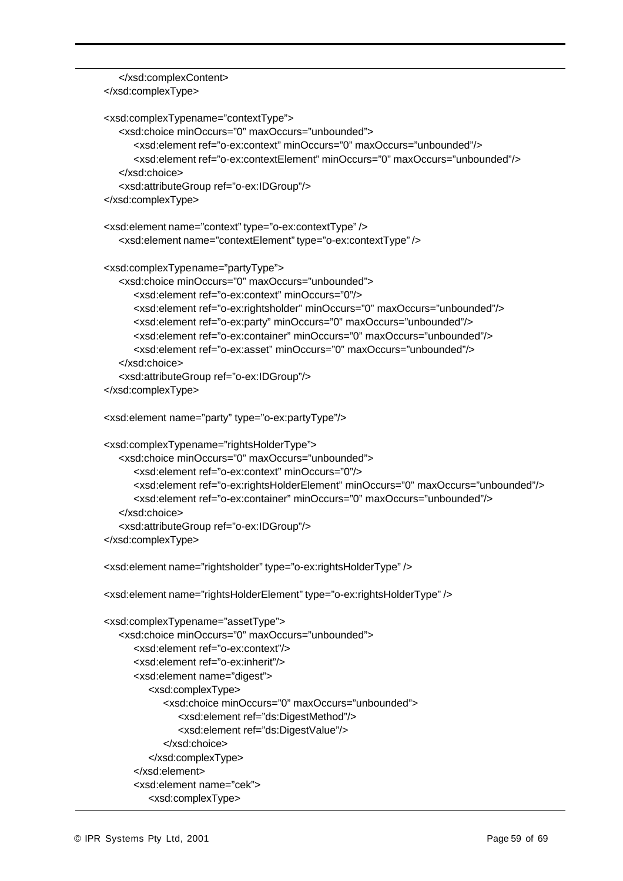```
    </xsd:complexContent>
</xsd:complexType>

<xsd:complexTypename="contextType">
    <xsd:choice minOccurs="0" maxOccurs="unbounded">
        <xsd:element ref="o-ex:context" minOccurs="0" maxOccurs="unbounded"/>
        <xsd:element ref="o-ex:contextElement" minOccurs="0" maxOccurs="unbounded"/>
    </xsd:choice>
    <xsd:attributeGroup ref="o-ex:IDGroup"/>
</xsd:complexType>

<xsd:element name="context" type="o-ex:contextType" />
    <xsd:element name="contextElement" type="o-ex:contextType" />

<xsd:complexTypename="partyType">
    <xsd:choice minOccurs="0" maxOccurs="unbounded">
        <xsd:element ref="o-ex:context" minOccurs="0"/>
        <xsd:element ref="o-ex:rightsholder" minOccurs="0" maxOccurs="unbounded"/>
        <xsd:element ref="o-ex:party" minOccurs="0" maxOccurs="unbounded"/>
        <xsd:element ref="o-ex:container" minOccurs="0" maxOccurs="unbounded"/>
        <xsd:element ref="o-ex:asset" minOccurs="0" maxOccurs="unbounded"/>
    </xsd:choice>
    <xsd:attributeGroup ref="o-ex:IDGroup"/>
</xsd:complexType>

<xsd:element name="party" type="o-ex:partyType"/>

<xsd:complexTypename="rightsHolderType">
    <xsd:choice minOccurs="0" maxOccurs="unbounded">
        <xsd:element ref="o-ex:context" minOccurs="0"/>
        <xsd:element ref="o-ex:rightsHolderElement" minOccurs="0" maxOccurs="unbounded"/>
        <xsd:element ref="o-ex:container" minOccurs="0" maxOccurs="unbounded"/>
    </xsd:choice>
    <xsd:attributeGroup ref="o-ex:IDGroup"/>
</xsd:complexType>

<xsd:element name="rightsholder" type="o-ex:rightsHolderType" />

<xsd:element name="rightsHolderElement" type="o-ex:rightsHolderType" />

<xsd:complexTypename="assetType">
    <xsd:choice minOccurs="0" maxOccurs="unbounded">
        <xsd:element ref="o-ex:context"/>
        <xsd:element ref="o-ex:inherit"/>
        <xsd:element name="digest">
            <xsd:complexType>
                <xsd:choice minOccurs="0" maxOccurs="unbounded">
                    <xsd:element ref="ds:DigestMethod"/>
                    <xsd:element ref="ds:DigestValue"/>
                </xsd:choice>
            </xsd:complexType>
        </xsd:element>
        <xsd:element name="cek">
            <xsd:complexType>
```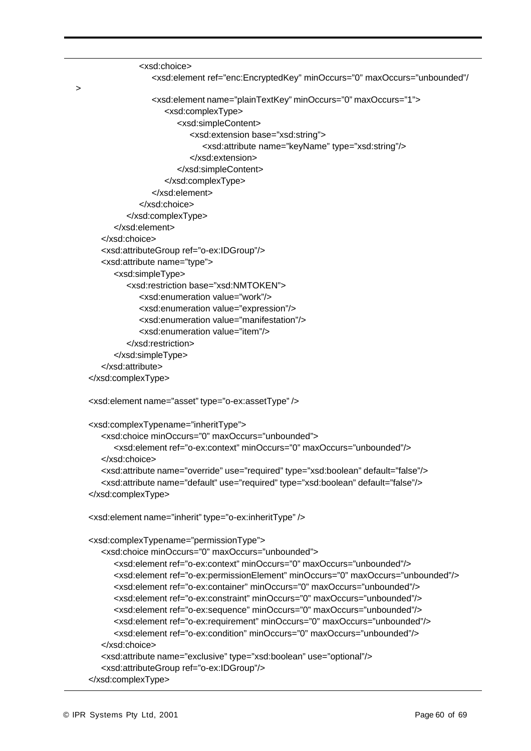```
                <xsd:choice>
                    <xsd:element ref="enc:EncryptedKey" minOccurs="0" maxOccurs="unbounded"/
>
                    <xsd:element name="plainTextKey" minOccurs="0" maxOccurs="1">
                        <xsd:complexType>
                            <xsd:simpleContent>
                                <xsd:extension base="xsd:string">
                                    <xsd:attribute name="keyName" type="xsd:string"/>
                                </xsd:extension>
                            </xsd:simpleContent>
                        </xsd:complexType>
                    </xsd:element>
                </xsd:choice>
            </xsd:complexType>
        </xsd:element>
    </xsd:choice>
    <xsd:attributeGroup ref="o-ex:IDGroup"/>
    <xsd:attribute name="type">
        <xsd:simpleType>
            <xsd:restriction base="xsd:NMTOKEN">
                <xsd:enumeration value="work"/>
                <xsd:enumeration value="expression"/>
                <xsd:enumeration value="manifestation"/>
                <xsd:enumeration value="item"/>
            </xsd:restriction>
        </xsd:simpleType>
    </xsd:attribute>
</xsd:complexType>

<xsd:element name="asset" type="o-ex:assetType" />

<xsd:complexTypename="inheritType">
    <xsd:choice minOccurs="0" maxOccurs="unbounded">
        <xsd:element ref="o-ex:context" minOccurs="0" maxOccurs="unbounded"/>
    </xsd:choice>
    <xsd:attribute name="override" use="required" type="xsd:boolean" default="false"/>
    <xsd:attribute name="default" use="required" type="xsd:boolean" default="false"/>
</xsd:complexType>

<xsd:element name="inherit" type="o-ex:inheritType" />

<xsd:complexTypename="permissionType">
    <xsd:choice minOccurs="0" maxOccurs="unbounded">
        <xsd:element ref="o-ex:context" minOccurs="0" maxOccurs="unbounded"/>
        <xsd:element ref="o-ex:permissionElement" minOccurs="0" maxOccurs="unbounded"/>
        <xsd:element ref="o-ex:container" minOccurs="0" maxOccurs="unbounded"/>
        <xsd:element ref="o-ex:constraint" minOccurs="0" maxOccurs="unbounded"/>
        <xsd:element ref="o-ex:sequence" minOccurs="0" maxOccurs="unbounded"/>
        <xsd:element ref="o-ex:requirement" minOccurs="0" maxOccurs="unbounded"/>
        <xsd:element ref="o-ex:condition" minOccurs="0" maxOccurs="unbounded"/>
    </xsd:choice>
    <xsd:attribute name="exclusive" type="xsd:boolean" use="optional"/>
    <xsd:attributeGroup ref="o-ex:IDGroup"/>
</xsd:complexType>
```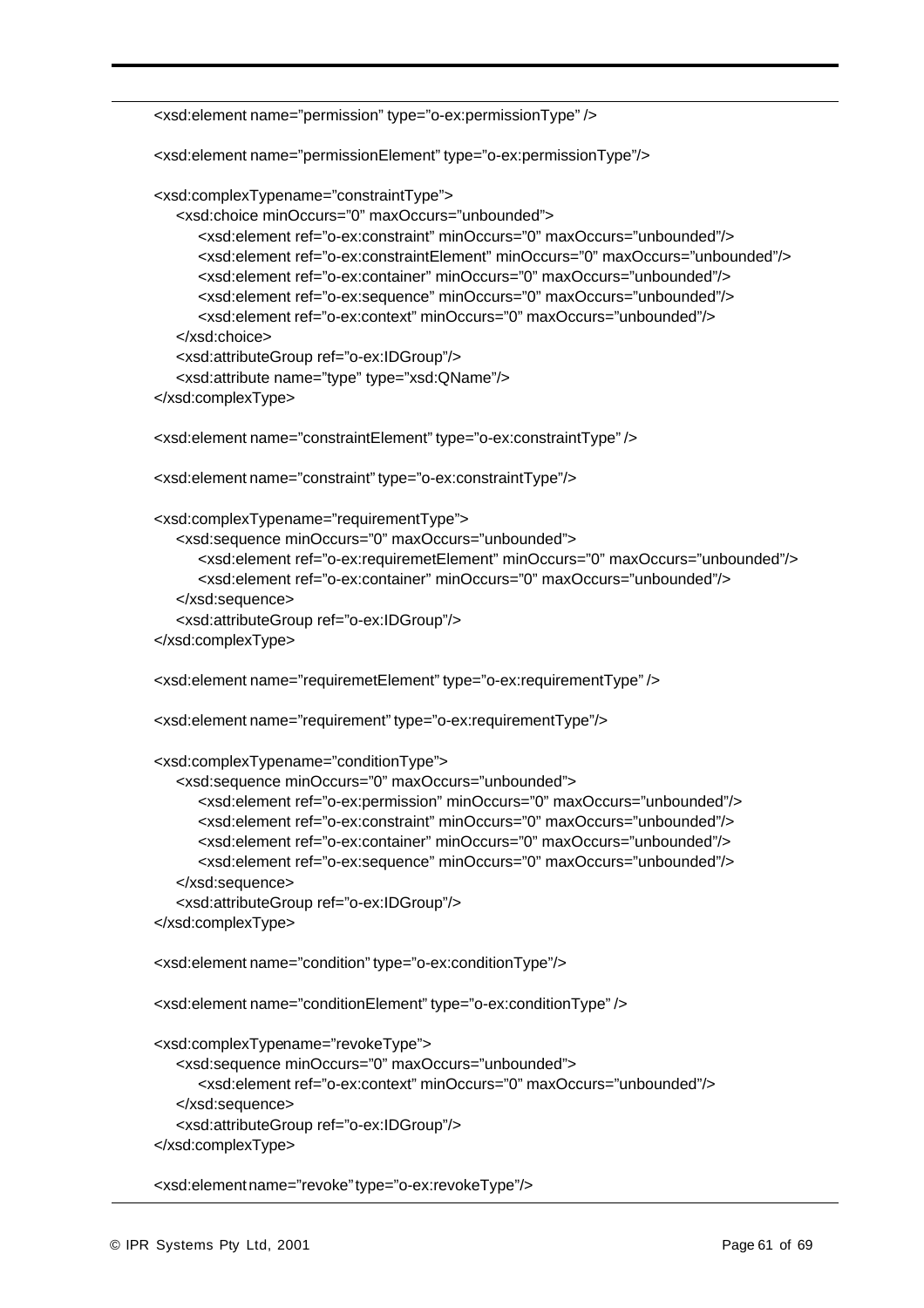```
<xsd:element name="permission" type="o-ex:permissionType" />

<xsd:element name="permissionElement" type="o-ex:permissionType"/>

<xsd:complexTypename="constraintType">
    <xsd:choice minOccurs="0" maxOccurs="unbounded">
        <xsd:element ref="o-ex:constraint" minOccurs="0" maxOccurs="unbounded"/>
        <xsd:element ref="o-ex:constraintElement" minOccurs="0" maxOccurs="unbounded"/>
        <xsd:element ref="o-ex:container" minOccurs="0" maxOccurs="unbounded"/>
        <xsd:element ref="o-ex:sequence" minOccurs="0" maxOccurs="unbounded"/>
        <xsd:element ref="o-ex:context" minOccurs="0" maxOccurs="unbounded"/>
    </xsd:choice>
    <xsd:attributeGroup ref="o-ex:IDGroup"/>
    <xsd:attribute name="type" type="xsd:QName"/>
</xsd:complexType>

<xsd:element name="constraintElement" type="o-ex:constraintType" />

<xsd:element name="constraint" type="o-ex:constraintType"/>

<xsd:complexTypename="requirementType">
    <xsd:sequence minOccurs="0" maxOccurs="unbounded">
        <xsd:element ref="o-ex:requiremetElement" minOccurs="0" maxOccurs="unbounded"/>
        <xsd:element ref="o-ex:container" minOccurs="0" maxOccurs="unbounded"/>
    </xsd:sequence>
    <xsd:attributeGroup ref="o-ex:IDGroup"/>
</xsd:complexType>

<xsd:element name="requiremetElement" type="o-ex:requirementType" />

<xsd:element name="requirement" type="o-ex:requirementType"/>

<xsd:complexTypename="conditionType">
    <xsd:sequence minOccurs="0" maxOccurs="unbounded">
        <xsd:element ref="o-ex:permission" minOccurs="0" maxOccurs="unbounded"/>
        <xsd:element ref="o-ex:constraint" minOccurs="0" maxOccurs="unbounded"/>
        <xsd:element ref="o-ex:container" minOccurs="0" maxOccurs="unbounded"/>
        <xsd:element ref="o-ex:sequence" minOccurs="0" maxOccurs="unbounded"/>
    </xsd:sequence>
    <xsd:attributeGroup ref="o-ex:IDGroup"/>
</xsd:complexType>

<xsd:element name="condition" type="o-ex:conditionType"/>

<xsd:element name="conditionElement" type="o-ex:conditionType" />

<xsd:complexTypename="revokeType">
    <xsd:sequence minOccurs="0" maxOccurs="unbounded">
        <xsd:element ref="o-ex:context" minOccurs="0" maxOccurs="unbounded"/>
    </xsd:sequence>
    <xsd:attributeGroup ref="o-ex:IDGroup"/>
</xsd:complexType>

<xsd:element name="revoke" type="o-ex:revokeType"/>
```

© IPR Systems Pty Ltd, 2001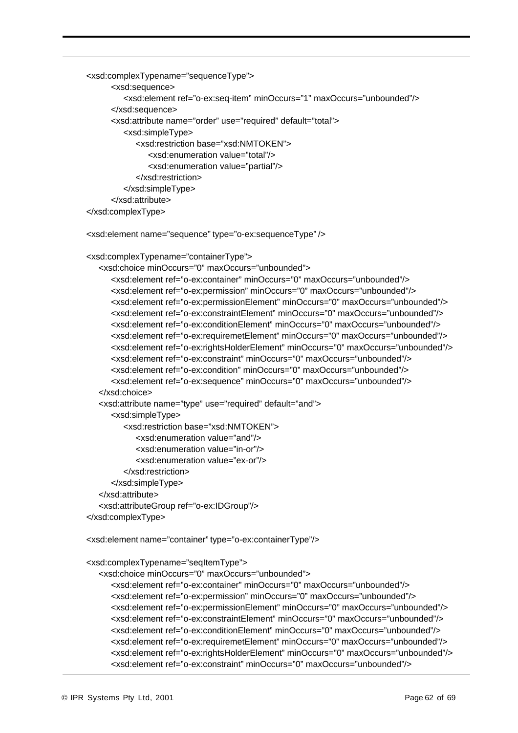```
<xsd:complexTypename="sequenceType">
    <xsd:sequence>
        <xsd:element ref="o-ex:seq-item" minOccurs="1" maxOccurs="unbounded"/>
    </xsd:sequence>
    <xsd:attribute name="order" use="required" default="total">
        <xsd:simpleType>
            <xsd:restriction base="xsd:NMTOKEN">
                <xsd:enumeration value="total"/>
                <xsd:enumeration value="partial"/>
            </xsd:restriction>
        </xsd:simpleType>
    </xsd:attribute>
</xsd:complexType>

<xsd:element name="sequence" type="o-ex:sequenceType" />

<xsd:complexTypename="containerType">
  <xsd:choice minOccurs="0" maxOccurs="unbounded">
    <xsd:element ref="o-ex:container" minOccurs="0" maxOccurs="unbounded"/>
    <xsd:element ref="o-ex:permission" minOccurs="0" maxOccurs="unbounded"/>
    <xsd:element ref="o-ex:permissionElement" minOccurs="0" maxOccurs="unbounded"/>
    <xsd:element ref="o-ex:constraintElement" minOccurs="0" maxOccurs="unbounded"/>
    <xsd:element ref="o-ex:conditionElement" minOccurs="0" maxOccurs="unbounded"/>
    <xsd:element ref="o-ex:requiremetElement" minOccurs="0" maxOccurs="unbounded"/>
    <xsd:element ref="o-ex:rightsHolderElement" minOccurs="0" maxOccurs="unbounded"/>
    <xsd:element ref="o-ex:constraint" minOccurs="0" maxOccurs="unbounded"/>
    <xsd:element ref="o-ex:condition" minOccurs="0" maxOccurs="unbounded"/>
    <xsd:element ref="o-ex:sequence" minOccurs="0" maxOccurs="unbounded"/>
  </xsd:choice>
  <xsd:attribute name="type" use="required" default="and">
    <xsd:simpleType>
      <xsd:restriction base="xsd:NMTOKEN">
        <xsd:enumeration value="and"/>
        <xsd:enumeration value="in-or"/>
        <xsd:enumeration value="ex-or"/>
      </xsd:restriction>
    </xsd:simpleType>
  </xsd:attribute>
  <xsd:attributeGroup ref="o-ex:IDGroup"/>
</xsd:complexType>

<xsd:element name="container" type="o-ex:containerType"/>

<xsd:complexTypename="seqItemType">
  <xsd:choice minOccurs="0" maxOccurs="unbounded">
    <xsd:element ref="o-ex:container" minOccurs="0" maxOccurs="unbounded"/>
    <xsd:element ref="o-ex:permission" minOccurs="0" maxOccurs="unbounded"/>
    <xsd:element ref="o-ex:permissionElement" minOccurs="0" maxOccurs="unbounded"/>
    <xsd:element ref="o-ex:constraintElement" minOccurs="0" maxOccurs="unbounded"/>
    <xsd:element ref="o-ex:conditionElement" minOccurs="0" maxOccurs="unbounded"/>
    <xsd:element ref="o-ex:requiremetElement" minOccurs="0" maxOccurs="unbounded"/>
    <xsd:element ref="o-ex:rightsHolderElement" minOccurs="0" maxOccurs="unbounded"/>
    <xsd:element ref="o-ex:constraint" minOccurs="0" maxOccurs="unbounded"/>
```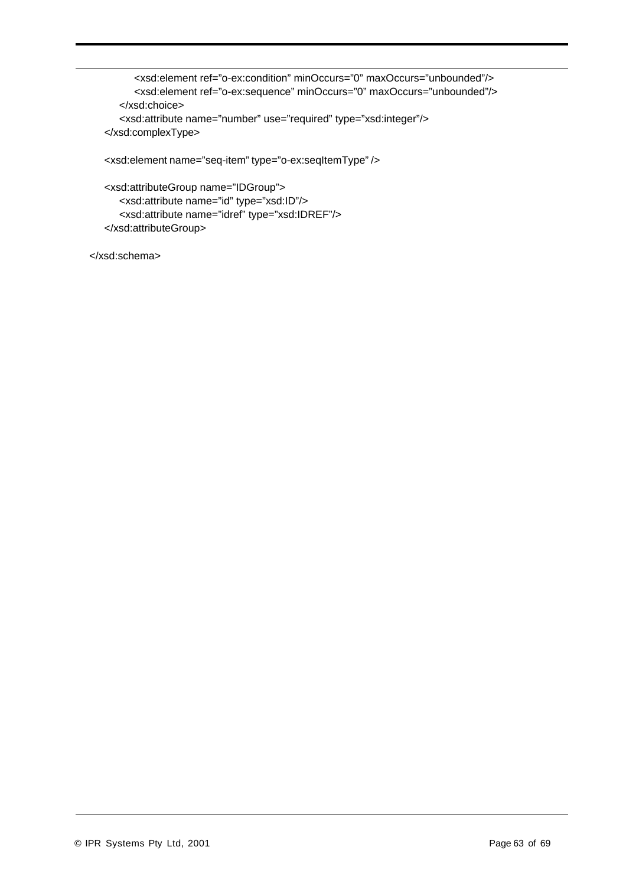```
            <xsd:element ref="o-ex:condition" minOccurs="0" maxOccurs="unbounded"/>
            <xsd:element ref="o-ex:sequence" minOccurs="0" maxOccurs="unbounded"/>
        </xsd:choice>
        <xsd:attribute name="number" use="required" type="xsd:integer"/>
    </xsd:complexType>

    <xsd:element name="seq-item" type="o-ex:seqItemType" />

    <xsd:attributeGroup name="IDGroup">
        <xsd:attribute name="id" type="xsd:ID"/>
        <xsd:attribute name="idref" type="xsd:IDREF"/>
    </xsd:attributeGroup>

</xsd:schema>
```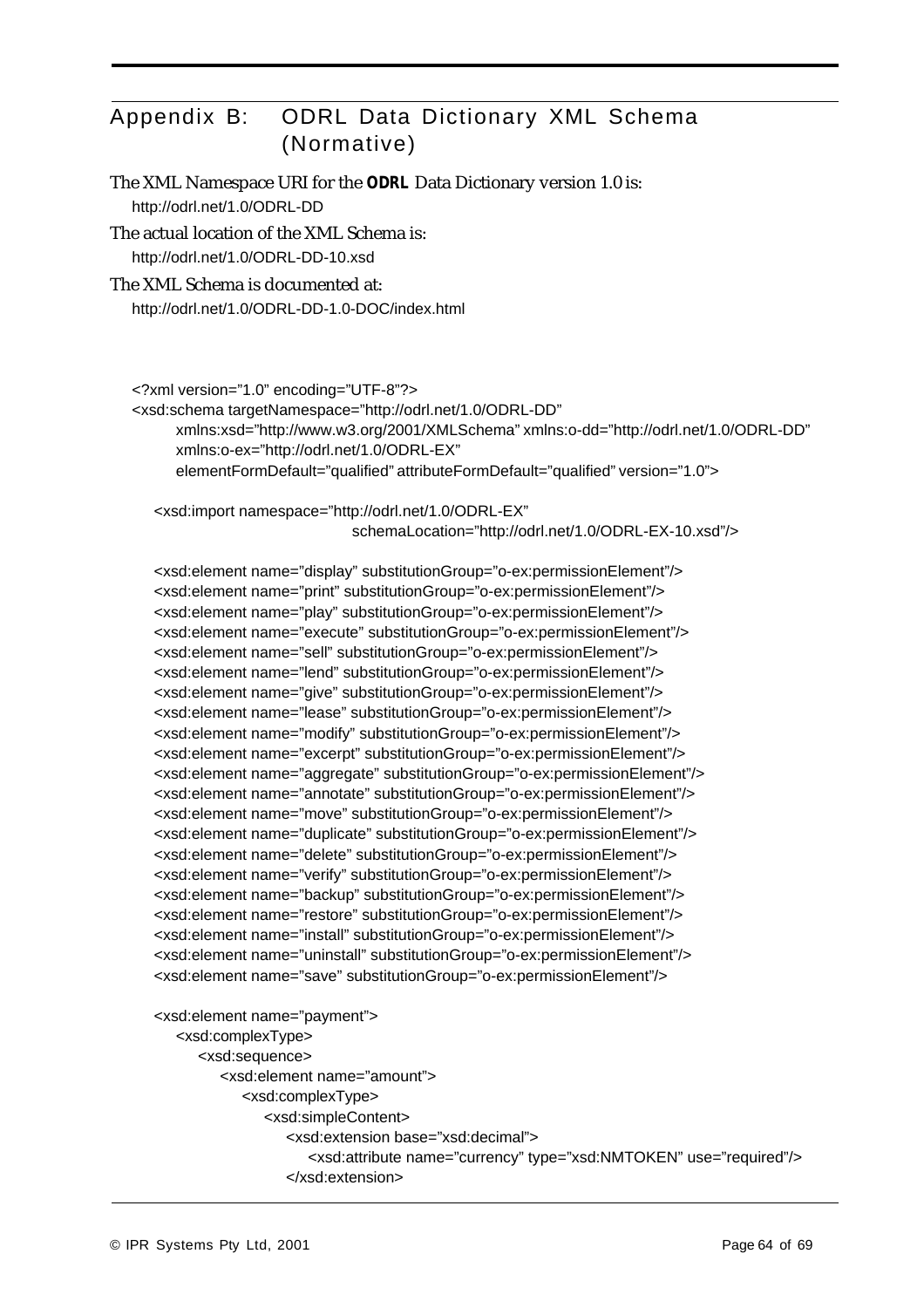# Appendix B: ODRL Data Dictionary XML Schema (Normative)

The XML Namespace URI for the **ODRL** Data Dictionary version 1.0 is:

http://odrl.net/1.0/ODRL-DD

The actual location of the XML Schema is:

http://odrl.net/1.0/ODRL-DD-10.xsd

The XML Schema is documented at:

http://odrl.net/1.0/ODRL-DD-1.0-DOC/index.html

```
<?xml version="1.0" encoding="UTF-8"?>
<xsd:schema targetNamespace="http://odrl.net/1.0/ODRL-DD"
      xmlns:xsd="http://www.w3.org/2001/XMLSchema" xmlns:o-dd="http://odrl.net/1.0/ODRL-DD"
      xmlns:o-ex="http://odrl.net/1.0/ODRL-EX"
      elementFormDefault="qualified" attributeFormDefault="qualified" version="1.0">

   <xsd:import namespace="http://odrl.net/1.0/ODRL-EX"
                        schemaLocation="http://odrl.net/1.0/ODRL-EX-10.xsd"/>

   <xsd:element name="display" substitutionGroup="o-ex:permissionElement"/>
   <xsd:element name="print" substitutionGroup="o-ex:permissionElement"/>
   <xsd:element name="play" substitutionGroup="o-ex:permissionElement"/>
   <xsd:element name="execute" substitutionGroup="o-ex:permissionElement"/>
   <xsd:element name="sell" substitutionGroup="o-ex:permissionElement"/>
   <xsd:element name="lend" substitutionGroup="o-ex:permissionElement"/>
   <xsd:element name="give" substitutionGroup="o-ex:permissionElement"/>
   <xsd:element name="lease" substitutionGroup="o-ex:permissionElement"/>
   <xsd:element name="modify" substitutionGroup="o-ex:permissionElement"/>
   <xsd:element name="excerpt" substitutionGroup="o-ex:permissionElement"/>
   <xsd:element name="aggregate" substitutionGroup="o-ex:permissionElement"/>
   <xsd:element name="annotate" substitutionGroup="o-ex:permissionElement"/>
   <xsd:element name="move" substitutionGroup="o-ex:permissionElement"/>
   <xsd:element name="duplicate" substitutionGroup="o-ex:permissionElement"/>
   <xsd:element name="delete" substitutionGroup="o-ex:permissionElement"/>
   <xsd:element name="verify" substitutionGroup="o-ex:permissionElement"/>
   <xsd:element name="backup" substitutionGroup="o-ex:permissionElement"/>
   <xsd:element name="restore" substitutionGroup="o-ex:permissionElement"/>
   <xsd:element name="install" substitutionGroup="o-ex:permissionElement"/>
   <xsd:element name="uninstall" substitutionGroup="o-ex:permissionElement"/>
   <xsd:element name="save" substitutionGroup="o-ex:permissionElement"/>

   <xsd:element name="payment">
      <xsd:complexType>
         <xsd:sequence>
            <xsd:element name="amount">
               <xsd:complexType>
                  <xsd:simpleContent>
                     <xsd:extension base="xsd:decimal">
                        <xsd:attribute name="currency" type="xsd:NMTOKEN" use="required"/>
                     </xsd:extension>
```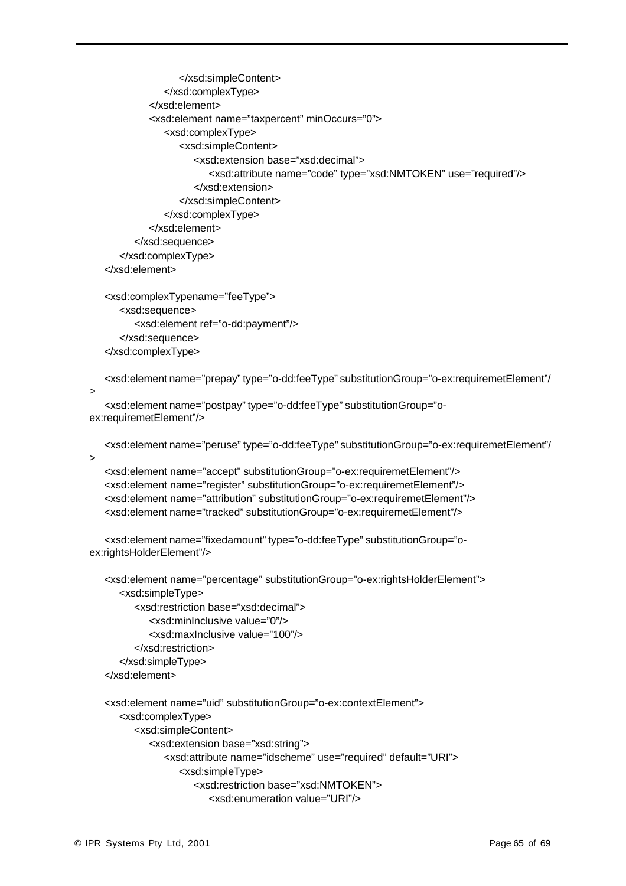```
                    </xsd:simpleContent>
                </xsd:complexType>
            </xsd:element>
            <xsd:element name="taxpercent" minOccurs="0">
                <xsd:complexType>
                    <xsd:simpleContent>
                        <xsd:extension base="xsd:decimal">
                            <xsd:attribute name="code" type="xsd:NMTOKEN" use="required"/>
                        </xsd:extension>
                    </xsd:simpleContent>
                </xsd:complexType>
            </xsd:element>
        </xsd:sequence>
    </xsd:complexType>
</xsd:element>

<xsd:complexTypename="feeType">
    <xsd:sequence>
        <xsd:element ref="o-dd:payment"/>
    </xsd:sequence>
</xsd:complexType>

<xsd:element name="prepay" type="o-dd:feeType" substitutionGroup="o-ex:requiremetElement"/
>
<xsd:element name="postpay" type="o-dd:feeType" substitutionGroup="o-
ex:requiremetElement"/>

<xsd:element name="peruse" type="o-dd:feeType" substitutionGroup="o-ex:requiremetElement"/
>
<xsd:element name="accept" substitutionGroup="o-ex:requiremetElement"/>
<xsd:element name="register" substitutionGroup="o-ex:requiremetElement"/>
<xsd:element name="attribution" substitutionGroup="o-ex:requiremetElement"/>
<xsd:element name="tracked" substitutionGroup="o-ex:requiremetElement"/>

<xsd:element name="fixedamount" type="o-dd:feeType" substitutionGroup="o-
ex:rightsHolderElement"/>

<xsd:element name="percentage" substitutionGroup="o-ex:rightsHolderElement">
    <xsd:simpleType>
        <xsd:restriction base="xsd:decimal">
            <xsd:minInclusive value="0"/>
            <xsd:maxInclusive value="100"/>
        </xsd:restriction>
    </xsd:simpleType>
</xsd:element>

<xsd:element name="uid" substitutionGroup="o-ex:contextElement">
    <xsd:complexType>
        <xsd:simpleContent>
            <xsd:extension base="xsd:string">
                <xsd:attribute name="idscheme" use="required" default="URI">
                    <xsd:simpleType>
                        <xsd:restriction base="xsd:NMTOKEN">
                            <xsd:enumeration value="URI"/>
```

© IPR Systems Pty Ltd, 2001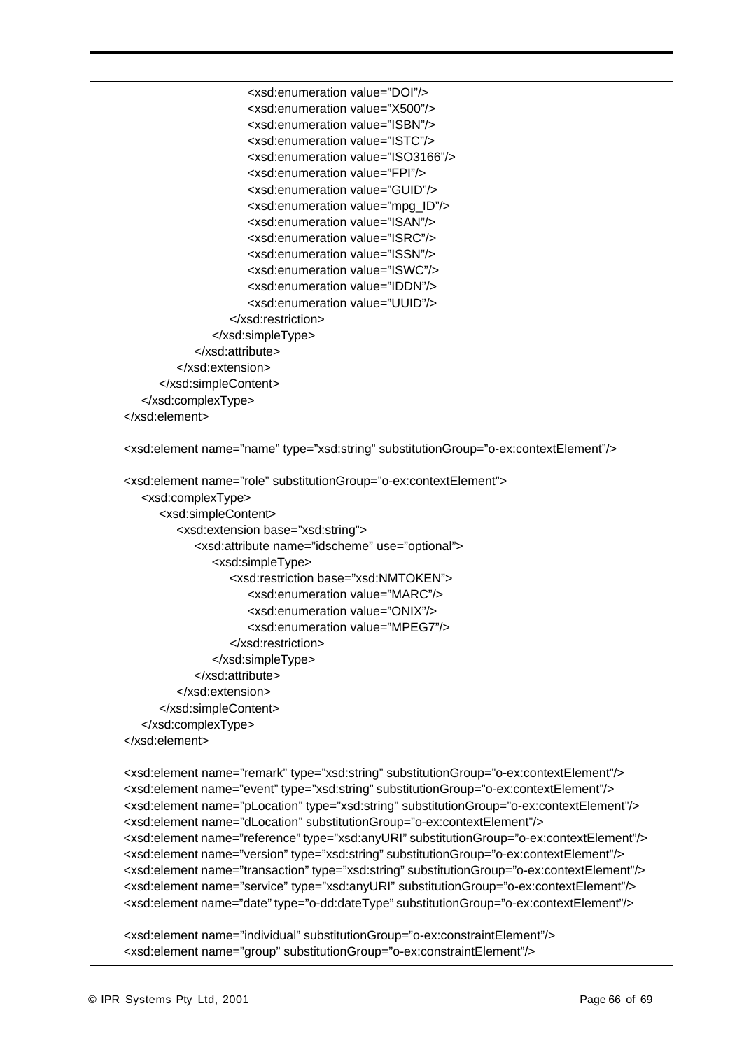```
                        <xsd:enumeration value="DOI"/>
                        <xsd:enumeration value="X500"/>
                        <xsd:enumeration value="ISBN"/>
                        <xsd:enumeration value="ISTC"/>
                        <xsd:enumeration value="ISO3166"/>
                        <xsd:enumeration value="FPI"/>
                        <xsd:enumeration value="GUID"/>
                        <xsd:enumeration value="mpg_ID"/>
                        <xsd:enumeration value="ISAN"/>
                        <xsd:enumeration value="ISRC"/>
                        <xsd:enumeration value="ISSN"/>
                        <xsd:enumeration value="ISWC"/>
                        <xsd:enumeration value="IDDN"/>
                        <xsd:enumeration value="UUID"/>
                    </xsd:restriction>
                </xsd:simpleType>
            </xsd:attribute>
        </xsd:extension>
    </xsd:simpleContent>
    </xsd:complexType>
</xsd:element>

<xsd:element name="name" type="xsd:string" substitutionGroup="o-ex:contextElement"/>

<xsd:element name="role" substitutionGroup="o-ex:contextElement">
    <xsd:complexType>
        <xsd:simpleContent>
            <xsd:extension base="xsd:string">
                <xsd:attribute name="idscheme" use="optional">
                    <xsd:simpleType>
                        <xsd:restriction base="xsd:NMTOKEN">
                            <xsd:enumeration value="MARC"/>
                            <xsd:enumeration value="ONIX"/>
                            <xsd:enumeration value="MPEG7"/>
                        </xsd:restriction>
                    </xsd:simpleType>
                </xsd:attribute>
            </xsd:extension>
        </xsd:simpleContent>
    </xsd:complexType>
</xsd:element>

<xsd:element name="remark" type="xsd:string" substitutionGroup="o-ex:contextElement"/>
<xsd:element name="event" type="xsd:string" substitutionGroup="o-ex:contextElement"/>
<xsd:element name="pLocation" type="xsd:string" substitutionGroup="o-ex:contextElement"/>
<xsd:element name="dLocation" substitutionGroup="o-ex:contextElement"/>
<xsd:element name="reference" type="xsd:anyURI" substitutionGroup="o-ex:contextElement"/>
<xsd:element name="version" type="xsd:string" substitutionGroup="o-ex:contextElement"/>
<xsd:element name="transaction" type="xsd:string" substitutionGroup="o-ex:contextElement"/>
<xsd:element name="service" type="xsd:anyURI" substitutionGroup="o-ex:contextElement"/>
<xsd:element name="date" type="o-dd:dateType" substitutionGroup="o-ex:contextElement"/>

<xsd:element name="individual" substitutionGroup="o-ex:constraintElement"/>
<xsd:element name="group" substitutionGroup="o-ex:constraintElement"/>
```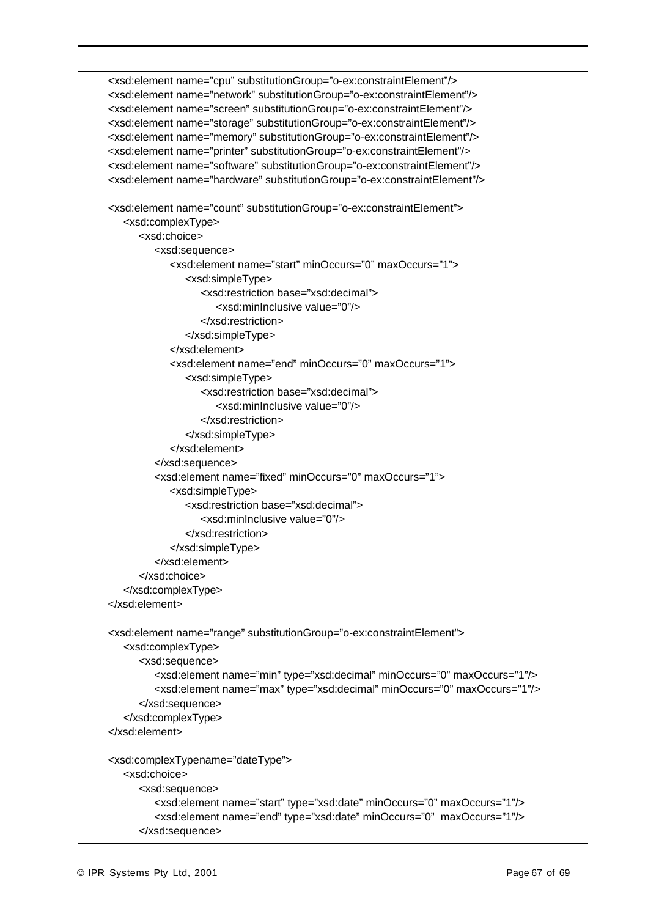```
<xsd:element name="cpu" substitutionGroup="o-ex:constraintElement"/>
<xsd:element name="network" substitutionGroup="o-ex:constraintElement"/>
<xsd:element name="screen" substitutionGroup="o-ex:constraintElement"/>
<xsd:element name="storage" substitutionGroup="o-ex:constraintElement"/>
<xsd:element name="memory" substitutionGroup="o-ex:constraintElement"/>
<xsd:element name="printer" substitutionGroup="o-ex:constraintElement"/>
<xsd:element name="software" substitutionGroup="o-ex:constraintElement"/>
<xsd:element name="hardware" substitutionGroup="o-ex:constraintElement"/>

<xsd:element name="count" substitutionGroup="o-ex:constraintElement">
    <xsd:complexType>
        <xsd:choice>
            <xsd:sequence>
                <xsd:element name="start" minOccurs="0" maxOccurs="1">
                    <xsd:simpleType>
                        <xsd:restriction base="xsd:decimal">
                            <xsd:minInclusive value="0"/>
                        </xsd:restriction>
                    </xsd:simpleType>
                </xsd:element>
                <xsd:element name="end" minOccurs="0" maxOccurs="1">
                    <xsd:simpleType>
                        <xsd:restriction base="xsd:decimal">
                            <xsd:minInclusive value="0"/>
                        </xsd:restriction>
                    </xsd:simpleType>
                </xsd:element>
            </xsd:sequence>
            <xsd:element name="fixed" minOccurs="0" maxOccurs="1">
                <xsd:simpleType>
                    <xsd:restriction base="xsd:decimal">
                        <xsd:minInclusive value="0"/>
                    </xsd:restriction>
                </xsd:simpleType>
            </xsd:element>
        </xsd:choice>
    </xsd:complexType>
</xsd:element>

<xsd:element name="range" substitutionGroup="o-ex:constraintElement">
    <xsd:complexType>
        <xsd:sequence>
            <xsd:element name="min" type="xsd:decimal" minOccurs="0" maxOccurs="1"/>
            <xsd:element name="max" type="xsd:decimal" minOccurs="0" maxOccurs="1"/>
        </xsd:sequence>
    </xsd:complexType>
</xsd:element>

<xsd:complexTypename="dateType">
    <xsd:choice>
        <xsd:sequence>
            <xsd:element name="start" type="xsd:date" minOccurs="0" maxOccurs="1"/>
            <xsd:element name="end" type="xsd:date" minOccurs="0"  maxOccurs="1"/>
        </xsd:sequence>
```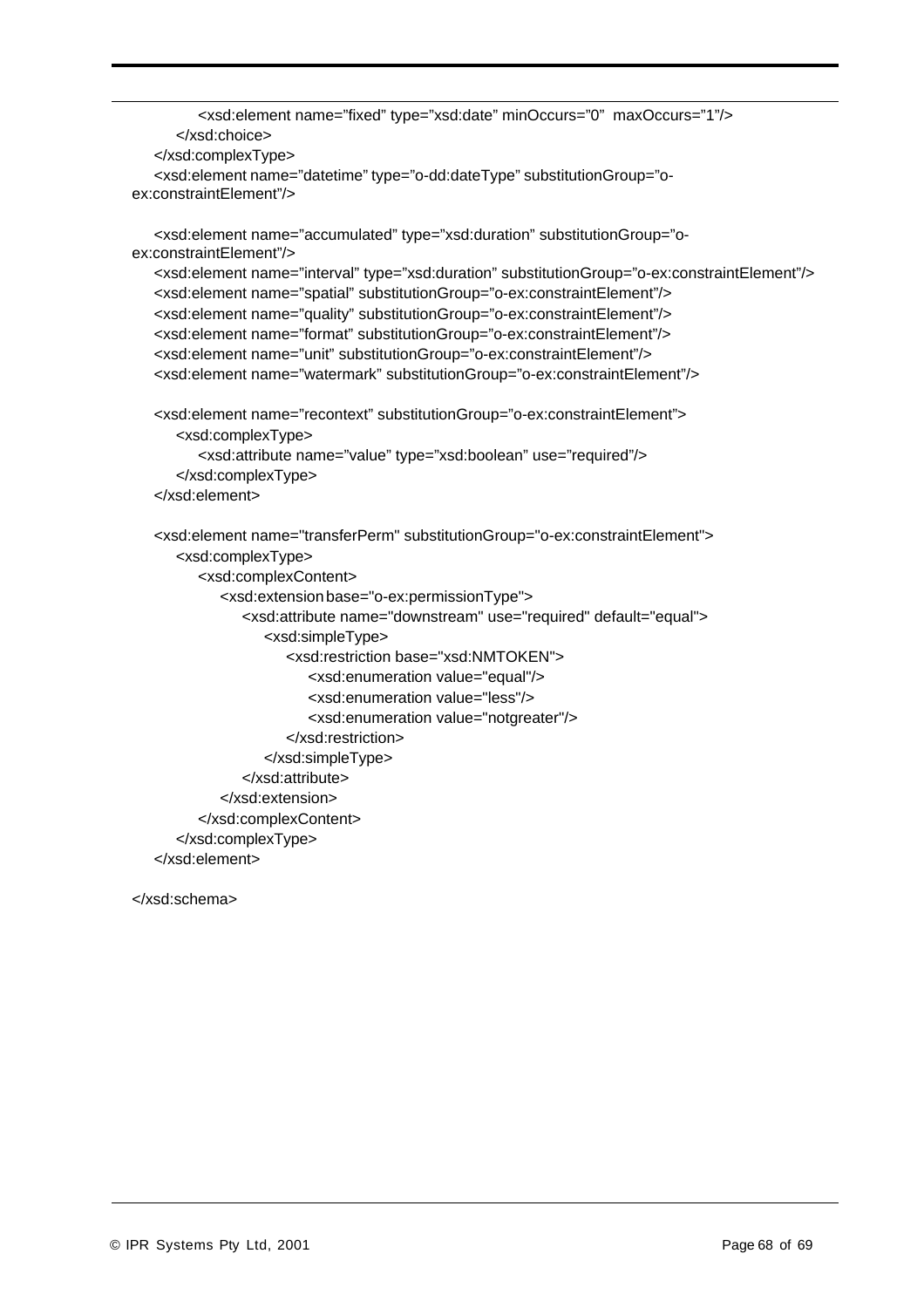```
            <xsd:element name="fixed" type="xsd:date" minOccurs="0"  maxOccurs="1"/>
        </xsd:choice>
    </xsd:complexType>
    <xsd:element name="datetime" type="o-dd:dateType" substitutionGroup="o-
ex:constraintElement"/>

    <xsd:element name="accumulated" type="xsd:duration" substitutionGroup="o-
ex:constraintElement"/>
    <xsd:element name="interval" type="xsd:duration" substitutionGroup="o-ex:constraintElement"/>
    <xsd:element name="spatial" substitutionGroup="o-ex:constraintElement"/>
    <xsd:element name="quality" substitutionGroup="o-ex:constraintElement"/>
    <xsd:element name="format" substitutionGroup="o-ex:constraintElement"/>
    <xsd:element name="unit" substitutionGroup="o-ex:constraintElement"/>
    <xsd:element name="watermark" substitutionGroup="o-ex:constraintElement"/>

    <xsd:element name="recontext" substitutionGroup="o-ex:constraintElement">
        <xsd:complexType>
            <xsd:attribute name="value" type="xsd:boolean" use="required"/>
        </xsd:complexType>
    </xsd:element>

    <xsd:element name="transferPerm" substitutionGroup="o-ex:constraintElement">
        <xsd:complexType>
            <xsd:complexContent>
                <xsd:extension base="o-ex:permissionType">
                    <xsd:attribute name="downstream" use="required" default="equal">
                        <xsd:simpleType>
                            <xsd:restriction base="xsd:NMTOKEN">
                                <xsd:enumeration value="equal"/>
                                <xsd:enumeration value="less"/>
                                <xsd:enumeration value="notgreater"/>
                            </xsd:restriction>
                        </xsd:simpleType>
                    </xsd:attribute>
                </xsd:extension>
            </xsd:complexContent>
        </xsd:complexType>
    </xsd:element>

</xsd:schema>
```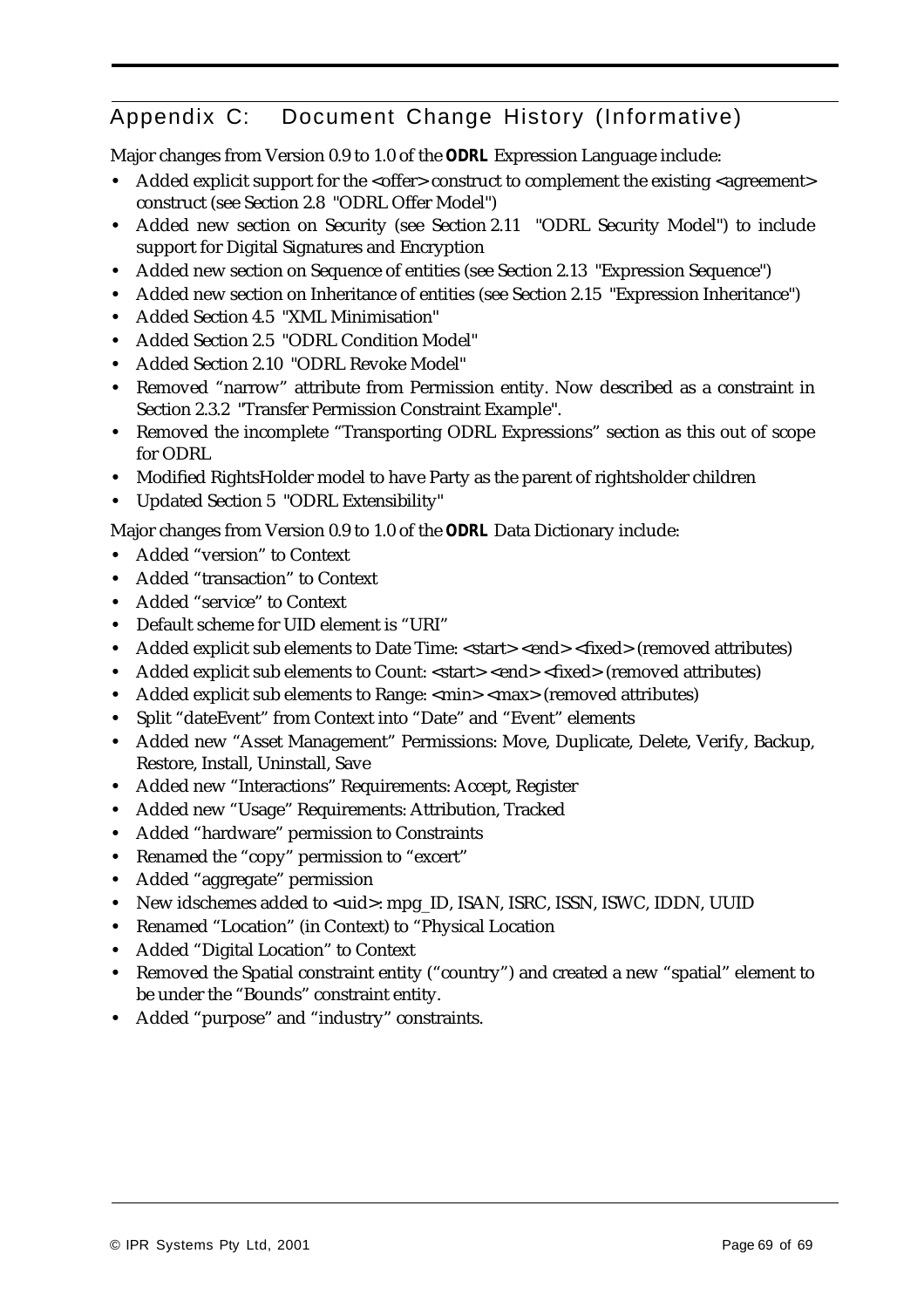## Appendix C: Document Change History (Informative)

Major changes from Version 0.9 to 1.0 of the **ODRL** Expression Language include:

- Added explicit support for the <offer> construct to complement the existing <agreement> construct (see Section 2.8 "ODRL Offer Model")
- Added new section on Security (see Section 2.11 "ODRL Security Model") to include support for Digital Signatures and Encryption
- Added new section on Sequence of entities (see Section 2.13 "Expression Sequence")
- Added new section on Inheritance of entities (see Section 2.15 "Expression Inheritance")
- Added Section 4.5 "XML Minimisation"
- Added Section 2.5 "ODRL Condition Model"
- Added Section 2.10 "ODRL Revoke Model"
- Removed "narrow" attribute from Permission entity. Now described as a constraint in Section 2.3.2 "Transfer Permission Constraint Example".
- Removed the incomplete "Transporting ODRL Expressions" section as this out of scope for ODRL
- Modified RightsHolder model to have Party as the parent of rightsholder children
- Updated Section 5 "ODRL Extensibility"

Major changes from Version 0.9 to 1.0 of the **ODRL** Data Dictionary include:

- Added "version" to Context
- Added "transaction" to Context
- Added "service" to Context
- Default scheme for UID element is "URI"
- Added explicit sub elements to Date Time: <start> <end> <fixed> (removed attributes)
- Added explicit sub elements to Count: <start> <end> <fixed> (removed attributes)
- Added explicit sub elements to Range: <min> <max> (removed attributes)
- Split "dateEvent" from Context into "Date" and "Event" elements
- Added new "Asset Management" Permissions: Move, Duplicate, Delete, Verify, Backup, Restore, Install, Uninstall, Save
- Added new "Interactions" Requirements: Accept, Register
- Added new "Usage" Requirements: Attribution, Tracked
- Added "hardware" permission to Constraints
- Renamed the "copy" permission to "excert"
- Added "aggregate" permission
- New idschemes added to <uid>: mpg_ID, ISAN, ISRC, ISSN, ISWC, IDDN, UUID
- Renamed "Location" (in Context) to "Physical Location
- Added "Digital Location" to Context
- Removed the Spatial constraint entity ("country") and created a new "spatial" element to be under the "Bounds" constraint entity.
- Added "purpose" and "industry" constraints.